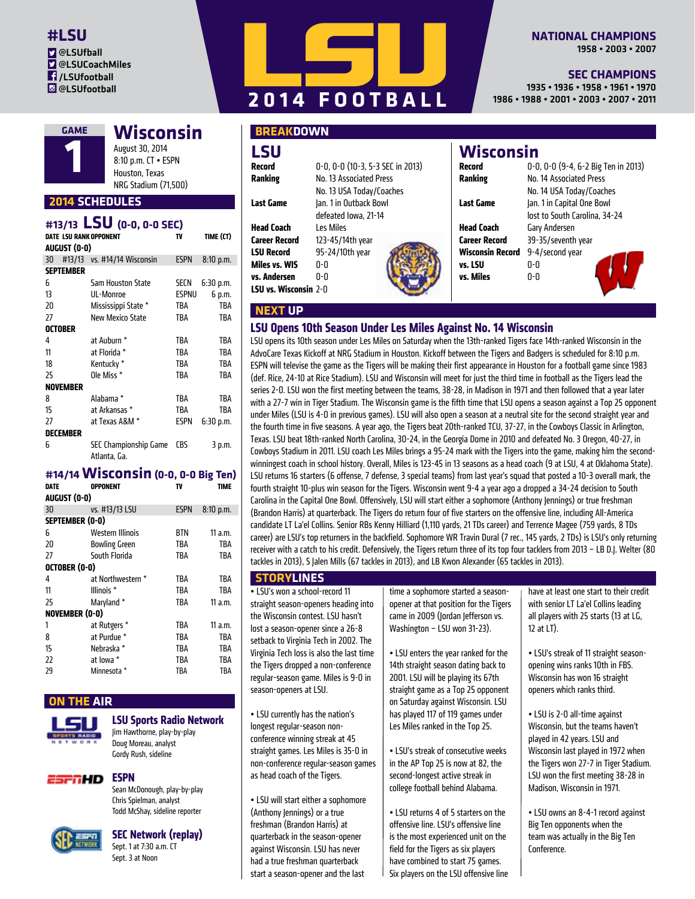#LSU
@LSUfball
@LSUCoachMiles
/LSUfootball
@LSUfootball

# LSU 2014 FOOTBALL

**NATIONAL CHAMPIONS**
1958 • 2003 • 2007

**SEC CHAMPIONS**
1935 • 1936 • 1958 • 1961 • 1970
1986 • 1988 • 2001 • 2003 • 2007 • 2011

## GAME 1 Wisconsin

August 30, 2014
8:10 p.m. CT • ESPN
Houston, Texas
NRG Stadium (71,500)

## 2014 SCHEDULES

### #13/13 LSU (0-0, 0-0 SEC)

| DATE | LSU RANK OPPONENT | TV | TIME (CT) |
|---|---|---|---|
| **AUGUST (0-0)** | | | |
| 30 | #13/13 vs. #14/14 Wisconsin | ESPN | 8:10 p.m. |
| **SEPTEMBER** | | | |
| 6 | Sam Houston State | SECN | 6:30 p.m. |
| 13 | UL-Monroe | ESPNU | 6 p.m. |
| 20 | Mississippi State * | TBA | TBA |
| 27 | New Mexico State | TBA | TBA |
| **OCTOBER** | | | |
| 4 | at Auburn * | TBA | TBA |
| 11 | at Florida * | TBA | TBA |
| 18 | Kentucky * | TBA | TBA |
| 25 | Ole Miss * | TBA | TBA |
| **NOVEMBER** | | | |
| 8 | Alabama * | TBA | TBA |
| 15 | at Arkansas * | TBA | TBA |
| 27 | at Texas A&M * | ESPN | 6:30 p.m. |
| **DECEMBER** | | | |
| 6 | SEC Championship Game Atlanta, Ga. | CBS | 3 p.m. |

### #14/14 Wisconsin (0-0, 0-0 Big Ten)

| DATE | OPPONENT | TV | TIME |
|---|---|---|---|
| **AUGUST (0-0)** | | | |
| 30 | vs. #13/13 LSU | ESPN | 8:10 p.m. |
| **SEPTEMBER (0-0)** | | | |
| 6 | Western Illinois | BTN | 11 a.m. |
| 20 | Bowling Green | TBA | TBA |
| 27 | South Florida | TBA | TBA |
| **OCTOBER (0-0)** | | | |
| 4 | at Northwestern * | TBA | TBA |
| 11 | Illinois * | TBA | TBA |
| 25 | Maryland * | TBA | 11 a.m. |
| **NOVEMBER (0-0)** | | | |
| 1 | at Rutgers * | TBA | 11 a.m. |
| 8 | at Purdue * | TBA | TBA |
| 15 | Nebraska * | TBA | TBA |
| 22 | at Iowa * | TBA | TBA |
| 29 | Minnesota * | TBA | TBA |

## ON THE AIR

**LSU Sports Radio Network**
Jim Hawthorne, play-by-play
Doug Moreau, analyst
Gordy Rush, sideline

**ESPN**
Sean McDonough, play-by-play
Chris Spielman, analyst
Todd McShay, sideline reporter

**SEC Network (replay)**
Sept. 1 at 7:30 a.m. CT
Sept. 3 at Noon

## BREAKDOWN

### LSU

| | |
|---|---|
| **Record** | 0-0, 0-0 (10-3, 5-3 SEC in 2013) |
| **Ranking** | No. 13 Associated Press; No. 13 USA Today/Coaches |
| **Last Game** | Jan. 1 in Outback Bowl defeated Iowa, 21-14 |
| **Head Coach** | Les Miles |
| **Career Record** | 123-45/14th year |
| **LSU Record** | 95-24/10th year |
| **Miles vs. WIS** | 0-0 |
| **vs. Andersen** | 0-0 |
| **LSU vs. Wisconsin** | 2-0 |

### Wisconsin

| | |
|---|---|
| **Record** | 0-0, 0-0 (9-4, 6-2 Big Ten in 2013) |
| **Ranking** | No. 14 Associated Press; No. 14 USA Today/Coaches |
| **Last Game** | Jan. 1 in Capital One Bowl lost to South Carolina, 34-24 |
| **Head Coach** | Gary Andersen |
| **Career Record** | 39-35/seventh year |
| **Wisconsin Record** | 9-4/second year |
| **vs. LSU** | 0-0 |
| **vs. Miles** | 0-0 |

## NEXT UP

### LSU Opens 10th Season Under Les Miles Against No. 14 Wisconsin

LSU opens its 10th season under Les Miles on Saturday when the 13th-ranked Tigers face 14th-ranked Wisconsin in the AdvoCare Texas Kickoff at NRG Stadium in Houston. Kickoff between the Tigers and Badgers is scheduled for 8:10 p.m. ESPN will televise the game as the Tigers will be making their first appearance in Houston for a football game since 1983 (def. Rice, 24-10 at Rice Stadium). LSU and Wisconsin will meet for just the third time in football as the Tigers lead the series 2-0. LSU won the first meeting between the teams, 38-28, in Madison in 1971 and then followed that a year later with a 27-7 win in Tiger Stadium. The Wisconsin game is the fifth time that LSU opens a season against a Top 25 opponent under Miles (LSU is 4-0 in previous games). LSU will also open a season at a neutral site for the second straight year and the fourth time in five seasons. A year ago, the Tigers beat 20th-ranked TCU, 37-27, in the Cowboys Classic in Arlington, Texas. LSU beat 18th-ranked North Carolina, 30-24, in the Georgia Dome in 2010 and defeated No. 3 Oregon, 40-27, in Cowboys Stadium in 2011. LSU coach Les Miles brings a 95-24 mark with the Tigers into the game, making him the second-winningest coach in school history. Overall, Miles is 123-45 in 13 seasons as a head coach (9 at LSU, 4 at Oklahoma State). LSU returns 16 starters (6 offense, 7 defense, 3 special teams) from last year's squad that posted a 10-3 overall mark, the fourth straight 10-plus win season for the Tigers. Wisconsin went 9-4 a year ago a dropped a 34-24 decision to South Carolina in the Capital One Bowl. Offensively, LSU will start either a sophomore (Anthony Jennings) or true freshman (Brandon Harris) at quarterback. The Tigers do return four of five starters on the offensive line, including All-America candidate LT La'el Collins. Senior RBs Kenny Hilliard (1,110 yards, 21 TDs career) and Terrence Magee (759 yards, 8 TDs career) are LSU's top returners in the backfield. Sophomore WR Travin Dural (7 rec., 145 yards, 2 TDs) is LSU's only returning receiver with a catch to his credit. Defensively, the Tigers return three of its top four tacklers from 2013 – LB D.J. Welter (80 tackles in 2013), S Jalen Mills (67 tackles in 2013), and LB Kwon Alexander (65 tackles in 2013).

## STORYLINES

• LSU's won a school-record 11 straight season-openers heading into the Wisconsin contest. LSU hasn't lost a season-opener since a 26-8 setback to Virginia Tech in 2002. The Virginia Tech loss is also the last time the Tigers dropped a non-conference regular-season game. Miles is 9-0 in season-openers at LSU.

• LSU currently has the nation's longest regular-season non-conference winning streak at 45 straight games. Les Miles is 35-0 in non-conference regular-season games as head coach of the Tigers.

• LSU will start either a sophomore (Anthony Jennings) or a true freshman (Brandon Harris) at quarterback in the season-opener against Wisconsin. LSU has never had a true freshman quarterback start a season-opener and the last time a sophomore started a season-opener at that position for the Tigers came in 2009 (Jordan Jefferson vs. Washington – LSU won 31-23).

• LSU enters the year ranked for the 14th straight season dating back to 2001. LSU will be playing its 67th straight game as a Top 25 opponent on Saturday against Wisconsin. LSU has played 117 of 119 games under Les Miles ranked in the Top 25.

• LSU's streak of consecutive weeks in the AP Top 25 is now at 82, the second-longest active streak in college football behind Alabama.

• LSU returns 4 of 5 starters on the offensive line. LSU's offensive line is the most experienced unit on the field for the Tigers as six players have combined to start 75 games. Six players on the LSU offensive line have at least one start to their credit with senior LT La'el Collins leading all players with 25 starts (13 at LG, 12 at LT).

• LSU's streak of 11 straight season-opening wins ranks 10th in FBS. Wisconsin has won 16 straight openers which ranks third.

• LSU is 2-0 all-time against Wisconsin, but the teams haven't played in 42 years. LSU and Wisconsin last played in 1972 when the Tigers won 27-7 in Tiger Stadium. LSU won the first meeting 38-28 in Madison, Wisconsin in 1971.

• LSU owns an 8-4-1 record against Big Ten opponents when the team was actually in the Big Ten Conference.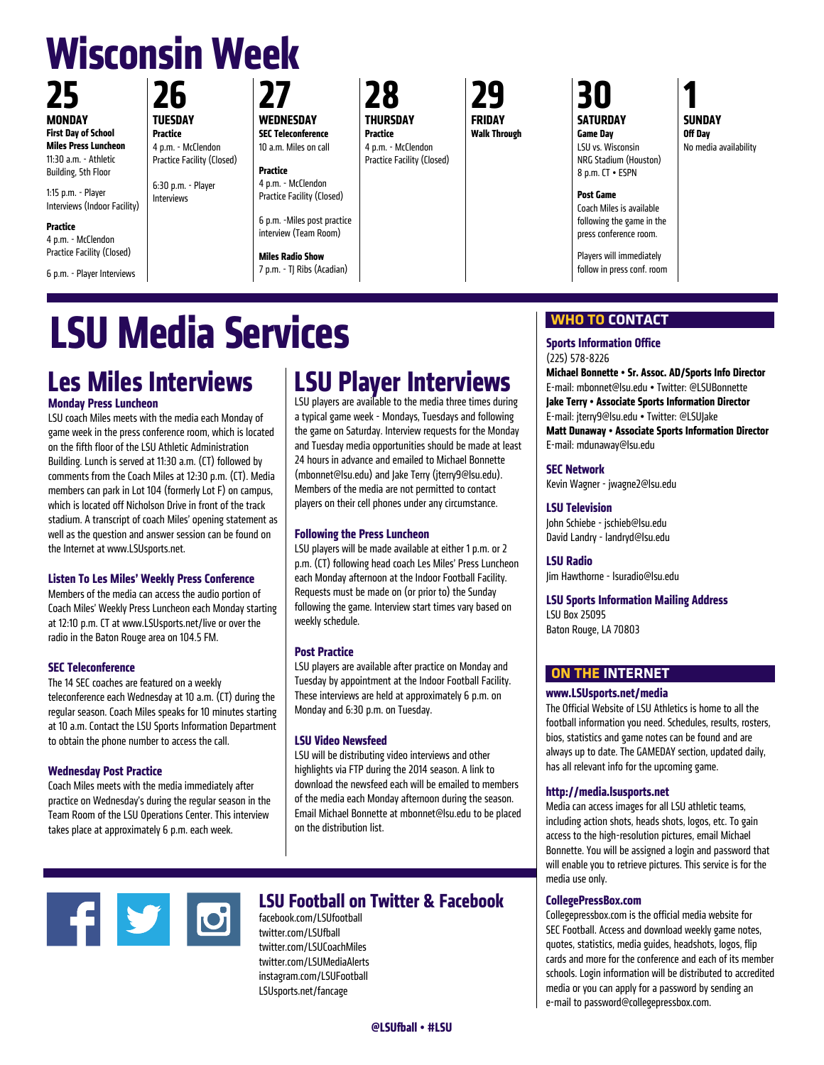# Wisconsin Week

**25**
**MONDAY**
**First Day of School**
**Miles Press Luncheon**
11:30 a.m. - Athletic Building, 5th Floor

1:15 p.m. - Player Interviews (Indoor Facility)

**Practice**
4 p.m. - McClendon Practice Facility (Closed)

6 p.m. - Player Interviews

**26**
**TUESDAY**
**Practice**
4 p.m. - McClendon Practice Facility (Closed)

6:30 p.m. - Player Interviews

**27**
**WEDNESDAY**
**SEC Teleconference**
10 a.m. Miles on call

**Practice**
4 p.m. - McClendon Practice Facility (Closed)

6 p.m. -Miles post practice interview (Team Room)

**Miles Radio Show**
7 p.m. - TJ Ribs (Acadian)

**28**
**THURSDAY**
**Practice**
4 p.m. - McClendon Practice Facility (Closed)

**29**
**FRIDAY**
**Walk Through**

**30**
**SATURDAY**
**Game Day**
LSU vs. Wisconsin
NRG Stadium (Houston)
8 p.m. CT • ESPN

**Post Game**
Coach Miles is available following the game in the press conference room.

Players will immediately follow in press conf. room

**1**
**SUNDAY**
**Off Day**
No media availability

# LSU Media Services

## Les Miles Interviews

### Monday Press Luncheon
LSU coach Miles meets with the media each Monday of game week in the press conference room, which is located on the fifth floor of the LSU Athletic Administration Building. Lunch is served at 11:30 a.m. (CT) followed by comments from the Coach Miles at 12:30 p.m. (CT). Media members can park in Lot 104 (formerly Lot F) on campus, which is located off Nicholson Drive in front of the track stadium. A transcript of coach Miles' opening statement as well as the question and answer session can be found on the Internet at www.LSUsports.net.

### Listen To Les Miles' Weekly Press Conference
Members of the media can access the audio portion of Coach Miles' Weekly Press Luncheon each Monday starting at 12:10 p.m. CT at www.LSUsports.net/live or over the radio in the Baton Rouge area on 104.5 FM.

### SEC Teleconference
The 14 SEC coaches are featured on a weekly teleconference each Wednesday at 10 a.m. (CT) during the regular season. Coach Miles speaks for 10 minutes starting at 10 a.m. Contact the LSU Sports Information Department to obtain the phone number to access the call.

### Wednesday Post Practice
Coach Miles meets with the media immediately after practice on Wednesday's during the regular season in the Team Room of the LSU Operations Center. This interview takes place at approximately 6 p.m. each week.

## LSU Player Interviews
LSU players are available to the media three times during a typical game week - Mondays, Tuesdays and following the game on Saturday. Interview requests for the Monday and Tuesday media opportunities should be made at least 24 hours in advance and emailed to Michael Bonnette (mbonnet@lsu.edu) and Jake Terry (jterry9@lsu.edu). Members of the media are not permitted to contact players on their cell phones under any circumstance.

### Following the Press Luncheon
LSU players will be made available at either 1 p.m. or 2 p.m. (CT) following head coach Les Miles' Press Luncheon each Monday afternoon at the Indoor Football Facility. Requests must be made on (or prior to) the Sunday following the game. Interview start times vary based on weekly schedule.

### Post Practice
LSU players are available after practice on Monday and Tuesday by appointment at the Indoor Football Facility. These interviews are held at approximately 6 p.m. on Monday and 6:30 p.m. on Tuesday.

### LSU Video Newsfeed
LSU will be distributing video interviews and other highlights via FTP during the 2014 season. A link to download the newsfeed each will be emailed to members of the media each Monday afternoon during the season. Email Michael Bonnette at mbonnet@lsu.edu to be placed on the distribution list.

## LSU Football on Twitter & Facebook
facebook.com/LSUfootball
twitter.com/LSUfball
twitter.com/LSUCoachMiles
twitter.com/LSUMediaAlerts
instagram.com/LSUFootball
LSUsports.net/fancage

## WHO TO CONTACT

**Sports Information Office**
(225) 578-8226
**Michael Bonnette • Sr. Assoc. AD/Sports Info Director**
E-mail: mbonnet@lsu.edu • Twitter: @LSUBonnette
**Jake Terry • Associate Sports Information Director**
E-mail: jterry9@lsu.edu • Twitter: @LSUJake
**Matt Dunaway • Associate Sports Information Director**
E-mail: mdunaway@lsu.edu

**SEC Network**
Kevin Wagner - jwagne2@lsu.edu

**LSU Television**
John Schiebe - jschieb@lsu.edu
David Landry - landryd@lsu.edu

**LSU Radio**
Jim Hawthorne - lsuradio@lsu.edu

**LSU Sports Information Mailing Address**
LSU Box 25095
Baton Rouge, LA 70803

## ON THE INTERNET

**www.LSUsports.net/media**
The Official Website of LSU Athletics is home to all the football information you need. Schedules, results, rosters, bios, statistics and game notes can be found and are always up to date. The GAMEDAY section, updated daily, has all relevant info for the upcoming game.

**http://media.lsusports.net**
Media can access images for all LSU athletic teams, including action shots, heads shots, logos, etc. To gain access to the high-resolution pictures, email Michael Bonnette. You will be assigned a login and password that will enable you to retrieve pictures. This service is for the media use only.

**CollegePressBox.com**
Collegepressbox.com is the official media website for SEC Football. Access and download weekly game notes, quotes, statistics, media guides, headshots, logos, flip cards and more for the conference and each of its member schools. Login information will be distributed to accredited media or you can apply for a password by sending an e-mail to password@collegepressbox.com.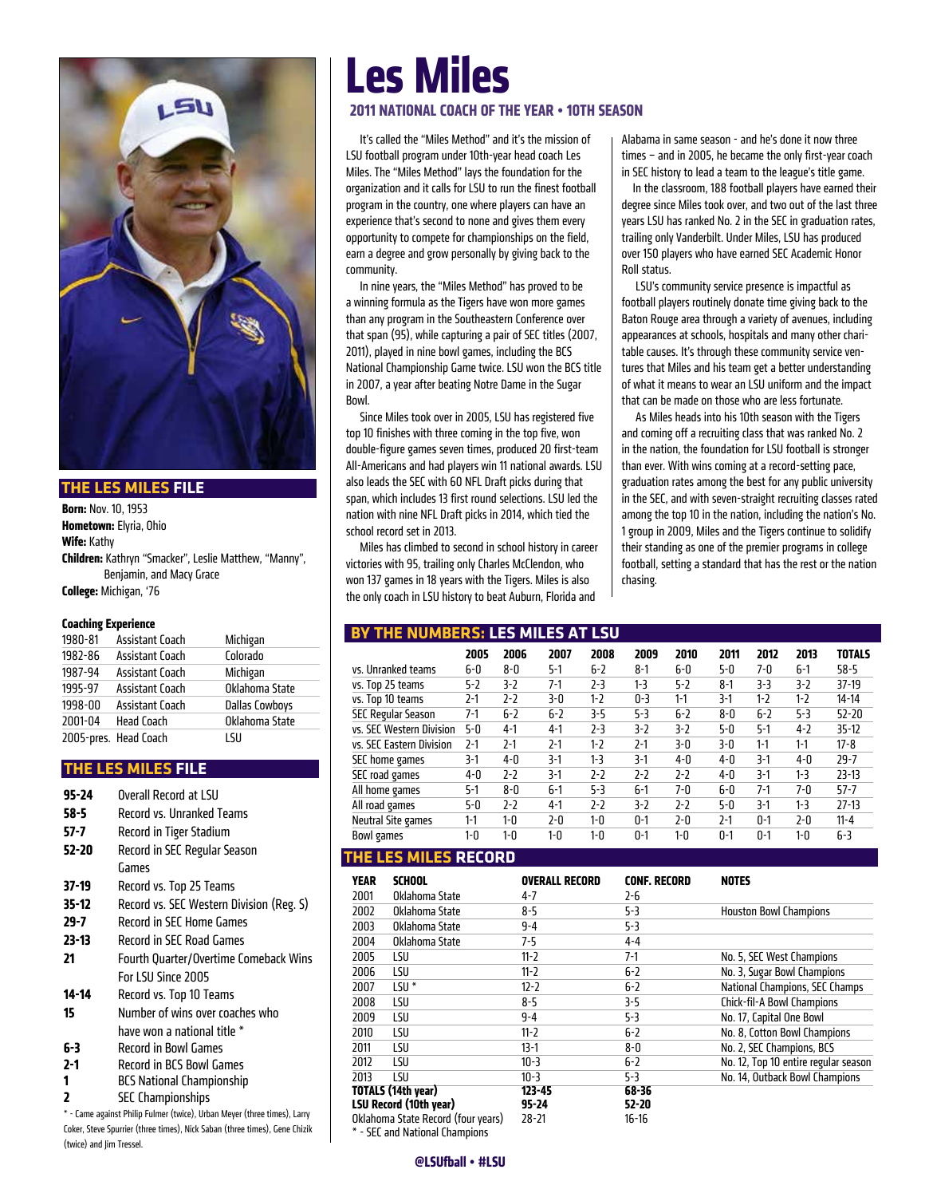# Les Miles

## 2011 NATIONAL COACH OF THE YEAR • 10TH SEASON

It's called the "Miles Method" and it's the mission of LSU football program under 10th-year head coach Les Miles. The "Miles Method" lays the foundation for the organization and it calls for LSU to run the finest football program in the country, one where players can have an experience that's second to none and gives them every opportunity to compete for championships on the field, earn a degree and grow personally by giving back to the community.

In nine years, the "Miles Method" has proved to be a winning formula as the Tigers have won more games than any program in the Southeastern Conference over that span (95), while capturing a pair of SEC titles (2007, 2011), played in nine bowl games, including the BCS National Championship Game twice. LSU won the BCS title in 2007, a year after beating Notre Dame in the Sugar Bowl.

Since Miles took over in 2005, LSU has registered five top 10 finishes with three coming in the top five, won double-figure games seven times, produced 20 first-team All-Americans and had players win 11 national awards. LSU also leads the SEC with 60 NFL Draft picks during that span, which includes 13 first round selections. LSU led the nation with nine NFL Draft picks in 2014, which tied the school record set in 2013.

Miles has climbed to second in school history in career victories with 95, trailing only Charles McClendon, who won 137 games in 18 years with the Tigers. Miles is also the only coach in LSU history to beat Auburn, Florida and Alabama in same season - and he's done it now three times – and in 2005, he became the only first-year coach in SEC history to lead a team to the league's title game.

In the classroom, 188 football players have earned their degree since Miles took over, and two out of the last three years LSU has ranked No. 2 in the SEC in graduation rates, trailing only Vanderbilt. Under Miles, LSU has produced over 150 players who have earned SEC Academic Honor Roll status.

LSU's community service presence is impactful as football players routinely donate time giving back to the Baton Rouge area through a variety of avenues, including appearances at schools, hospitals and many other charitable causes. It's through these community service ventures that Miles and his team get a better understanding of what it means to wear an LSU uniform and the impact that can be made on those who are less fortunate.

As Miles heads into his 10th season with the Tigers and coming off a recruiting class that was ranked No. 2 in the nation, the foundation for LSU football is stronger than ever. With wins coming at a record-setting pace, graduation rates among the best for any public university in the SEC, and with seven-straight recruiting classes rated among the top 10 in the nation, including the nation's No. 1 group in 2009, Miles and the Tigers continue to solidify their standing as one of the premier programs in college football, setting a standard that has the rest or the nation chasing.

## THE LES MILES FILE

**Born:** Nov. 10, 1953
**Hometown:** Elyria, Ohio
**Wife:** Kathy
**Children:** Kathryn "Smacker", Leslie Matthew, "Manny", Benjamin, and Macy Grace
**College:** Michigan, '76

**Coaching Experience**

| | | |
|---|---|---|
| 1980-81 | Assistant Coach | Michigan |
| 1982-86 | Assistant Coach | Colorado |
| 1987-94 | Assistant Coach | Michigan |
| 1995-97 | Assistant Coach | Oklahoma State |
| 1998-00 | Assistant Coach | Dallas Cowboys |
| 2001-04 | Head Coach | Oklahoma State |
| 2005-pres. | Head Coach | LSU |

## THE LES MILES FILE

| | |
|---|---|
| **95-24** | Overall Record at LSU |
| **58-5** | Record vs. Unranked Teams |
| **57-7** | Record in Tiger Stadium |
| **52-20** | Record in SEC Regular Season Games |
| **37-19** | Record vs. Top 25 Teams |
| **35-12** | Record vs. SEC Western Division (Reg. S) |
| **29-7** | Record in SEC Home Games |
| **23-13** | Record in SEC Road Games |
| **21** | Fourth Quarter/Overtime Comeback Wins For LSU Since 2005 |
| **14-14** | Record vs. Top 10 Teams |
| **15** | Number of wins over coaches who have won a national title * |
| **6-3** | Record in Bowl Games |
| **2-1** | Record in BCS Bowl Games |
| **1** | BCS National Championship |
| **2** | SEC Championships |

\* - Came against Philip Fulmer (twice), Urban Meyer (three times), Larry Coker, Steve Spurrier (three times), Nick Saban (three times), Gene Chizik (twice) and Jim Tressel.

## BY THE NUMBERS: LES MILES AT LSU

| | 2005 | 2006 | 2007 | 2008 | 2009 | 2010 | 2011 | 2012 | 2013 | TOTALS |
|---|---|---|---|---|---|---|---|---|---|---|
| vs. Unranked teams | 6-0 | 8-0 | 5-1 | 6-2 | 8-1 | 6-0 | 5-0 | 7-0 | 6-1 | 58-5 |
| vs. Top 25 teams | 5-2 | 3-2 | 7-1 | 2-3 | 1-3 | 5-2 | 8-1 | 3-3 | 3-2 | 37-19 |
| vs. Top 10 teams | 2-1 | 2-2 | 3-0 | 1-2 | 0-3 | 1-1 | 3-1 | 1-2 | 1-2 | 14-14 |
| SEC Regular Season | 7-1 | 6-2 | 6-2 | 3-5 | 5-3 | 6-2 | 8-0 | 6-2 | 5-3 | 52-20 |
| vs. SEC Western Division | 5-0 | 4-1 | 4-1 | 2-3 | 3-2 | 3-2 | 5-0 | 5-1 | 4-2 | 35-12 |
| vs. SEC Eastern Division | 2-1 | 2-1 | 2-1 | 1-2 | 2-1 | 3-0 | 3-0 | 1-1 | 1-1 | 17-8 |
| SEC home games | 3-1 | 4-0 | 3-1 | 1-3 | 3-1 | 4-0 | 4-0 | 3-1 | 4-0 | 29-7 |
| SEC road games | 4-0 | 2-2 | 3-1 | 2-2 | 2-2 | 2-2 | 4-0 | 3-1 | 1-3 | 23-13 |
| All home games | 5-1 | 8-0 | 6-1 | 5-3 | 6-1 | 7-0 | 6-0 | 7-1 | 7-0 | 57-7 |
| All road games | 5-0 | 2-2 | 4-1 | 2-2 | 3-2 | 2-2 | 5-0 | 3-1 | 1-3 | 27-13 |
| Neutral Site games | 1-1 | 1-0 | 2-0 | 1-0 | 0-1 | 2-0 | 2-1 | 0-1 | 2-0 | 11-4 |
| Bowl games | 1-0 | 1-0 | 1-0 | 1-0 | 0-1 | 1-0 | 0-1 | 0-1 | 1-0 | 6-3 |

## THE LES MILES RECORD

| YEAR | SCHOOL | OVERALL RECORD | CONF. RECORD | NOTES |
|---|---|---|---|---|
| 2001 | Oklahoma State | 4-7 | 2-6 | |
| 2002 | Oklahoma State | 8-5 | 5-3 | Houston Bowl Champions |
| 2003 | Oklahoma State | 9-4 | 5-3 | |
| 2004 | Oklahoma State | 7-5 | 4-4 | |
| 2005 | LSU | 11-2 | 7-1 | No. 5, SEC West Champions |
| 2006 | LSU | 11-2 | 6-2 | No. 3, Sugar Bowl Champions |
| 2007 | LSU * | 12-2 | 6-2 | National Champions, SEC Champs |
| 2008 | LSU | 8-5 | 3-5 | Chick-fil-A Bowl Champions |
| 2009 | LSU | 9-4 | 5-3 | No. 17, Capital One Bowl |
| 2010 | LSU | 11-2 | 6-2 | No. 8, Cotton Bowl Champions |
| 2011 | LSU | 13-1 | 8-0 | No. 2, SEC Champions, BCS |
| 2012 | LSU | 10-3 | 6-2 | No. 12, Top 10 entire regular season |
| 2013 | LSU | 10-3 | 5-3 | No. 14, Outback Bowl Champions |
| **TOTALS (14th year)** | | **123-45** | **68-36** | |
| **LSU Record (10th year)** | | **95-24** | **52-20** | |
| Oklahoma State Record (four years) | | 28-21 | 16-16 | |

\* - SEC and National Champions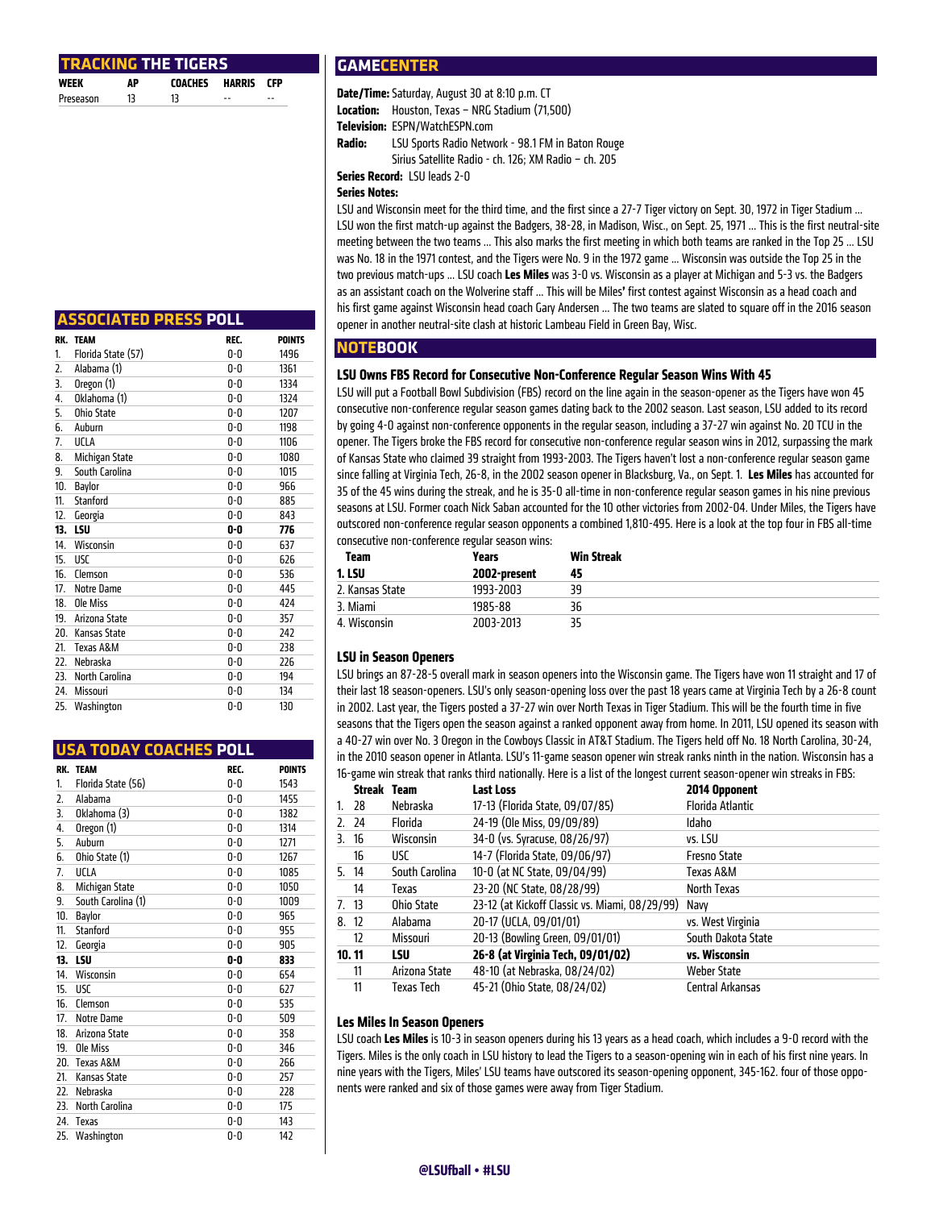## TRACKING THE TIGERS

| WEEK | AP | COACHES | HARRIS | CFP |
|---|---|---|---|---|
| Preseason | 13 | 13 | -- | -- |

## ASSOCIATED PRESS POLL

| RK. | TEAM | REC. | POINTS |
|---|---|---|---|
| 1. | Florida State (57) | 0-0 | 1496 |
| 2. | Alabama (1) | 0-0 | 1361 |
| 3. | Oregon (1) | 0-0 | 1334 |
| 4. | Oklahoma (1) | 0-0 | 1324 |
| 5. | Ohio State | 0-0 | 1207 |
| 6. | Auburn | 0-0 | 1198 |
| 7. | UCLA | 0-0 | 1106 |
| 8. | Michigan State | 0-0 | 1080 |
| 9. | South Carolina | 0-0 | 1015 |
| 10. | Baylor | 0-0 | 966 |
| 11. | Stanford | 0-0 | 885 |
| 12. | Georgia | 0-0 | 843 |
| **13.** | **LSU** | **0-0** | **776** |
| 14. | Wisconsin | 0-0 | 637 |
| 15. | USC | 0-0 | 626 |
| 16. | Clemson | 0-0 | 536 |
| 17. | Notre Dame | 0-0 | 445 |
| 18. | Ole Miss | 0-0 | 424 |
| 19. | Arizona State | 0-0 | 357 |
| 20. | Kansas State | 0-0 | 242 |
| 21. | Texas A&M | 0-0 | 238 |
| 22. | Nebraska | 0-0 | 226 |
| 23. | North Carolina | 0-0 | 194 |
| 24. | Missouri | 0-0 | 134 |
| 25. | Washington | 0-0 | 130 |

## USA TODAY COACHES POLL

| RK. | TEAM | REC. | POINTS |
|---|---|---|---|
| 1. | Florida State (56) | 0-0 | 1543 |
| 2. | Alabama | 0-0 | 1455 |
| 3. | Oklahoma (3) | 0-0 | 1382 |
| 4. | Oregon (1) | 0-0 | 1314 |
| 5. | Auburn | 0-0 | 1271 |
| 6. | Ohio State (1) | 0-0 | 1267 |
| 7. | UCLA | 0-0 | 1085 |
| 8. | Michigan State | 0-0 | 1050 |
| 9. | South Carolina (1) | 0-0 | 1009 |
| 10. | Baylor | 0-0 | 965 |
| 11. | Stanford | 0-0 | 955 |
| 12. | Georgia | 0-0 | 905 |
| **13.** | **LSU** | **0-0** | **833** |
| 14. | Wisconsin | 0-0 | 654 |
| 15. | USC | 0-0 | 627 |
| 16. | Clemson | 0-0 | 535 |
| 17. | Notre Dame | 0-0 | 509 |
| 18. | Arizona State | 0-0 | 358 |
| 19. | Ole Miss | 0-0 | 346 |
| 20. | Texas A&M | 0-0 | 266 |
| 21. | Kansas State | 0-0 | 257 |
| 22. | Nebraska | 0-0 | 228 |
| 23. | North Carolina | 0-0 | 175 |
| 24. | Texas | 0-0 | 143 |
| 25. | Washington | 0-0 | 142 |

## GAMECENTER

**Date/Time:** Saturday, August 30 at 8:10 p.m. CT
**Location:** Houston, Texas – NRG Stadium (71,500)
**Television:** ESPN/WatchESPN.com
**Radio:** LSU Sports Radio Network - 98.1 FM in Baton Rouge
Sirius Satellite Radio - ch. 126; XM Radio – ch. 205
**Series Record:** LSU leads 2-0
**Series Notes:**

LSU and Wisconsin meet for the third time, and the first since a 27-7 Tiger victory on Sept. 30, 1972 in Tiger Stadium ... LSU won the first match-up against the Badgers, 38-28, in Madison, Wisc., on Sept. 25, 1971 ... This is the first neutral-site meeting between the two teams ... This also marks the first meeting in which both teams are ranked in the Top 25 ... LSU was No. 18 in the 1971 contest, and the Tigers were No. 9 in the 1972 game ... Wisconsin was outside the Top 25 in the two previous match-ups ... LSU coach **Les Miles** was 3-0 vs. Wisconsin as a player at Michigan and 5-3 vs. the Badgers as an assistant coach on the Wolverine staff ... This will be Miles' first contest against Wisconsin as a head coach and his first game against Wisconsin head coach Gary Andersen ... The two teams are slated to square off in the 2016 season opener in another neutral-site clash at historic Lambeau Field in Green Bay, Wisc.

## NOTEBOOK

### LSU Owns FBS Record for Consecutive Non-Conference Regular Season Wins With 45

LSU will put a Football Bowl Subdivision (FBS) record on the line again in the season-opener as the Tigers have won 45 consecutive non-conference regular season games dating back to the 2002 season. Last season, LSU added to its record by going 4-0 against non-conference opponents in the regular season, including a 37-27 win against No. 20 TCU in the opener. The Tigers broke the FBS record for consecutive non-conference regular season wins in 2012, surpassing the mark of Kansas State who claimed 39 straight from 1993-2003. The Tigers haven't lost a non-conference regular season game since falling at Virginia Tech, 26-8, in the 2002 season opener in Blacksburg, Va., on Sept. 1. **Les Miles** has accounted for 35 of the 45 wins during the streak, and he is 35-0 all-time in non-conference regular season games in his nine previous seasons at LSU. Former coach Nick Saban accounted for the 10 other victories from 2002-04. Under Miles, the Tigers have outscored non-conference regular season opponents a combined 1,810-495. Here is a look at the top four in FBS all-time consecutive non-conference regular season wins:

| Team | Years | Win Streak |
|---|---|---|
| **1. LSU** | **2002-present** | **45** |
| 2. Kansas State | 1993-2003 | 39 |
| 3. Miami | 1985-88 | 36 |
| 4. Wisconsin | 2003-2013 | 35 |

### LSU in Season Openers

LSU brings an 87-28-5 overall mark in season openers into the Wisconsin game. The Tigers have won 11 straight and 17 of their last 18 season-openers. LSU's only season-opening loss over the past 18 years came at Virginia Tech by a 26-8 count in 2002. Last year, the Tigers posted a 37-27 win over North Texas in Tiger Stadium. This will be the fourth time in five seasons that the Tigers open the season against a ranked opponent away from home. In 2011, LSU opened its season with a 40-27 win over No. 3 Oregon in the Cowboys Classic in AT&T Stadium. The Tigers held off No. 18 North Carolina, 30-24, in the 2010 season opener in Atlanta. LSU's 11-game season opener win streak ranks ninth in the nation. Wisconsin has a 16-game win streak that ranks third nationally. Here is a list of the longest current season-opener win streaks in FBS:

| | Streak | Team | Last Loss | 2014 Opponent |
|---|---|---|---|---|
| 1. | 28 | Nebraska | 17-13 (Florida State, 09/07/85) | Florida Atlantic |
| 2. | 24 | Florida | 24-19 (Ole Miss, 09/09/89) | Idaho |
| 3. | 16 | Wisconsin | 34-0 (vs. Syracuse, 08/26/97) | vs. LSU |
| | 16 | USC | 14-7 (Florida State, 09/06/97) | Fresno State |
| 5. | 14 | South Carolina | 10-0 (at NC State, 09/04/99) | Texas A&M |
| | 14 | Texas | 23-20 (NC State, 08/28/99) | North Texas |
| 7. | 13 | Ohio State | 23-12 (at Kickoff Classic vs. Miami, 08/29/99) | Navy |
| 8. | 12 | Alabama | 20-17 (UCLA, 09/01/01) | vs. West Virginia |
| | 12 | Missouri | 20-13 (Bowling Green, 09/01/01) | South Dakota State |
| **10.** | **11** | **LSU** | **26-8 (at Virginia Tech, 09/01/02)** | **vs. Wisconsin** |
| | 11 | Arizona State | 48-10 (at Nebraska, 08/24/02) | Weber State |
| | 11 | Texas Tech | 45-21 (Ohio State, 08/24/02) | Central Arkansas |

### Les Miles In Season Openers

LSU coach **Les Miles** is 10-3 in season openers during his 13 years as a head coach, which includes a 9-0 record with the Tigers. Miles is the only coach in LSU history to lead the Tigers to a season-opening win in each of his first nine years. In nine years with the Tigers, Miles' LSU teams have outscored its season-opening opponent, 345-162. four of those opponents were ranked and six of those games were away from Tiger Stadium.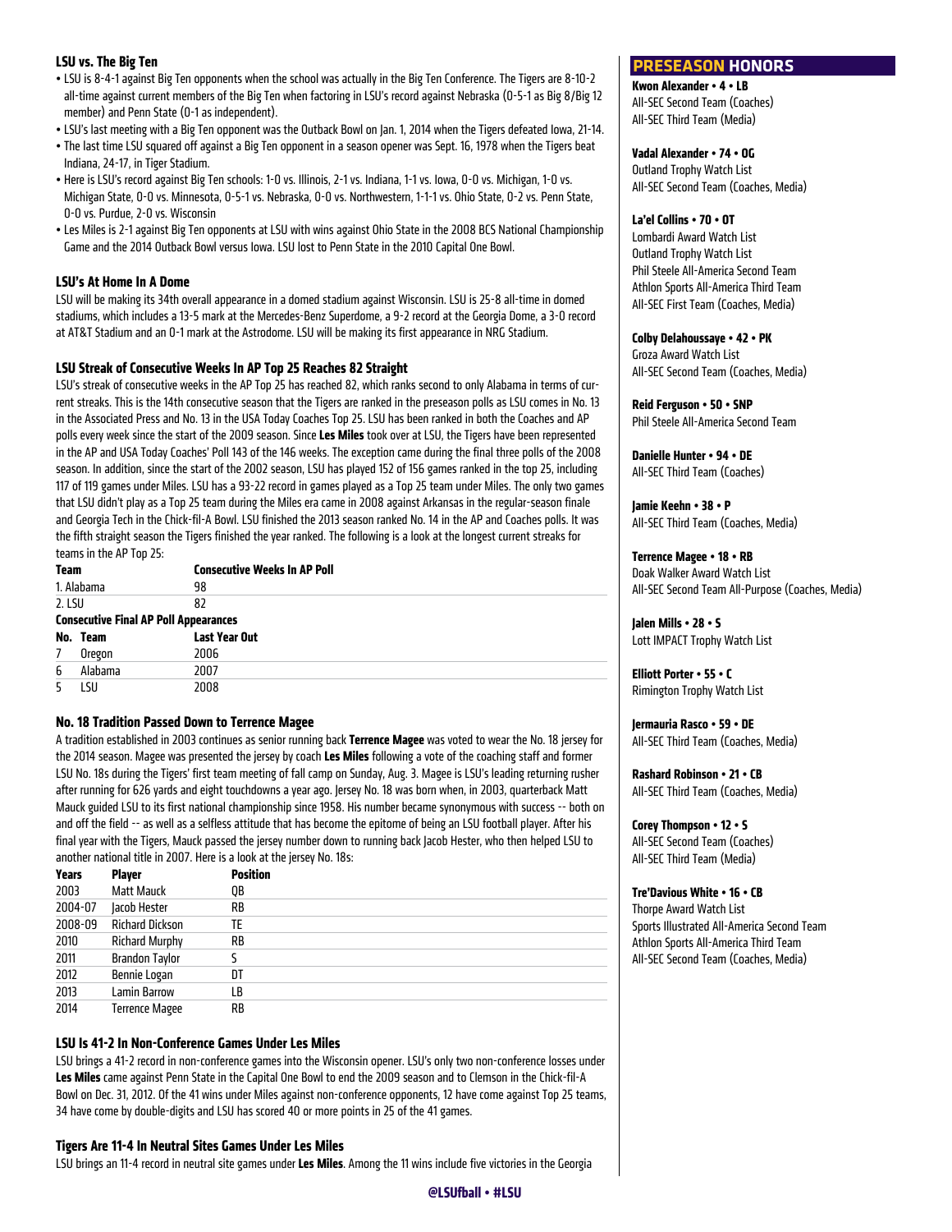## LSU vs. The Big Ten

- LSU is 8-4-1 against Big Ten opponents when the school was actually in the Big Ten Conference. The Tigers are 8-10-2 all-time against current members of the Big Ten when factoring in LSU's record against Nebraska (0-5-1 as Big 8/Big 12 member) and Penn State (0-1 as independent).
- LSU's last meeting with a Big Ten opponent was the Outback Bowl on Jan. 1, 2014 when the Tigers defeated Iowa, 21-14.
- The last time LSU squared off against a Big Ten opponent in a season opener was Sept. 16, 1978 when the Tigers beat Indiana, 24-17, in Tiger Stadium.
- Here is LSU's record against Big Ten schools: 1-0 vs. Illinois, 2-1 vs. Indiana, 1-1 vs. Iowa, 0-0 vs. Michigan, 1-0 vs. Michigan State, 0-0 vs. Minnesota, 0-5-1 vs. Nebraska, 0-0 vs. Northwestern, 1-1-1 vs. Ohio State, 0-2 vs. Penn State, 0-0 vs. Purdue, 2-0 vs. Wisconsin
- Les Miles is 2-1 against Big Ten opponents at LSU with wins against Ohio State in the 2008 BCS National Championship Game and the 2014 Outback Bowl versus Iowa. LSU lost to Penn State in the 2010 Capital One Bowl.

## LSU's At Home In A Dome

LSU will be making its 34th overall appearance in a domed stadium against Wisconsin. LSU is 25-8 all-time in domed stadiums, which includes a 13-5 mark at the Mercedes-Benz Superdome, a 9-2 record at the Georgia Dome, a 3-0 record at AT&T Stadium and an 0-1 mark at the Astrodome. LSU will be making its first appearance in NRG Stadium.

## LSU Streak of Consecutive Weeks In AP Top 25 Reaches 82 Straight

LSU's streak of consecutive weeks in the AP Top 25 has reached 82, which ranks second to only Alabama in terms of current streaks. This is the 14th consecutive season that the Tigers are ranked in the preseason polls as LSU comes in No. 13 in the Associated Press and No. 13 in the USA Today Coaches Top 25. LSU has been ranked in both the Coaches and AP polls every week since the start of the 2009 season. Since **Les Miles** took over at LSU, the Tigers have been represented in the AP and USA Today Coaches' Poll 143 of the 146 weeks. The exception came during the final three polls of the 2008 season. In addition, since the start of the 2002 season, LSU has played 152 of 156 games ranked in the top 25, including 117 of 119 games under Miles. LSU has a 93-22 record in games played as a Top 25 team under Miles. The only two games that LSU didn't play as a Top 25 team during the Miles era came in 2008 against Arkansas in the regular-season finale and Georgia Tech in the Chick-fil-A Bowl. LSU finished the 2013 season ranked No. 14 in the AP and Coaches polls. It was the fifth straight season the Tigers finished the year ranked. The following is a look at the longest current streaks for teams in the AP Top 25:

| Team | Consecutive Weeks In AP Poll |
|---|---|
| 1. Alabama | 98 |
| 2. LSU | 82 |

**Consecutive Final AP Poll Appearances**

| No. | Team | Last Year Out |
|---|---|---|
| 7 | Oregon | 2006 |
| 6 | Alabama | 2007 |
| 5 | LSU | 2008 |

## No. 18 Tradition Passed Down to Terrence Magee

A tradition established in 2003 continues as senior running back **Terrence Magee** was voted to wear the No. 18 jersey for the 2014 season. Magee was presented the jersey by coach **Les Miles** following a vote of the coaching staff and former LSU No. 18s during the Tigers' first team meeting of fall camp on Sunday, Aug. 3. Magee is LSU's leading returning rusher after running for 626 yards and eight touchdowns a year ago. Jersey No. 18 was born when, in 2003, quarterback Matt Mauck guided LSU to its first national championship since 1958. His number became synonymous with success -- both on and off the field -- as well as a selfless attitude that has become the epitome of being an LSU football player. After his final year with the Tigers, Mauck passed the jersey number down to running back Jacob Hester, who then helped LSU to another national title in 2007. Here is a look at the jersey No. 18s:

| Years | Player | Position |
|---|---|---|
| 2003 | Matt Mauck | QB |
| 2004-07 | Jacob Hester | RB |
| 2008-09 | Richard Dickson | TE |
| 2010 | Richard Murphy | RB |
| 2011 | Brandon Taylor | S |
| 2012 | Bennie Logan | DT |
| 2013 | Lamin Barrow | LB |
| 2014 | Terrence Magee | RB |

## LSU Is 41-2 In Non-Conference Games Under Les Miles

LSU brings a 41-2 record in non-conference games into the Wisconsin opener. LSU's only two non-conference losses under **Les Miles** came against Penn State in the Capital One Bowl to end the 2009 season and to Clemson in the Chick-fil-A Bowl on Dec. 31, 2012. Of the 41 wins under Miles against non-conference opponents, 12 have come against Top 25 teams, 34 have come by double-digits and LSU has scored 40 or more points in 25 of the 41 games.

## Tigers Are 11-4 In Neutral Sites Games Under Les Miles

LSU brings an 11-4 record in neutral site games under **Les Miles**. Among the 11 wins include five victories in the Georgia

## PRESEASON HONORS

**Kwon Alexander • 4 • LB**
All-SEC Second Team (Coaches)
All-SEC Third Team (Media)

**Vadal Alexander • 74 • OG**
Outland Trophy Watch List
All-SEC Second Team (Coaches, Media)

**La'el Collins • 70 • OT**
Lombardi Award Watch List
Outland Trophy Watch List
Phil Steele All-America Second Team
Athlon Sports All-America Third Team
All-SEC First Team (Coaches, Media)

**Colby Delahoussaye • 42 • PK**
Groza Award Watch List
All-SEC Second Team (Coaches, Media)

**Reid Ferguson • 50 • SNP**
Phil Steele All-America Second Team

**Danielle Hunter • 94 • DE**
All-SEC Third Team (Coaches)

**Jamie Keehn • 38 • P**
All-SEC Third Team (Coaches, Media)

**Terrence Magee • 18 • RB**
Doak Walker Award Watch List
All-SEC Second Team All-Purpose (Coaches, Media)

**Jalen Mills • 28 • S**
Lott IMPACT Trophy Watch List

**Elliott Porter • 55 • C**
Rimington Trophy Watch List

**Jermauria Rasco • 59 • DE**
All-SEC Third Team (Coaches, Media)

**Rashard Robinson • 21 • CB**
All-SEC Third Team (Coaches, Media)

**Corey Thompson • 12 • S**
All-SEC Second Team (Coaches)
All-SEC Third Team (Media)

**Tre'Davious White • 16 • CB**
Thorpe Award Watch List
Sports Illustrated All-America Second Team
Athlon Sports All-America Third Team
All-SEC Second Team (Coaches, Media)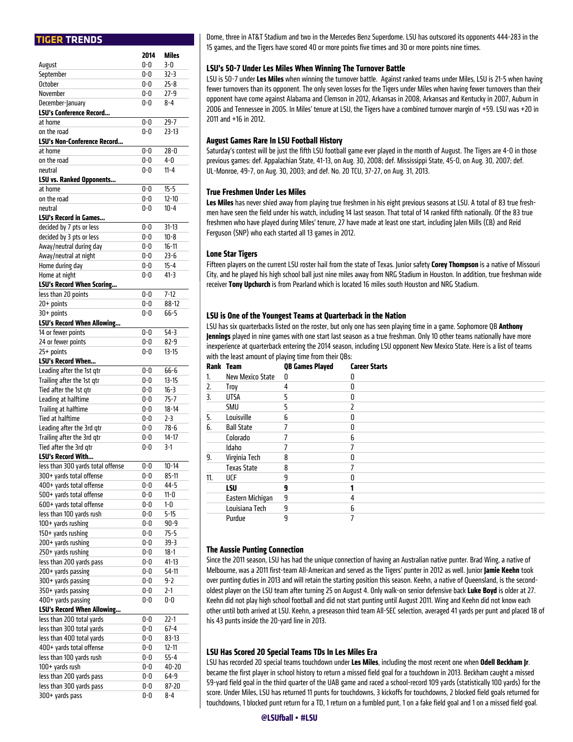## TIGER TRENDS

| | 2014 | Miles |
|---|---|---|
| August | 0-0 | 3-0 |
| September | 0-0 | 32-3 |
| October | 0-0 | 25-8 |
| November | 0-0 | 27-9 |
| December-January | 0-0 | 8-4 |
| **LSU's Conference Record...** | | |
| at home | 0-0 | 29-7 |
| on the road | 0-0 | 23-13 |
| **LSU's Non-Conference Record...** | | |
| at home | 0-0 | 28-0 |
| on the road | 0-0 | 4-0 |
| neutral | 0-0 | 11-4 |
| **LSU vs. Ranked Opponents...** | | |
| at home | 0-0 | 15-5 |
| on the road | 0-0 | 12-10 |
| neutral | 0-0 | 10-4 |
| **LSU's Record in Games...** | | |
| decided by 7 pts or less | 0-0 | 31-13 |
| decided by 3 pts or less | 0-0 | 10-8 |
| Away/neutral during day | 0-0 | 16-11 |
| Away/neutral at night | 0-0 | 23-6 |
| Home during day | 0-0 | 15-4 |
| Home at night | 0-0 | 41-3 |
| **LSU's Record When Scoring...** | | |
| less than 20 points | 0-0 | 7-12 |
| 20+ points | 0-0 | 88-12 |
| 30+ points | 0-0 | 66-5 |
| **LSU's Record When Allowing...** | | |
| 14 or fewer points | 0-0 | 54-3 |
| 24 or fewer points | 0-0 | 82-9 |
| 25+ points | 0-0 | 13-15 |
| **LSU's Record When...** | | |
| Leading after the 1st qtr | 0-0 | 66-6 |
| Trailing after the 1st qtr | 0-0 | 13-15 |
| Tied after the 1st qtr | 0-0 | 16-3 |
| Leading at halftime | 0-0 | 75-7 |
| Trailing at halftime | 0-0 | 18-14 |
| Tied at halftime | 0-0 | 2-3 |
| Leading after the 3rd qtr | 0-0 | 78-6 |
| Trailing after the 3rd qtr | 0-0 | 14-17 |
| Tied after the 3rd qtr | 0-0 | 3-1 |
| **LSU's Record With...** | | |
| less than 300 yards total offense | 0-0 | 10-14 |
| 300+ yards total offense | 0-0 | 85-11 |
| 400+ yards total offense | 0-0 | 44-5 |
| 500+ yards total offense | 0-0 | 11-0 |
| 600+ yards total offense | 0-0 | 1-0 |
| less than 100 yards rush | 0-0 | 5-15 |
| 100+ yards rushing | 0-0 | 90-9 |
| 150+ yards rushing | 0-0 | 75-5 |
| 200+ yards rushing | 0-0 | 39-3 |
| 250+ yards rushing | 0-0 | 18-1 |
| less than 200 yards pass | 0-0 | 41-13 |
| 200+ yards passing | 0-0 | 54-11 |
| 300+ yards passing | 0-0 | 9-2 |
| 350+ yards passing | 0-0 | 2-1 |
| 400+ yards passing | 0-0 | 0-0 |
| **LSU's Record When Allowing...** | | |
| less than 200 total yards | 0-0 | 22-1 |
| less than 300 total yards | 0-0 | 67-4 |
| less than 400 total yards | 0-0 | 83-13 |
| 400+ yards total offense | 0-0 | 12-11 |
| less than 100 yards rush | 0-0 | 55-4 |
| 100+ yards rush | 0-0 | 40-20 |
| less than 200 yards pass | 0-0 | 64-9 |
| less than 300 yards pass | 0-0 | 87-20 |
| 300+ yards pass | 0-0 | 8-4 |

Dome, three in AT&T Stadium and two in the Mercedes Benz Superdome. LSU has outscored its opponents 444-283 in the 15 games, and the Tigers have scored 40 or more points five times and 30 or more points nine times.

### LSU's 50-7 Under Les Miles When Winning The Turnover Battle

LSU is 50-7 under **Les Miles** when winning the turnover battle. Against ranked teams under Miles, LSU is 21-5 when having fewer turnovers than its opponent. The only seven losses for the Tigers under Miles when having fewer turnovers than their opponent have come against Alabama and Clemson in 2012, Arkansas in 2008, Arkansas and Kentucky in 2007, Auburn in 2006 and Tennessee in 2005. In Miles' tenure at LSU, the Tigers have a combined turnover margin of +59. LSU was +20 in 2011 and +16 in 2012.

### August Games Rare In LSU Football History

Saturday's contest will be just the fifth LSU football game ever played in the month of August. The Tigers are 4-0 in those previous games: def. Appalachian State, 41-13, on Aug. 30, 2008; def. Mississippi State, 45-0, on Aug. 30, 2007; def. UL-Monroe, 49-7, on Aug. 30, 2003; and def. No. 20 TCU, 37-27, on Aug. 31, 2013.

### True Freshmen Under Les Miles

**Les Miles** has never shied away from playing true freshmen in his eight previous seasons at LSU. A total of 83 true freshmen have seen the field under his watch, including 14 last season. That total of 14 ranked fifth nationally. Of the 83 true freshmen who have played during Miles' tenure, 27 have made at least one start, including Jalen Mills (CB) and Reid Ferguson (SNP) who each started all 13 games in 2012.

### Lone Star Tigers

Fifteen players on the current LSU roster hail from the state of Texas. Junior safety **Corey Thompson** is a native of Missouri City, and he played his high school ball just nine miles away from NRG Stadium in Houston. In addition, true freshman wide receiver **Tony Upchurch** is from Pearland which is located 16 miles south Houston and NRG Stadium.

### LSU is One of the Youngest Teams at Quarterback in the Nation

LSU has six quarterbacks listed on the roster, but only one has seen playing time in a game. Sophomore QB **Anthony Jennings** played in nine games with one start last season as a true freshman. Only 10 other teams nationally have more inexperience at quarterback entering the 2014 season, including LSU opponent New Mexico State. Here is a list of teams with the least amount of playing time from their QBs:

| Rank | Team | QB Games Played | Career Starts |
|---|---|---|---|
| 1. | New Mexico State | 0 | 0 |
| 2. | Troy | 4 | 0 |
| 3. | UTSA | 5 | 0 |
| | SMU | 5 | 2 |
| 5. | Louisville | 6 | 0 |
| 6. | Ball State | 7 | 0 |
| | Colorado | 7 | 6 |
| | Idaho | 7 | 7 |
| 9. | Virginia Tech | 8 | 0 |
| | Texas State | 8 | 7 |
| 11. | UCF | 9 | 0 |
| | **LSU** | **9** | **1** |
| | Eastern Michigan | 9 | 4 |
| | Louisiana Tech | 9 | 6 |
| | Purdue | 9 | 7 |

### The Aussie Punting Connection

Since the 2011 season, LSU has had the unique connection of having an Australian native punter. Brad Wing, a native of Melbourne, was a 2011 first-team All-American and served as the Tigers' punter in 2012 as well. Junior **Jamie Keehn** took over punting duties in 2013 and will retain the starting position this season. Keehn, a native of Queensland, is the second-oldest player on the LSU team after turning 25 on August 4. Only walk-on senior defensive back **Luke Boyd** is older at 27. Keehn did not play high school football and did not start punting until August 2011. Wing and Keehn did not know each other until both arrived at LSU. Keehn, a preseason third team All-SEC selection, averaged 41 yards per punt and placed 18 of his 43 punts inside the 20-yard line in 2013.

### LSU Has Scored 20 Special Teams TDs In Les Miles Era

LSU has recorded 20 special teams touchdown under **Les Miles**, including the most recent one when **Odell Beckham Jr**. became the first player in school history to return a missed field goal for a touchdown in 2013. Beckham caught a missed 59-yard field goal in the third quarter of the UAB game and raced a school-record 109 yards (statistically 100 yards) for the score. Under Miles, LSU has returned 11 punts for touchdowns, 3 kickoffs for touchdowns, 2 blocked field goals returned for touchdowns, 1 blocked punt return for a TD, 1 return on a fumbled punt, 1 on a fake field goal and 1 on a missed field goal.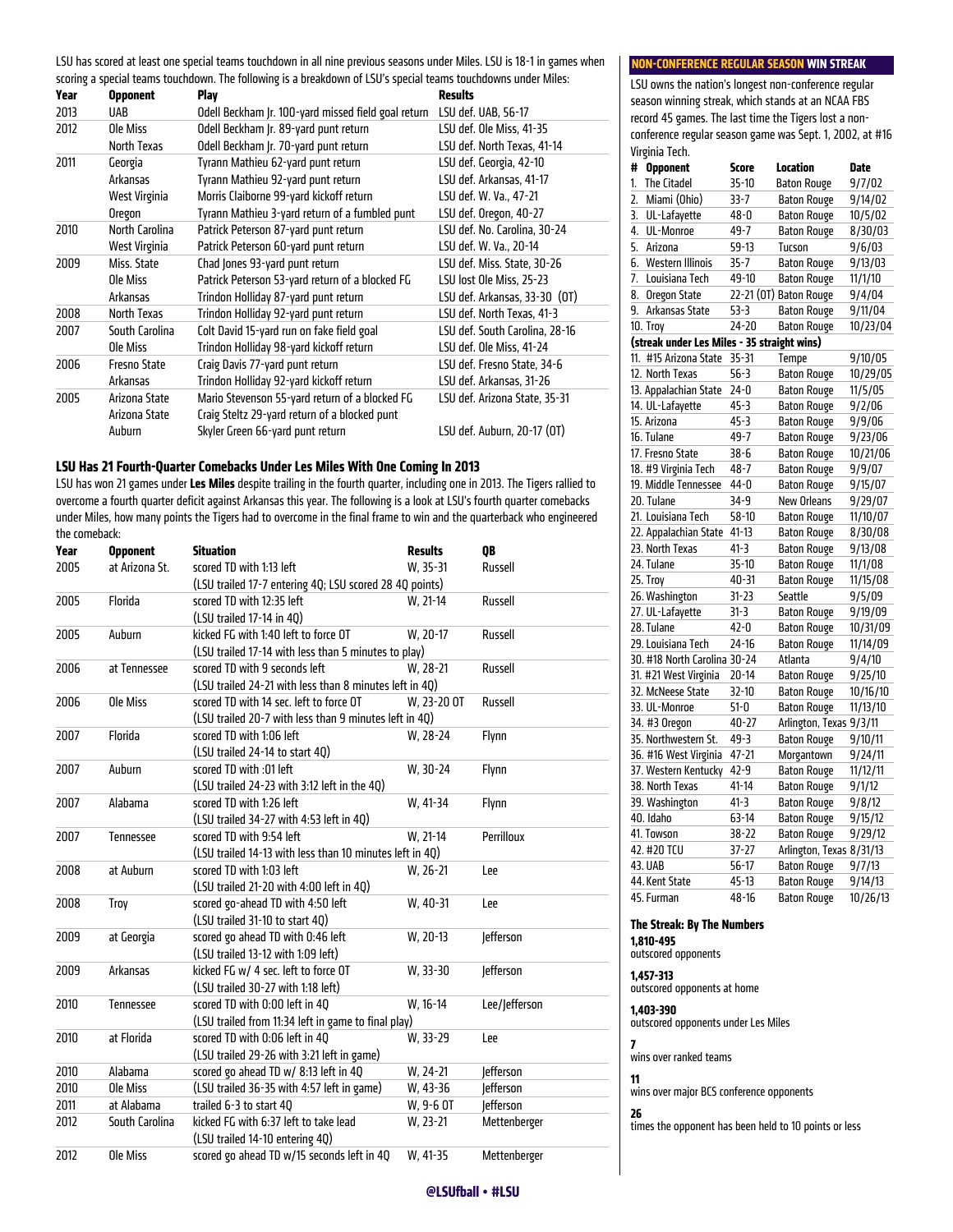LSU has scored at least one special teams touchdown in all nine previous seasons under Miles. LSU is 18-1 in games when scoring a special teams touchdown. The following is a breakdown of LSU's special teams touchdowns under Miles:

| Year | Opponent | Play | Results |
|---|---|---|---|
| 2013 | UAB | Odell Beckham Jr. 100-yard missed field goal return | LSU def. UAB, 56-17 |
| 2012 | Ole Miss | Odell Beckham Jr. 89-yard punt return | LSU def. Ole Miss, 41-35 |
| | North Texas | Odell Beckham Jr. 70-yard punt return | LSU def. North Texas, 41-14 |
| 2011 | Georgia | Tyrann Mathieu 62-yard punt return | LSU def. Georgia, 42-10 |
| | Arkansas | Tyrann Mathieu 92-yard punt return | LSU def. Arkansas, 41-17 |
| | West Virginia | Morris Claiborne 99-yard kickoff return | LSU def. W. Va., 47-21 |
| | Oregon | Tyrann Mathieu 3-yard return of a fumbled punt | LSU def. Oregon, 40-27 |
| 2010 | North Carolina | Patrick Peterson 87-yard punt return | LSU def. No. Carolina, 30-24 |
| | West Virginia | Patrick Peterson 60-yard punt return | LSU def. W. Va., 20-14 |
| 2009 | Miss. State | Chad Jones 93-yard punt return | LSU def. Miss. State, 30-26 |
| | Ole Miss | Patrick Peterson 53-yard return of a blocked FG | LSU lost Ole Miss, 25-23 |
| | Arkansas | Trindon Holliday 87-yard punt return | LSU def. Arkansas, 33-30 (OT) |
| 2008 | North Texas | Trindon Holliday 92-yard punt return | LSU def. North Texas, 41-3 |
| 2007 | South Carolina | Colt David 15-yard run on fake field goal | LSU def. South Carolina, 28-16 |
| | Ole Miss | Trindon Holliday 98-yard kickoff return | LSU def. Ole Miss, 41-24 |
| 2006 | Fresno State | Craig Davis 77-yard punt return | LSU def. Fresno State, 34-6 |
| | Arkansas | Trindon Holliday 92-yard kickoff return | LSU def. Arkansas, 31-26 |
| 2005 | Arizona State | Mario Stevenson 55-yard return of a blocked FG | LSU def. Arizona State, 35-31 |
| | Arizona State | Craig Steltz 29-yard return of a blocked punt | |
| | Auburn | Skyler Green 66-yard punt return | LSU def. Auburn, 20-17 (OT) |

### LSU Has 21 Fourth-Quarter Comebacks Under Les Miles With One Coming In 2013

LSU has won 21 games under **Les Miles** despite trailing in the fourth quarter, including one in 2013. The Tigers rallied to overcome a fourth quarter deficit against Arkansas this year. The following is a look at LSU's fourth quarter comebacks under Miles, how many points the Tigers had to overcome in the final frame to win and the quarterback who engineered the comeback:

| Year | Opponent | Situation | Results | QB |
|---|---|---|---|---|
| 2005 | at Arizona St. | scored TD with 1:13 left (LSU trailed 17-7 entering 4Q; LSU scored 28 4Q points) | W, 35-31 | Russell |
| 2005 | Florida | scored TD with 12:35 left (LSU trailed 17-14 in 4Q) | W, 21-14 | Russell |
| 2005 | Auburn | kicked FG with 1:40 left to force OT (LSU trailed 17-14 with less than 5 minutes to play) | W, 20-17 | Russell |
| 2006 | at Tennessee | scored TD with 9 seconds left (LSU trailed 24-21 with less than 8 minutes left in 4Q) | W, 28-21 | Russell |
| 2006 | Ole Miss | scored TD with 14 sec. left to force OT (LSU trailed 20-7 with less than 9 minutes left in 4Q) | W, 23-20 OT | Russell |
| 2007 | Florida | scored TD with 1:06 left (LSU trailed 24-14 to start 4Q) | W, 28-24 | Flynn |
| 2007 | Auburn | scored TD with :01 left (LSU trailed 24-23 with 3:12 left in the 4Q) | W, 30-24 | Flynn |
| 2007 | Alabama | scored TD with 1:26 left (LSU trailed 34-27 with 4:53 left in 4Q) | W, 41-34 | Flynn |
| 2007 | Tennessee | scored TD with 9:54 left (LSU trailed 14-13 with less than 10 minutes left in 4Q) | W, 21-14 | Perrilloux |
| 2008 | at Auburn | scored TD with 1:03 left (LSU trailed 21-20 with 4:00 left in 4Q) | W, 26-21 | Lee |
| 2008 | Troy | scored go-ahead TD with 4:50 left (LSU trailed 31-10 to start 4Q) | W, 40-31 | Lee |
| 2009 | at Georgia | scored go ahead TD with 0:46 left (LSU trailed 13-12 with 1:09 left) | W, 20-13 | Jefferson |
| 2009 | Arkansas | kicked FG w/ 4 sec. left to force OT (LSU trailed 30-27 with 1:18 left) | W, 33-30 | Jefferson |
| 2010 | Tennessee | scored TD with 0:00 left in 4Q (LSU trailed from 11:34 left in game to final play) | W, 16-14 | Lee/Jefferson |
| 2010 | at Florida | scored TD with 0:06 left in 4Q (LSU trailed 29-26 with 3:21 left in game) | W, 33-29 | Lee |
| 2010 | Alabama | scored go ahead TD w/ 8:13 left in 4Q | W, 24-21 | Jefferson |
| 2010 | Ole Miss | (LSU trailed 36-35 with 4:57 left in game) | W, 43-36 | Jefferson |
| 2011 | at Alabama | trailed 6-3 to start 4Q | W, 9-6 OT | Jefferson |
| 2012 | South Carolina | kicked FG with 6:37 left to take lead (LSU trailed 14-10 entering 4Q) | W, 23-21 | Mettenberger |
| 2012 | Ole Miss | scored go ahead TD w/15 seconds left in 4Q | W, 41-35 | Mettenberger |

### NON-CONFERENCE REGULAR SEASON WIN STREAK

LSU owns the nation's longest non-conference regular season winning streak, which stands at an NCAA FBS record 45 games. The last time the Tigers lost a non-conference regular season game was Sept. 1, 2002, at #16 Virginia Tech.

| # | Opponent | Score | Location | Date |
|---|---|---|---|---|
| 1. | The Citadel | 35-10 | Baton Rouge | 9/7/02 |
| 2. | Miami (Ohio) | 33-7 | Baton Rouge | 9/14/02 |
| 3. | UL-Lafayette | 48-0 | Baton Rouge | 10/5/02 |
| 4. | UL-Monroe | 49-7 | Baton Rouge | 8/30/03 |
| 5. | Arizona | 59-13 | Tucson | 9/6/03 |
| 6. | Western Illinois | 35-7 | Baton Rouge | 9/13/03 |
| 7. | Louisiana Tech | 49-10 | Baton Rouge | 11/1/10 |
| 8. | Oregon State | 22-21 (OT) | Baton Rouge | 9/4/04 |
| 9. | Arkansas State | 53-3 | Baton Rouge | 9/11/04 |
| 10. | Troy | 24-20 | Baton Rouge | 10/23/04 |
| **(streak under Les Miles - 35 straight wins)** | | | | |
| 11. | #15 Arizona State | 35-31 | Tempe | 9/10/05 |
| 12. | North Texas | 56-3 | Baton Rouge | 10/29/05 |
| 13. | Appalachian State | 24-0 | Baton Rouge | 11/5/05 |
| 14. | UL-Lafayette | 45-3 | Baton Rouge | 9/2/06 |
| 15. | Arizona | 45-3 | Baton Rouge | 9/9/06 |
| 16. | Tulane | 49-7 | Baton Rouge | 9/23/06 |
| 17. | Fresno State | 38-6 | Baton Rouge | 10/21/06 |
| 18. | #9 Virginia Tech | 48-7 | Baton Rouge | 9/9/07 |
| 19. | Middle Tennessee | 44-0 | Baton Rouge | 9/15/07 |
| 20. | Tulane | 34-9 | New Orleans | 9/29/07 |
| 21. | Louisiana Tech | 58-10 | Baton Rouge | 11/10/07 |
| 22. | Appalachian State | 41-13 | Baton Rouge | 8/30/08 |
| 23. | North Texas | 41-3 | Baton Rouge | 9/13/08 |
| 24. | Tulane | 35-10 | Baton Rouge | 11/1/08 |
| 25. | Troy | 40-31 | Baton Rouge | 11/15/08 |
| 26. | Washington | 31-23 | Seattle | 9/5/09 |
| 27. | UL-Lafayette | 31-3 | Baton Rouge | 9/19/09 |
| 28. | Tulane | 42-0 | Baton Rouge | 10/31/09 |
| 29. | Louisiana Tech | 24-16 | Baton Rouge | 11/14/09 |
| 30. | #18 North Carolina | 30-24 | Atlanta | 9/4/10 |
| 31. | #21 West Virginia | 20-14 | Baton Rouge | 9/25/10 |
| 32. | McNeese State | 32-10 | Baton Rouge | 10/16/10 |
| 33. | UL-Monroe | 51-0 | Baton Rouge | 11/13/10 |
| 34. | #3 Oregon | 40-27 | Arlington, Texas | 9/3/11 |
| 35. | Northwestern St. | 49-3 | Baton Rouge | 9/10/11 |
| 36. | #16 West Virginia | 47-21 | Morgantown | 9/24/11 |
| 37. | Western Kentucky | 42-9 | Baton Rouge | 11/12/11 |
| 38. | North Texas | 41-14 | Baton Rouge | 9/1/12 |
| 39. | Washington | 41-3 | Baton Rouge | 9/8/12 |
| 40. | Idaho | 63-14 | Baton Rouge | 9/15/12 |
| 41. | Towson | 38-22 | Baton Rouge | 9/29/12 |
| 42. | #20 TCU | 37-27 | Arlington, Texas | 8/31/13 |
| 43. | UAB | 56-17 | Baton Rouge | 9/7/13 |
| 44. | Kent State | 45-13 | Baton Rouge | 9/14/13 |
| 45. | Furman | 48-16 | Baton Rouge | 10/26/13 |

### The Streak: By The Numbers

**1,810-495**
outscored opponents

**1,457-313**
outscored opponents at home

**1,403-390**
outscored opponents under Les Miles

**7**
wins over ranked teams

**11**
wins over major BCS conference opponents

**26**
times the opponent has been held to 10 points or less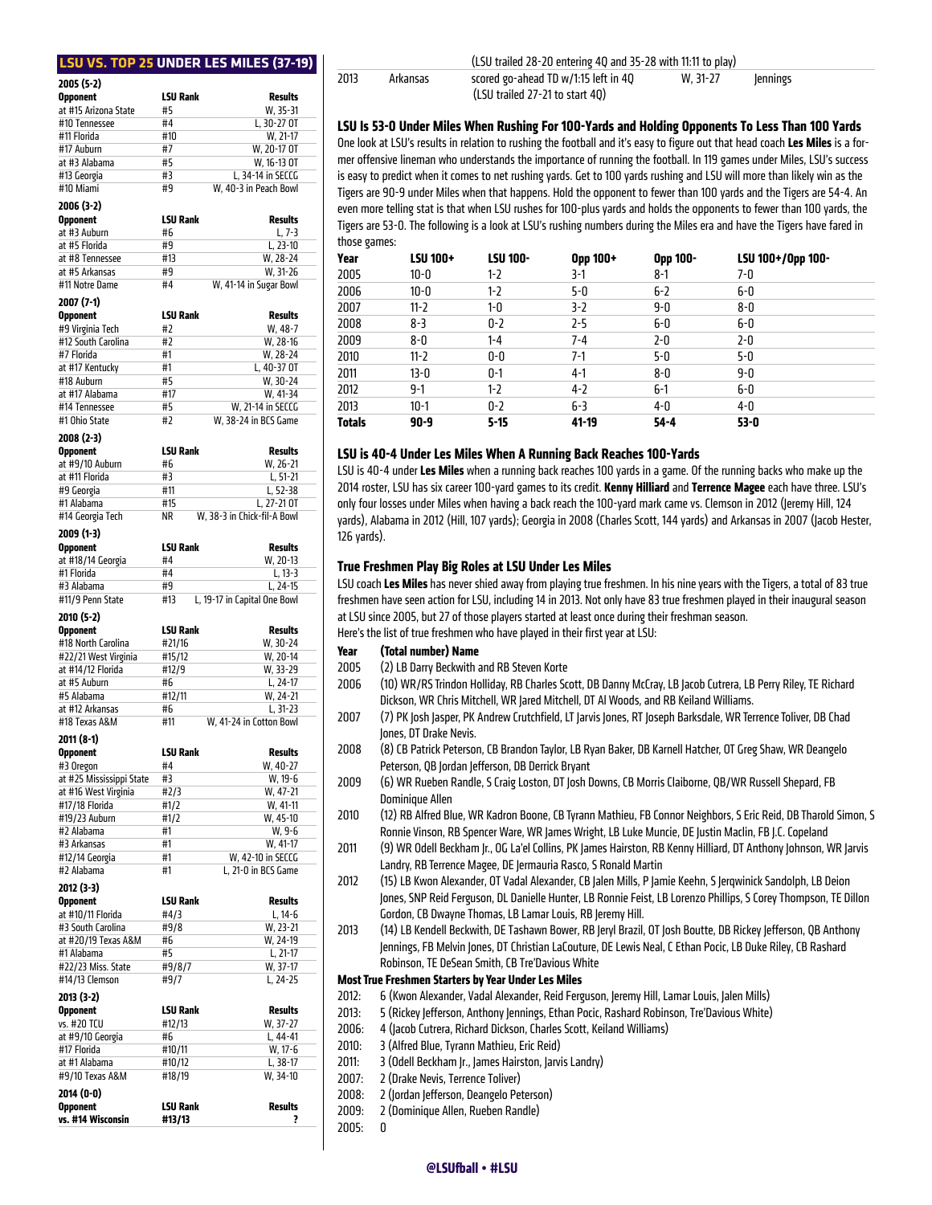## LSU VS. TOP 25 UNDER LES MILES (37-19)

**2005 (5-2)**

| Opponent | LSU Rank | Results |
|---|---|---|
| at #15 Arizona State | #5 | W, 35-31 |
| #10 Tennessee | #4 | L, 30-27 OT |
| #11 Florida | #10 | W, 21-17 |
| #17 Auburn | #7 | W, 20-17 OT |
| at #3 Alabama | #5 | W, 16-13 OT |
| #13 Georgia | #3 | L, 34-14 in SECCG |
| #10 Miami | #9 | W, 40-3 in Peach Bowl |

**2006 (3-2)**

| Opponent | LSU Rank | Results |
|---|---|---|
| at #3 Auburn | #6 | L, 7-3 |
| at #5 Florida | #9 | L, 23-10 |
| at #8 Tennessee | #13 | W, 28-24 |
| at #5 Arkansas | #9 | W, 31-26 |
| #11 Notre Dame | #4 | W, 41-14 in Sugar Bowl |

**2007 (7-1)**

| Opponent | LSU Rank | Results |
|---|---|---|
| #9 Virginia Tech | #2 | W, 48-7 |
| #12 South Carolina | #2 | W, 28-16 |
| #7 Florida | #1 | W, 28-24 |
| at #17 Kentucky | #1 | L, 40-37 OT |
| #18 Auburn | #5 | W, 30-24 |
| at #17 Alabama | #17 | W, 41-34 |
| #14 Tennessee | #5 | W, 21-14 in SECCG |
| #1 Ohio State | #2 | W, 38-24 in BCS Game |

**2008 (2-3)**

| Opponent | LSU Rank | Results |
|---|---|---|
| at #9/10 Auburn | #6 | W, 26-21 |
| at #11 Florida | #3 | L, 51-21 |
| #9 Georgia | #11 | L, 52-38 |
| #1 Alabama | #15 | L, 27-21 OT |
| #14 Georgia Tech | NR | W, 38-3 in Chick-fil-A Bowl |

**2009 (1-3)**

| Opponent | LSU Rank | Results |
|---|---|---|
| at #18/14 Georgia | #4 | W, 20-13 |
| #1 Florida | #4 | L, 13-3 |
| #3 Alabama | #9 | L, 24-15 |
| #11/9 Penn State | #13 | L, 19-17 in Capital One Bowl |

**2010 (5-2)**

| Opponent | LSU Rank | Results |
|---|---|---|
| #18 North Carolina | #21/16 | W, 30-24 |
| #22/21 West Virginia | #15/12 | W, 20-14 |
| at #14/12 Florida | #12/9 | W, 33-29 |
| at #5 Auburn | #6 | L, 24-17 |
| #5 Alabama | #12/11 | W, 24-21 |
| at #12 Arkansas | #6 | L, 31-23 |
| #18 Texas A&M | #11 | W, 41-24 in Cotton Bowl |

**2011 (8-1)**

| Opponent | LSU Rank | Results |
|---|---|---|
| #3 Oregon | #4 | W, 40-27 |
| at #25 Mississippi State | #3 | W, 19-6 |
| at #16 West Virginia | #2/3 | W, 47-21 |
| #17/18 Florida | #1/2 | W, 41-11 |
| #19/23 Auburn | #1/2 | W, 45-10 |
| #2 Alabama | #1 | W, 9-6 |
| #3 Arkansas | #1 | W, 41-17 |
| #12/14 Georgia | #1 | W, 42-10 in SECCG |
| #2 Alabama | #1 | L, 21-0 in BCS Game |

**2012 (3-3)**

| Opponent | LSU Rank | Results |
|---|---|---|
| at #10/11 Florida | #4/3 | L, 14-6 |
| #3 South Carolina | #9/8 | W, 23-21 |
| at #20/19 Texas A&M | #6 | W, 24-19 |
| #1 Alabama | #5 | L, 21-17 |
| #22/23 Miss. State | #9/8/7 | W, 37-17 |
| #14/13 Clemson | #9/7 | L, 24-25 |

**2013 (3-2)**

| Opponent | LSU Rank | Results |
|---|---|---|
| vs. #20 TCU | #12/13 | W, 37-27 |
| at #9/10 Georgia | #6 | L, 44-41 |
| #17 Florida | #10/11 | W, 17-6 |
| at #1 Alabama | #10/12 | L, 38-17 |
| #9/10 Texas A&M | #18/19 | W, 34-10 |

**2014 (0-0)**

| Opponent | LSU Rank | Results |
|---|---|---|
| **vs. #14 Wisconsin** | **#13/13** | **?** |

| | | | | |
|---|---|---|---|---|
| | | (LSU trailed 28-20 entering 4Q and 35-28 with 11:11 to play) | | |
| 2013 | Arkansas | scored go-ahead TD w/1:15 left in 4Q (LSU trailed 27-21 to start 4Q) | W, 31-27 | Jennings |

### LSU Is 53-0 Under Miles When Rushing For 100-Yards and Holding Opponents To Less Than 100 Yards

One look at LSU's results in relation to rushing the football and it's easy to figure out that head coach **Les Miles** is a former offensive lineman who understands the importance of running the football. In 119 games under Miles, LSU's success is easy to predict when it comes to net rushing yards. Get to 100 yards rushing and LSU will more than likely win as the Tigers are 90-9 under Miles when that happens. Hold the opponent to fewer than 100 yards and the Tigers are 54-4. An even more telling stat is that when LSU rushes for 100-plus yards and holds the opponents to fewer than 100 yards, the Tigers are 53-0. The following is a look at LSU's rushing numbers during the Miles era and have the Tigers have fared in those games:

| Year | LSU 100+ | LSU 100- | Opp 100+ | Opp 100- | LSU 100+/Opp 100- |
|---|---|---|---|---|---|
| 2005 | 10-0 | 1-2 | 3-1 | 8-1 | 7-0 |
| 2006 | 10-0 | 1-2 | 5-0 | 6-2 | 6-0 |
| 2007 | 11-2 | 1-0 | 3-2 | 9-0 | 8-0 |
| 2008 | 8-3 | 0-2 | 2-5 | 6-0 | 6-0 |
| 2009 | 8-0 | 1-4 | 7-4 | 2-0 | 2-0 |
| 2010 | 11-2 | 0-0 | 7-1 | 5-0 | 5-0 |
| 2011 | 13-0 | 0-1 | 4-1 | 8-0 | 9-0 |
| 2012 | 9-1 | 1-2 | 4-2 | 6-1 | 6-0 |
| 2013 | 10-1 | 0-2 | 6-3 | 4-0 | 4-0 |
| **Totals** | **90-9** | **5-15** | **41-19** | **54-4** | **53-0** |

### LSU is 40-4 Under Les Miles When A Running Back Reaches 100-Yards

LSU is 40-4 under **Les Miles** when a running back reaches 100 yards in a game. Of the running backs who make up the 2014 roster, LSU has six career 100-yard games to its credit. **Kenny Hilliard** and **Terrence Magee** each have three. LSU's only four losses under Miles when having a back reach the 100-yard mark came vs. Clemson in 2012 (Jeremy Hill, 124 yards), Alabama in 2012 (Hill, 107 yards); Georgia in 2008 (Charles Scott, 144 yards) and Arkansas in 2007 (Jacob Hester, 126 yards).

### True Freshmen Play Big Roles at LSU Under Les Miles

LSU coach **Les Miles** has never shied away from playing true freshmen. In his nine years with the Tigers, a total of 83 true freshmen have seen action for LSU, including 14 in 2013. Not only have 83 true freshmen played in their inaugural season at LSU since 2005, but 27 of those players started at least once during their freshman season.

Here's the list of true freshmen who have played in their first year at LSU:

| Year | (Total number) Name |
|---|---|
| 2005 | (2) LB Darry Beckwith and RB Steven Korte |
| 2006 | (10) WR/RS Trindon Holliday, RB Charles Scott, DB Danny McCray, LB Jacob Cutrera, LB Perry Riley, TE Richard Dickson, WR Chris Mitchell, WR Jared Mitchell, DT Al Woods, and RB Keiland Williams. |
| 2007 | (7) PK Josh Jasper, PK Andrew Crutchfield, LT Jarvis Jones, RT Joseph Barksdale, WR Terrence Toliver, DB Chad Jones, DT Drake Nevis. |
| 2008 | (8) CB Patrick Peterson, CB Brandon Taylor, LB Ryan Baker, DB Karnell Hatcher, OT Greg Shaw, WR Deangelo Peterson, QB Jordan Jefferson, DB Derrick Bryant |
| 2009 | (6) WR Rueben Randle, S Craig Loston, DT Josh Downs, CB Morris Claiborne, QB/WR Russell Shepard, FB Dominique Allen |
| 2010 | (12) RB Alfred Blue, WR Kadron Boone, CB Tyrann Mathieu, FB Connor Neighbors, S Eric Reid, DB Tharold Simon, S Ronnie Vinson, RB Spencer Ware, WR James Wright, LB Luke Muncie, DE Justin Maclin, FB J.C. Copeland |
| 2011 | (9) WR Odell Beckham Jr., OG La'el Collins, PK James Hairston, RB Kenny Hilliard, DT Anthony Johnson, WR Jarvis Landry, RB Terrence Magee, DE Jermauria Rasco, S Ronald Martin |
| 2012 | (15) LB Kwon Alexander, DT Vadal Alexander, CB Jalen Mills, P Jamie Keehn, S Jerqwinick Sandolph, LB Deion Jones, SNP Reid Ferguson, DL Danielle Hunter, LB Ronnie Feist, LB Lorenzo Phillips, S Corey Thompson, TE Dillon Gordon, CB Dwayne Thomas, LB Lamar Louis, RB Jeremy Hill. |
| 2013 | (14) LB Kendell Beckwith, DE Tashawn Bower, RB Jeryl Brazil, OT Josh Boutte, DB Rickey Jefferson, QB Anthony Jennings, FB Melvin Jones, DT Christian LaCouture, DE Lewis Neal, C Ethan Pocic, LB Duke Riley, CB Rashard Robinson, TE DeSean Smith, CB Tre'Davious White |

**Most True Freshmen Starters by Year Under Les Miles**

- 2012: 6 (Kwon Alexander, Vadal Alexander, Reid Ferguson, Jeremy Hill, Lamar Louis, Jalen Mills)
- 2013: 5 (Rickey Jefferson, Anthony Jennings, Ethan Pocic, Rashard Robinson, Tre'Davious White)
- 2006: 4 (Jacob Cutrera, Richard Dickson, Charles Scott, Keiland Williams)
- 2010: 3 (Alfred Blue, Tyrann Mathieu, Eric Reid)
- 2011: 3 (Odell Beckham Jr., James Hairston, Jarvis Landry)
- 2007: 2 (Drake Nevis, Terrence Toliver)
- 2008: 2 (Jordan Jefferson, Deangelo Peterson)
- 2009: 2 (Dominique Allen, Rueben Randle)
- 2005: 0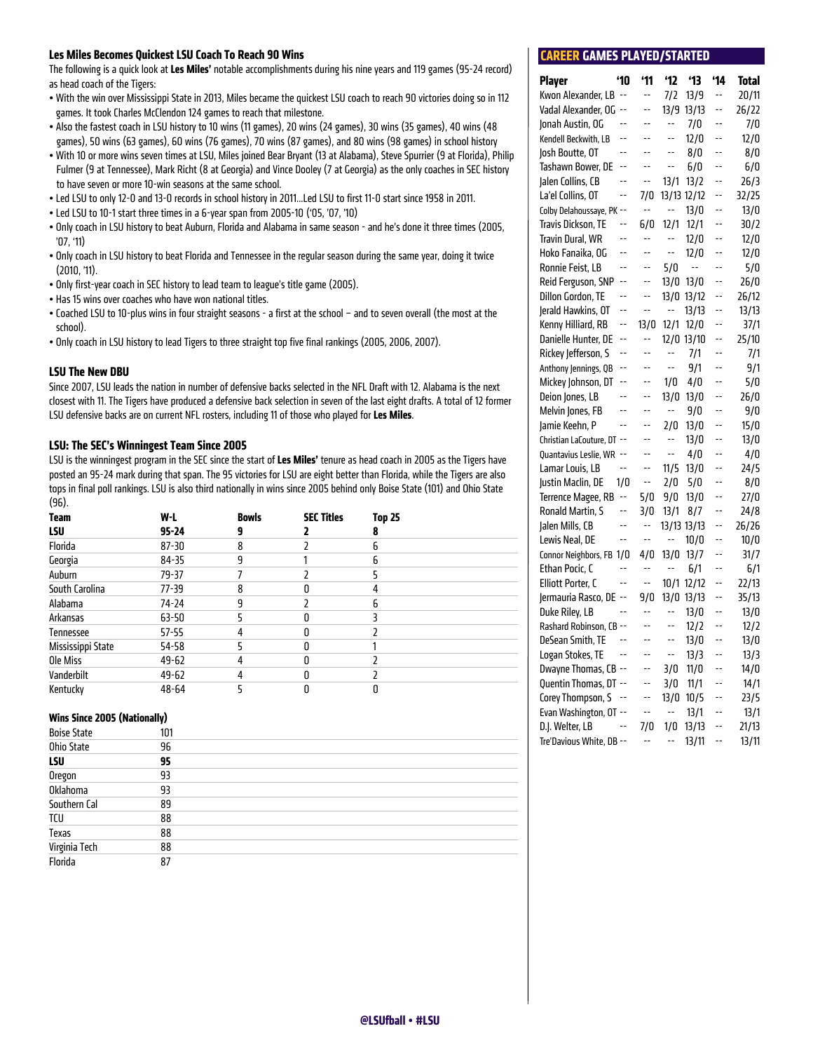### Les Miles Becomes Quickest LSU Coach To Reach 90 Wins

The following is a quick look at **Les Miles'** notable accomplishments during his nine years and 119 games (95-24 record) as head coach of the Tigers:

- With the win over Mississippi State in 2013, Miles became the quickest LSU coach to reach 90 victories doing so in 112 games. It took Charles McClendon 124 games to reach that milestone.
- Also the fastest coach in LSU history to 10 wins (11 games), 20 wins (24 games), 30 wins (35 games), 40 wins (48 games), 50 wins (63 games), 60 wins (76 games), 70 wins (87 games), and 80 wins (98 games) in school history
- With 10 or more wins seven times at LSU, Miles joined Bear Bryant (13 at Alabama), Steve Spurrier (9 at Florida), Philip Fulmer (9 at Tennessee), Mark Richt (8 at Georgia) and Vince Dooley (7 at Georgia) as the only coaches in SEC history to have seven or more 10-win seasons at the same school.
- Led LSU to only 12-0 and 13-0 records in school history in 2011...Led LSU to first 11-0 start since 1958 in 2011.
- Led LSU to 10-1 start three times in a 6-year span from 2005-10 ('05, '07, '10)
- Only coach in LSU history to beat Auburn, Florida and Alabama in same season - and he's done it three times (2005, '07, '11)
- Only coach in LSU history to beat Florida and Tennessee in the regular season during the same year, doing it twice (2010, '11).
- Only first-year coach in SEC history to lead team to league's title game (2005).
- Has 15 wins over coaches who have won national titles.
- Coached LSU to 10-plus wins in four straight seasons - a first at the school – and to seven overall (the most at the school).
- Only coach in LSU history to lead Tigers to three straight top five final rankings (2005, 2006, 2007).

### LSU The New DBU

Since 2007, LSU leads the nation in number of defensive backs selected in the NFL Draft with 12. Alabama is the next closest with 11. The Tigers have produced a defensive back selection in seven of the last eight drafts. A total of 12 former LSU defensive backs are on current NFL rosters, including 11 of those who played for **Les Miles**.

### LSU: The SEC's Winningest Team Since 2005

LSU is the winningest program in the SEC since the start of **Les Miles'** tenure as head coach in 2005 as the Tigers have posted an 95-24 mark during that span. The 95 victories for LSU are eight better than Florida, while the Tigers are also tops in final poll rankings. LSU is also third nationally in wins since 2005 behind only Boise State (101) and Ohio State (96).

| Team | W-L | Bowls | SEC Titles | Top 25 |
|---|---|---|---|---|
| **LSU** | **95-24** | **9** | **2** | **8** |
| Florida | 87-30 | 8 | 2 | 6 |
| Georgia | 84-35 | 9 | 1 | 6 |
| Auburn | 79-37 | 7 | 2 | 5 |
| South Carolina | 77-39 | 8 | 0 | 4 |
| Alabama | 74-24 | 9 | 2 | 6 |
| Arkansas | 63-50 | 5 | 0 | 3 |
| Tennessee | 57-55 | 4 | 0 | 2 |
| Mississippi State | 54-58 | 5 | 0 | 1 |
| Ole Miss | 49-62 | 4 | 0 | 2 |
| Vanderbilt | 49-62 | 4 | 0 | 2 |
| Kentucky | 48-64 | 5 | 0 | 0 |

### Wins Since 2005 (Nationally)

| | |
|---|---|
| Boise State | 101 |
| Ohio State | 96 |
| **LSU** | **95** |
| Oregon | 93 |
| Oklahoma | 93 |
| Southern Cal | 89 |
| TCU | 88 |
| Texas | 88 |
| Virginia Tech | 88 |
| Florida | 87 |

### CAREER GAMES PLAYED/STARTED

| Player | '10 | '11 | '12 | '13 | '14 | Total |
|---|---|---|---|---|---|---|
| Kwon Alexander, LB | -- | -- | 7/2 | 13/9 | -- | 20/11 |
| Vadal Alexander, OG | -- | -- | 13/9 | 13/13 | -- | 26/22 |
| Jonah Austin, OG | -- | -- | -- | 7/0 | -- | 7/0 |
| Kendell Beckwith, LB | -- | -- | -- | 12/0 | -- | 12/0 |
| Josh Boutte, OT | -- | -- | -- | 8/0 | -- | 8/0 |
| Tashawn Bower, DE | -- | -- | -- | 6/0 | -- | 6/0 |
| Jalen Collins, CB | -- | -- | 13/1 | 13/2 | -- | 26/3 |
| La'el Collins, OT | -- | 7/0 | 13/13 | 12/12 | -- | 32/25 |
| Colby Delahoussaye, PK | -- | -- | -- | 13/0 | -- | 13/0 |
| Travis Dickson, TE | -- | 6/0 | 12/1 | 12/1 | -- | 30/2 |
| Travin Dural, WR | -- | -- | -- | 12/0 | -- | 12/0 |
| Hoko Fanaika, OG | -- | -- | -- | 12/0 | -- | 12/0 |
| Ronnie Feist, LB | -- | -- | 5/0 | -- | -- | 5/0 |
| Reid Ferguson, SNP | -- | -- | 13/0 | 13/0 | -- | 26/0 |
| Dillon Gordon, TE | -- | -- | 13/0 | 13/12 | -- | 26/12 |
| Jerald Hawkins, OT | -- | -- | -- | 13/13 | -- | 13/13 |
| Kenny Hilliard, RB | -- | 13/0 | 12/1 | 12/0 | -- | 37/1 |
| Danielle Hunter, DE | -- | -- | 12/0 | 13/10 | -- | 25/10 |
| Rickey Jefferson, S | -- | -- | -- | 7/1 | -- | 7/1 |
| Anthony Jennings, QB | -- | -- | -- | 9/1 | -- | 9/1 |
| Mickey Johnson, DT | -- | -- | 1/0 | 4/0 | -- | 5/0 |
| Deion Jones, LB | -- | -- | 13/0 | 13/0 | -- | 26/0 |
| Melvin Jones, FB | -- | -- | -- | 9/0 | -- | 9/0 |
| Jamie Keehn, P | -- | -- | 2/0 | 13/0 | -- | 15/0 |
| Christian LaCouture, DT | -- | -- | -- | 13/0 | -- | 13/0 |
| Quantavius Leslie, WR | -- | -- | -- | 4/0 | -- | 4/0 |
| Lamar Louis, LB | -- | -- | 11/5 | 13/0 | -- | 24/5 |
| Justin Maclin, DE | 1/0 | -- | 2/0 | 5/0 | -- | 8/0 |
| Terrence Magee, RB | -- | 5/0 | 9/0 | 13/0 | -- | 27/0 |
| Ronald Martin, S | -- | 3/0 | 13/1 | 8/7 | -- | 24/8 |
| Jalen Mills, CB | -- | -- | 13/13 | 13/13 | -- | 26/26 |
| Lewis Neal, DE | -- | -- | -- | 10/0 | -- | 10/0 |
| Connor Neighbors, FB | 1/0 | 4/0 | 13/0 | 13/7 | -- | 31/7 |
| Ethan Pocic, C | -- | -- | -- | 6/1 | -- | 6/1 |
| Elliott Porter, C | -- | -- | 10/1 | 12/12 | -- | 22/13 |
| Jermauria Rasco, DE | -- | 9/0 | 13/0 | 13/13 | -- | 35/13 |
| Duke Riley, LB | -- | -- | -- | 13/0 | -- | 13/0 |
| Rashard Robinson, CB | -- | -- | -- | 12/2 | -- | 12/2 |
| DeSean Smith, TE | -- | -- | -- | 13/0 | -- | 13/0 |
| Logan Stokes, TE | -- | -- | -- | 13/3 | -- | 13/3 |
| Dwayne Thomas, CB | -- | -- | 3/0 | 11/0 | -- | 14/0 |
| Quentin Thomas, DT | -- | -- | 3/0 | 11/1 | -- | 14/1 |
| Corey Thompson, S | -- | -- | 13/0 | 10/5 | -- | 23/5 |
| Evan Washington, OT | -- | -- | -- | 13/1 | -- | 13/1 |
| D.J. Welter, LB | -- | 7/0 | 1/0 | 13/13 | -- | 21/13 |
| Tre'Davious White, DB | -- | -- | -- | 13/11 | -- | 13/11 |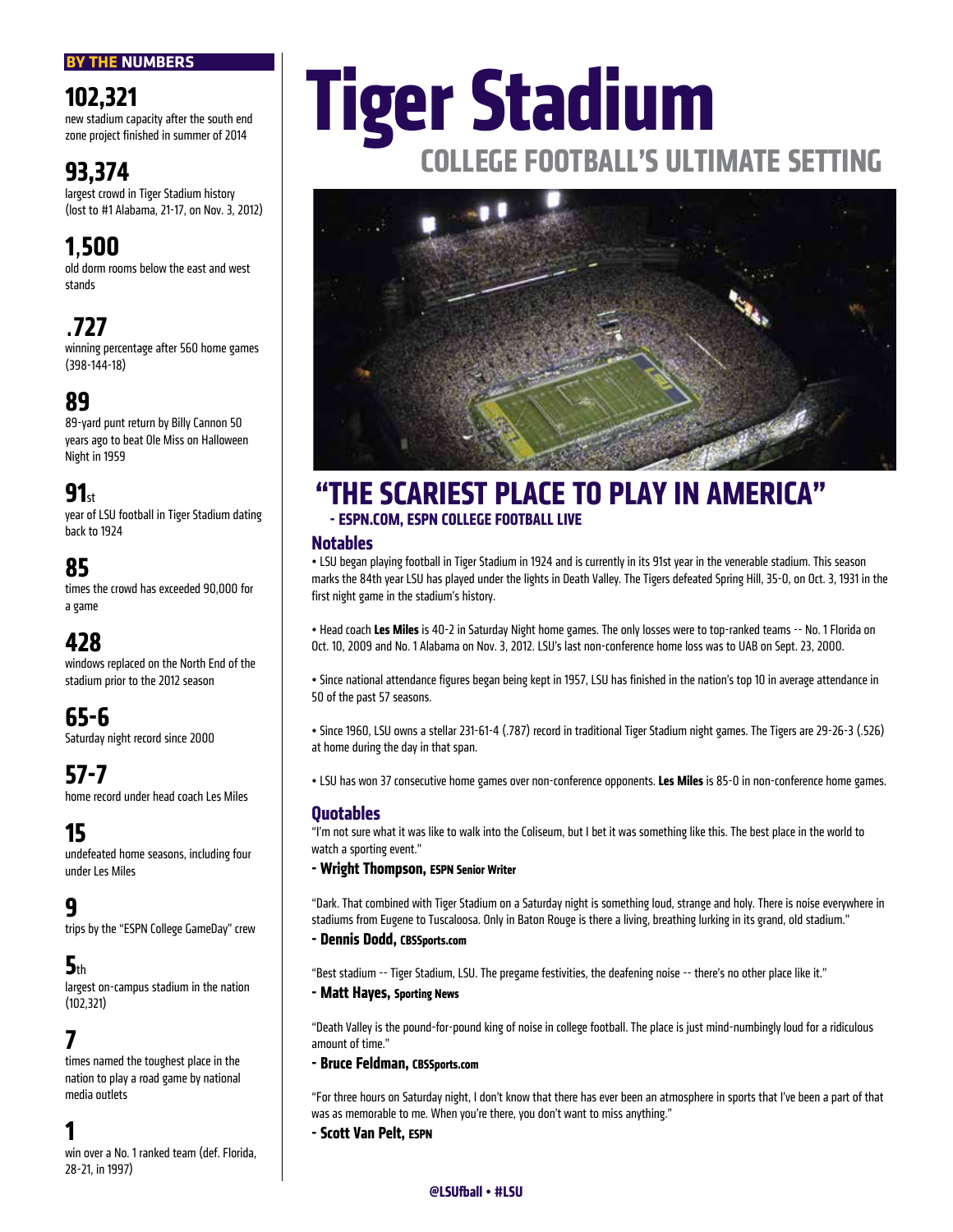# Tiger Stadium

## COLLEGE FOOTBALL'S ULTIMATE SETTING

## "THE SCARIEST PLACE TO PLAY IN AMERICA"

**- ESPN.COM, ESPN COLLEGE FOOTBALL LIVE**

### Notables

• LSU began playing football in Tiger Stadium in 1924 and is currently in its 91st year in the venerable stadium. This season marks the 84th year LSU has played under the lights in Death Valley. The Tigers defeated Spring Hill, 35-0, on Oct. 3, 1931 in the first night game in the stadium's history.

• Head coach **Les Miles** is 40-2 in Saturday Night home games. The only losses were to top-ranked teams -- No. 1 Florida on Oct. 10, 2009 and No. 1 Alabama on Nov. 3, 2012. LSU's last non-conference home loss was to UAB on Sept. 23, 2000.

• Since national attendance figures began being kept in 1957, LSU has finished in the nation's top 10 in average attendance in 50 of the past 57 seasons.

• Since 1960, LSU owns a stellar 231-61-4 (.787) record in traditional Tiger Stadium night games. The Tigers are 29-26-3 (.526) at home during the day in that span.

• LSU has won 37 consecutive home games over non-conference opponents. **Les Miles** is 85-0 in non-conference home games.

### Quotables

"I'm not sure what it was like to walk into the Coliseum, but I bet it was something like this. The best place in the world to watch a sporting event."

**- Wright Thompson, ESPN Senior Writer**

"Dark. That combined with Tiger Stadium on a Saturday night is something loud, strange and holy. There is noise everywhere in stadiums from Eugene to Tuscaloosa. Only in Baton Rouge is there a living, breathing lurking in its grand, old stadium."

**- Dennis Dodd, CBSSports.com**

"Best stadium -- Tiger Stadium, LSU. The pregame festivities, the deafening noise -- there's no other place like it."

**- Matt Hayes, Sporting News**

"Death Valley is the pound-for-pound king of noise in college football. The place is just mind-numbingly loud for a ridiculous amount of time."

**- Bruce Feldman, CBSSports.com**

"For three hours on Saturday night, I don't know that there has ever been an atmosphere in sports that I've been a part of that was as memorable to me. When you're there, you don't want to miss anything."

**- Scott Van Pelt, ESPN**

### BY THE NUMBERS

**102,321**
new stadium capacity after the south end zone project finished in summer of 2014

**93,374**
largest crowd in Tiger Stadium history (lost to #1 Alabama, 21-17, on Nov. 3, 2012)

**1,500**
old dorm rooms below the east and west stands

**.727**
winning percentage after 560 home games (398-144-18)

**89**
89-yard punt return by Billy Cannon 50 years ago to beat Ole Miss on Halloween Night in 1959

**91st**
year of LSU football in Tiger Stadium dating back to 1924

**85**
times the crowd has exceeded 90,000 for a game

**428**
windows replaced on the North End of the stadium prior to the 2012 season

**65-6**
Saturday night record since 2000

**57-7**
home record under head coach Les Miles

**15**
undefeated home seasons, including four under Les Miles

**9**
trips by the "ESPN College GameDay" crew

**5th**
largest on-campus stadium in the nation (102,321)

**7**
times named the toughest place in the nation to play a road game by national media outlets

**1**
win over a No. 1 ranked team (def. Florida, 28-21, in 1997)

@LSUfball • #LSU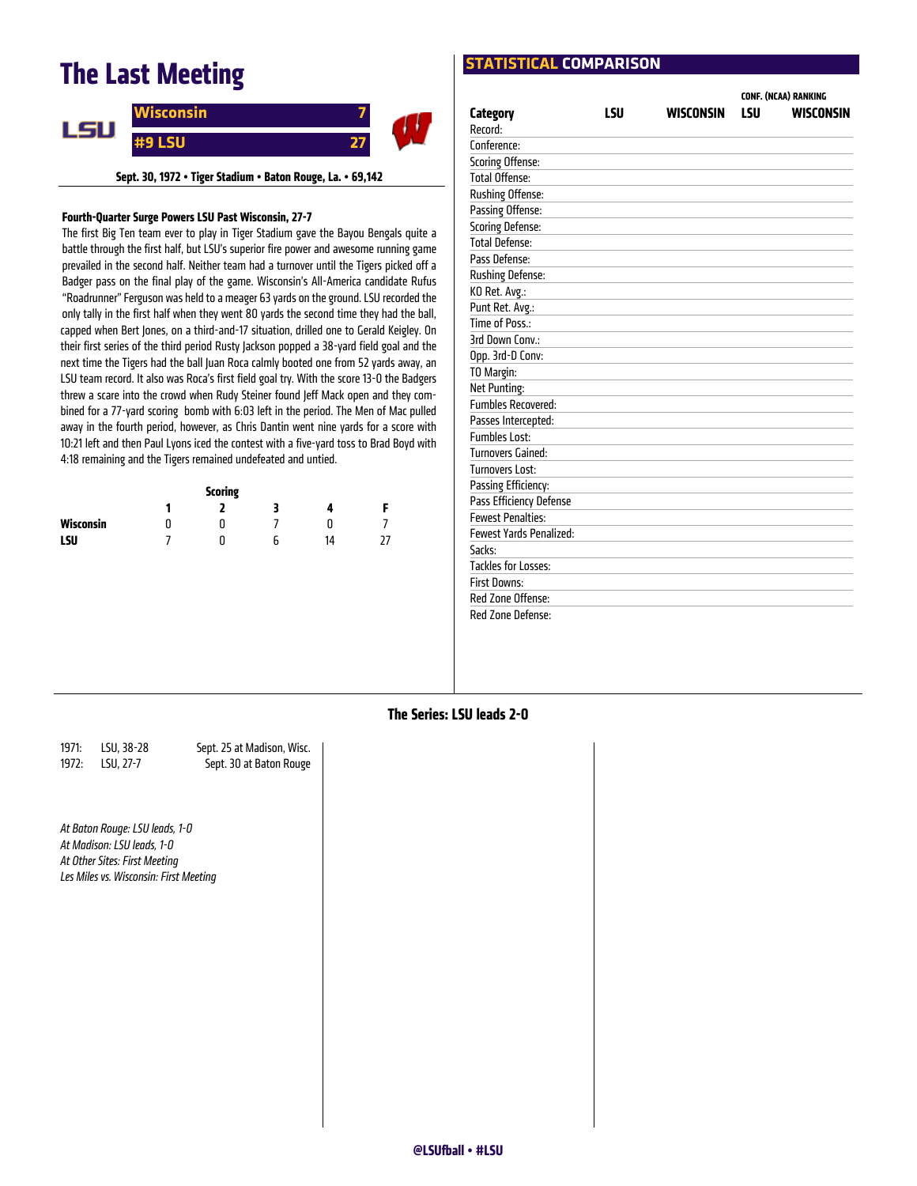# The Last Meeting

| | |
|---|---|
| Wisconsin | 7 |
| #9 LSU | 27 |

**Sept. 30, 1972 • Tiger Stadium • Baton Rouge, La. • 69,142**

**Fourth-Quarter Surge Powers LSU Past Wisconsin, 27-7**

The first Big Ten team ever to play in Tiger Stadium gave the Bayou Bengals quite a battle through the first half, but LSU's superior fire power and awesome running game prevailed in the second half. Neither team had a turnover until the Tigers picked off a Badger pass on the final play of the game. Wisconsin's All-America candidate Rufus "Roadrunner" Ferguson was held to a meager 63 yards on the ground. LSU recorded the only tally in the first half when they went 80 yards the second time they had the ball, capped when Bert Jones, on a third-and-17 situation, drilled one to Gerald Keigley. On their first series of the third period Rusty Jackson popped a 38-yard field goal and the next time the Tigers had the ball Juan Roca calmly booted one from 52 yards away, an LSU team record. It also was Roca's first field goal try. With the score 13-0 the Badgers threw a scare into the crowd when Rudy Steiner found Jeff Mack open and they combined for a 77-yard scoring bomb with 6:03 left in the period. The Men of Mac pulled away in the fourth period, however, as Chris Dantin went nine yards for a score with 10:21 left and then Paul Lyons iced the contest with a five-yard toss to Brad Boyd with 4:18 remaining and the Tigers remained undefeated and untied.

**Scoring**

| | 1 | 2 | 3 | 4 | F |
|---|---|---|---|---|---|
| **Wisconsin** | 0 | 0 | 7 | 0 | 7 |
| **LSU** | 7 | 0 | 6 | 14 | 27 |

## STATISTICAL COMPARISON

| | | | CONF. (NCAA) RANKING | |
|---|---|---|---|---|
| **Category** | **LSU** | **WISCONSIN** | **LSU** | **WISCONSIN** |
| Record: | | | | |
| Conference: | | | | |
| Scoring Offense: | | | | |
| Total Offense: | | | | |
| Rushing Offense: | | | | |
| Passing Offense: | | | | |
| Scoring Defense: | | | | |
| Total Defense: | | | | |
| Pass Defense: | | | | |
| Rushing Defense: | | | | |
| KO Ret. Avg.: | | | | |
| Punt Ret. Avg.: | | | | |
| Time of Poss.: | | | | |
| 3rd Down Conv.: | | | | |
| Opp. 3rd-D Conv: | | | | |
| TO Margin: | | | | |
| Net Punting: | | | | |
| Fumbles Recovered: | | | | |
| Passes Intercepted: | | | | |
| Fumbles Lost: | | | | |
| Turnovers Gained: | | | | |
| Turnovers Lost: | | | | |
| Passing Efficiency: | | | | |
| Pass Efficiency Defense | | | | |
| Fewest Penalties: | | | | |
| Fewest Yards Penalized: | | | | |
| Sacks: | | | | |
| Tackles for Losses: | | | | |
| First Downs: | | | | |
| Red Zone Offense: | | | | |
| Red Zone Defense: | | | | |

## The Series: LSU leads 2-0

| | | |
|---|---|---|
| 1971: | LSU, 38-28 | Sept. 25 at Madison, Wisc. |
| 1972: | LSU, 27-7 | Sept. 30 at Baton Rouge |

*At Baton Rouge: LSU leads, 1-0*
*At Madison: LSU leads, 1-0*
*At Other Sites: First Meeting*
*Les Miles vs. Wisconsin: First Meeting*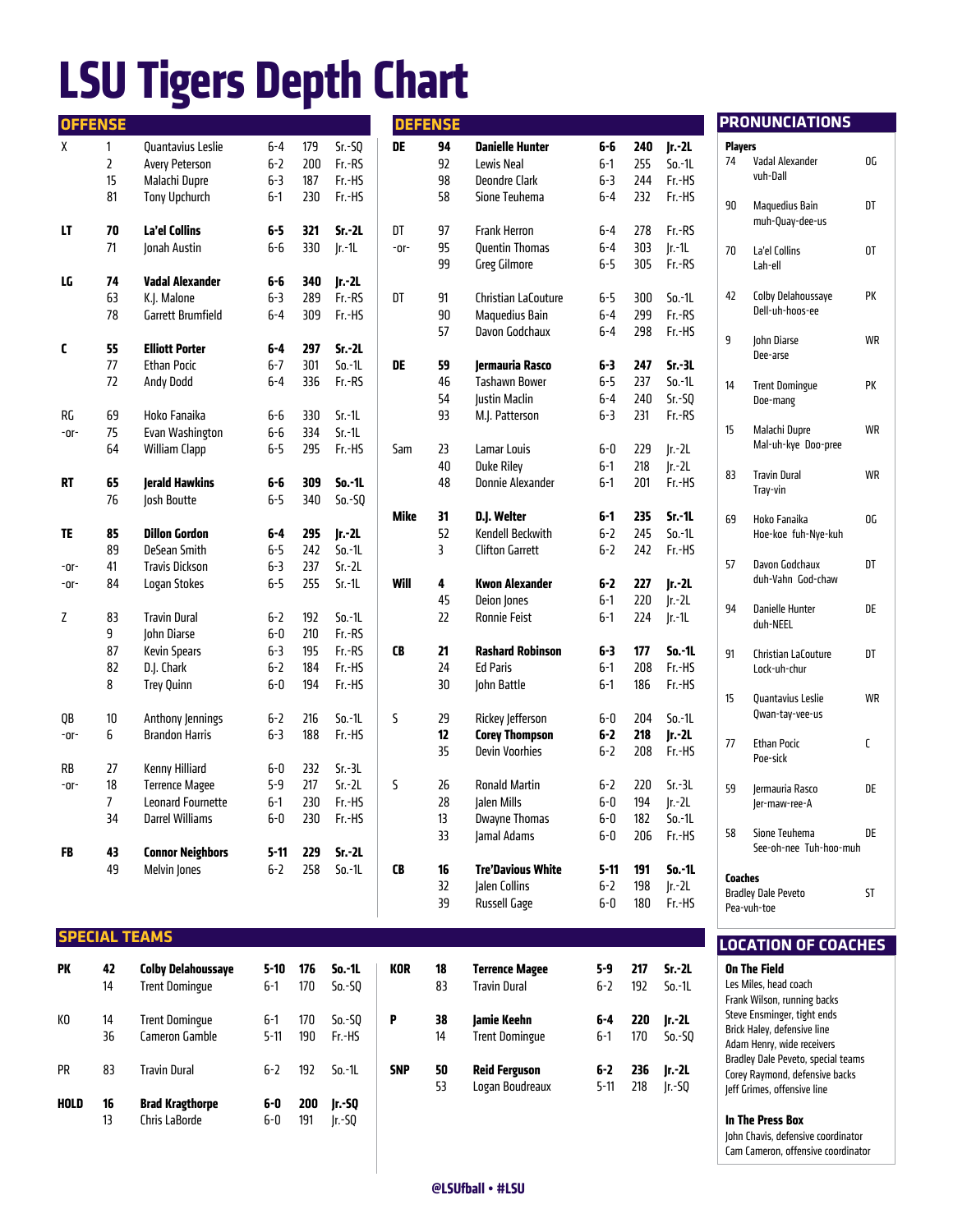# LSU Tigers Depth Chart

## OFFENSE

| | | | | | |
|---|---|---|---|---|---|
| X | 1 | Quantavius Leslie | 6-4 | 179 | Sr.-SQ |
| | 2 | Avery Peterson | 6-2 | 200 | Fr.-RS |
| | 15 | Malachi Dupre | 6-3 | 187 | Fr.-HS |
| | 81 | Tony Upchurch | 6-1 | 230 | Fr.-HS |
| **LT** | **70** | **La'el Collins** | **6-5** | **321** | **Sr.-2L** |
| | 71 | Jonah Austin | 6-6 | 330 | Jr.-1L |
| **LG** | **74** | **Vadal Alexander** | **6-6** | **340** | **Jr.-2L** |
| | 63 | K.J. Malone | 6-3 | 289 | Fr.-RS |
| | 78 | Garrett Brumfield | 6-4 | 309 | Fr.-HS |
| **C** | **55** | **Elliott Porter** | **6-4** | **297** | **Sr.-2L** |
| | 77 | Ethan Pocic | 6-7 | 301 | So.-1L |
| | 72 | Andy Dodd | 6-4 | 336 | Fr.-RS |
| RG | 69 | Hoko Fanaika | 6-6 | 330 | Sr.-1L |
| -or- | 75 | Evan Washington | 6-6 | 334 | Sr.-1L |
| | 64 | William Clapp | 6-5 | 295 | Fr.-HS |
| **RT** | **65** | **Jerald Hawkins** | **6-6** | **309** | **So.-1L** |
| | 76 | Josh Boutte | 6-5 | 340 | So.-SQ |
| **TE** | **85** | **Dillon Gordon** | **6-4** | **295** | **Jr.-2L** |
| | 89 | DeSean Smith | 6-5 | 242 | So.-1L |
| -or- | 41 | Travis Dickson | 6-3 | 237 | Sr.-2L |
| -or- | 84 | Logan Stokes | 6-5 | 255 | Sr.-1L |
| Z | 83 | Travin Dural | 6-2 | 192 | So.-1L |
| | 9 | John Diarse | 6-0 | 210 | Fr.-RS |
| | 87 | Kevin Spears | 6-3 | 195 | Fr.-RS |
| | 82 | D.J. Chark | 6-2 | 184 | Fr.-HS |
| | 8 | Trey Quinn | 6-0 | 194 | Fr.-HS |
| QB | 10 | Anthony Jennings | 6-2 | 216 | So.-1L |
| -or- | 6 | Brandon Harris | 6-3 | 188 | Fr.-HS |
| RB | 27 | Kenny Hilliard | 6-0 | 232 | Sr.-3L |
| -or- | 18 | Terrence Magee | 5-9 | 217 | Sr.-2L |
| | 7 | Leonard Fournette | 6-1 | 230 | Fr.-HS |
| | 34 | Darrel Williams | 6-0 | 230 | Fr.-HS |
| **FB** | **43** | **Connor Neighbors** | **5-11** | **229** | **Sr.-2L** |
| | 49 | Melvin Jones | 6-2 | 258 | So.-1L |

## DEFENSE

| | | | | | |
|---|---|---|---|---|---|
| **DE** | **94** | **Danielle Hunter** | **6-6** | **240** | **Jr.-2L** |
| | 92 | Lewis Neal | 6-1 | 255 | So.-1L |
| | 98 | Deondre Clark | 6-3 | 244 | Fr.-HS |
| | 58 | Sione Teuhema | 6-4 | 232 | Fr.-HS |
| DT | 97 | Frank Herron | 6-4 | 278 | Fr.-RS |
| -or- | 95 | Quentin Thomas | 6-4 | 303 | Jr.-1L |
| | 99 | Greg Gilmore | 6-5 | 305 | Fr.-RS |
| DT | 91 | Christian LaCouture | 6-5 | 300 | So.-1L |
| | 90 | Maquedius Bain | 6-4 | 299 | Fr.-RS |
| | 57 | Davon Godchaux | 6-4 | 298 | Fr.-HS |
| **DE** | **59** | **Jermauria Rasco** | **6-3** | **247** | **Sr.-3L** |
| | 46 | Tashawn Bower | 6-5 | 237 | So.-1L |
| | 54 | Justin Maclin | 6-4 | 240 | Sr.-SQ |
| | 93 | M.J. Patterson | 6-3 | 231 | Fr.-RS |
| Sam | 23 | Lamar Louis | 6-0 | 229 | Jr.-2L |
| | 40 | Duke Riley | 6-1 | 218 | Jr.-2L |
| | 48 | Donnie Alexander | 6-1 | 201 | Fr.-HS |
| **Mike** | **31** | **D.J. Welter** | **6-1** | **235** | **Sr.-1L** |
| | 52 | Kendell Beckwith | 6-2 | 245 | So.-1L |
| | 3 | Clifton Garrett | 6-2 | 242 | Fr.-HS |
| **Will** | **4** | **Kwon Alexander** | **6-2** | **227** | **Jr.-2L** |
| | 45 | Deion Jones | 6-1 | 220 | Jr.-2L |
| | 22 | Ronnie Feist | 6-1 | 224 | Jr.-1L |
| **CB** | **21** | **Rashard Robinson** | **6-3** | **177** | **So.-1L** |
| | 24 | Ed Paris | 6-1 | 208 | Fr.-HS |
| | 30 | John Battle | 6-1 | 186 | Fr.-HS |
| S | 29 | Rickey Jefferson | 6-0 | 204 | So.-1L |
| | **12** | **Corey Thompson** | **6-2** | **218** | **Jr.-2L** |
| | 35 | Devin Voorhies | 6-2 | 208 | Fr.-HS |
| S | 26 | Ronald Martin | 6-2 | 220 | Sr.-3L |
| | 28 | Jalen Mills | 6-0 | 194 | Jr.-2L |
| | 13 | Dwayne Thomas | 6-0 | 182 | So.-1L |
| | 33 | Jamal Adams | 6-0 | 206 | Fr.-HS |
| **CB** | **16** | **Tre'Davious White** | **5-11** | **191** | **So.-1L** |
| | 32 | Jalen Collins | 6-2 | 198 | Jr.-2L |
| | 39 | Russell Gage | 6-0 | 180 | Fr.-HS |

## SPECIAL TEAMS

| | | | | | |
|---|---|---|---|---|---|
| **PK** | **42** | **Colby Delahoussaye** | **5-10** | **176** | **So.-1L** |
| | 14 | Trent Domingue | 6-1 | 170 | So.-SQ |
| KO | 14 | Trent Domingue | 6-1 | 170 | So.-SQ |
| | 36 | Cameron Gamble | 5-11 | 190 | Fr.-HS |
| PR | 83 | Travin Dural | 6-2 | 192 | So.-1L |
| **HOLD** | **16** | **Brad Kragthorpe** | **6-0** | **200** | **Jr.-SQ** |
| | 13 | Chris LaBorde | 6-0 | 191 | Jr.-SQ |
| **KOR** | **18** | **Terrence Magee** | **5-9** | **217** | **Sr.-2L** |
| | 83 | Travin Dural | 6-2 | 192 | So.-1L |
| **P** | **38** | **Jamie Keehn** | **6-4** | **220** | **Jr.-2L** |
| | 14 | Trent Domingue | 6-1 | 170 | So.-SQ |
| **SNP** | **50** | **Reid Ferguson** | **6-2** | **236** | **Jr.-2L** |
| | 53 | Logan Boudreaux | 5-11 | 218 | Jr.-SQ |

## PRONUNCIATIONS

**Players**

| | | |
|---|---|---|
| 74 | Vadal Alexander<br>vuh-Dall | OG |
| 90 | Maquedius Bain<br>muh-Quay-dee-us | DT |
| 70 | La'el Collins<br>Lah-ell | OT |
| 42 | Colby Delahoussaye<br>Dell-uh-hoos-ee | PK |
| 9 | John Diarse<br>Dee-arse | WR |
| 14 | Trent Domingue<br>Doe-mang | PK |
| 15 | Malachi Dupre<br>Mal-uh-kye Doo-pree | WR |
| 83 | Travin Dural<br>Tray-vin | WR |
| 69 | Hoko Fanaika<br>Hoe-koe fuh-Nye-kuh | OG |
| 57 | Davon Godchaux<br>duh-Vahn God-chaw | DT |
| 94 | Danielle Hunter<br>duh-NEEL | DE |
| 91 | Christian LaCouture<br>Lock-uh-chur | DT |
| 15 | Quantavius Leslie<br>Qwan-tay-vee-us | WR |
| 77 | Ethan Pocic<br>Poe-sick | C |
| 59 | Jermauria Rasco<br>Jer-maw-ree-A | DE |
| 58 | Sione Teuhema<br>See-oh-nee Tuh-hoo-muh | DE |

**Coaches**

Bradley Dale Peveto — ST
Pea-vuh-toe

## LOCATION OF COACHES

**On The Field**

Les Miles, head coach
Frank Wilson, running backs
Steve Ensminger, tight ends
Brick Haley, defensive line
Adam Henry, wide receivers
Bradley Dale Peveto, special teams
Corey Raymond, defensive backs
Jeff Grimes, offensive line

**In The Press Box**

John Chavis, defensive coordinator
Cam Cameron, offensive coordinator

@LSUfball • #LSU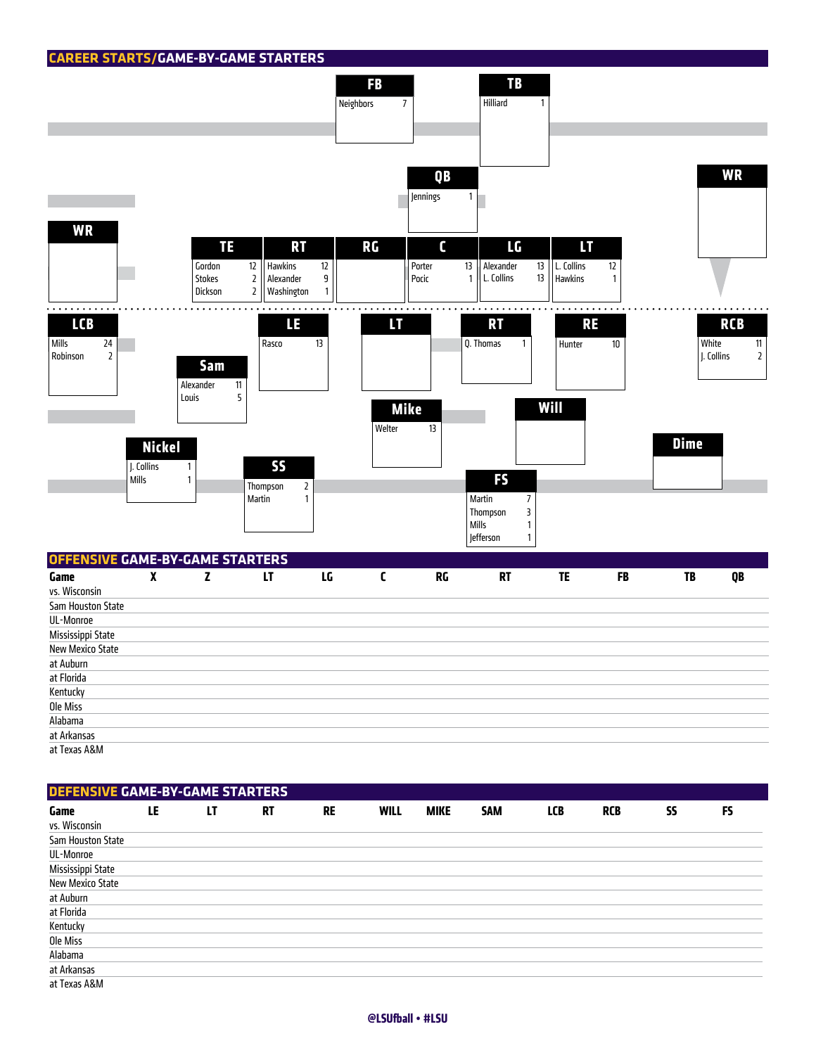## CAREER STARTS/GAME-BY-GAME STARTERS

**FB**
Neighbors 7

**TB**
Hilliard 1

**QB**
Jennings 1

**WR**

**WR**

**TE**
Gordon 12
Stokes 2
Dickson 2

**RT**
Hawkins 12
Alexander 9
Washington 1

**RG**

**C**
Porter 13
Pocic 1

**LG**
Alexander 13
L. Collins 13

**LT**
L. Collins 12
Hawkins 1

**LCB**
Mills 24
Robinson 2

**LE**
Rasco 13

**LT**

**RT**
Q. Thomas 1

**RE**
Hunter 10

**RCB**
White 11
J. Collins 2

**Sam**
Alexander 11
Louis 5

**Mike**
Welter 13

**Will**

**Dime**

**Nickel**
J. Collins 1
Mills 1

**SS**
Thompson 2
Martin 1

**FS**
Martin 7
Thompson 3
Mills 1
Jefferson 1

## OFFENSIVE GAME-BY-GAME STARTERS

| Game | X | Z | LT | LG | C | RG | RT | TE | FB | TB | QB |
|---|---|---|---|---|---|---|---|---|---|---|---|
| vs. Wisconsin | | | | | | | | | | | |
| Sam Houston State | | | | | | | | | | | |
| UL-Monroe | | | | | | | | | | | |
| Mississippi State | | | | | | | | | | | |
| New Mexico State | | | | | | | | | | | |
| at Auburn | | | | | | | | | | | |
| at Florida | | | | | | | | | | | |
| Kentucky | | | | | | | | | | | |
| Ole Miss | | | | | | | | | | | |
| Alabama | | | | | | | | | | | |
| at Arkansas | | | | | | | | | | | |
| at Texas A&M | | | | | | | | | | | |

## DEFENSIVE GAME-BY-GAME STARTERS

| Game | LE | LT | RT | RE | WILL | MIKE | SAM | LCB | RCB | SS | FS |
|---|---|---|---|---|---|---|---|---|---|---|---|
| vs. Wisconsin | | | | | | | | | | | |
| Sam Houston State | | | | | | | | | | | |
| UL-Monroe | | | | | | | | | | | |
| Mississippi State | | | | | | | | | | | |
| New Mexico State | | | | | | | | | | | |
| at Auburn | | | | | | | | | | | |
| at Florida | | | | | | | | | | | |
| Kentucky | | | | | | | | | | | |
| Ole Miss | | | | | | | | | | | |
| Alabama | | | | | | | | | | | |
| at Arkansas | | | | | | | | | | | |
| at Texas A&M | | | | | | | | | | | |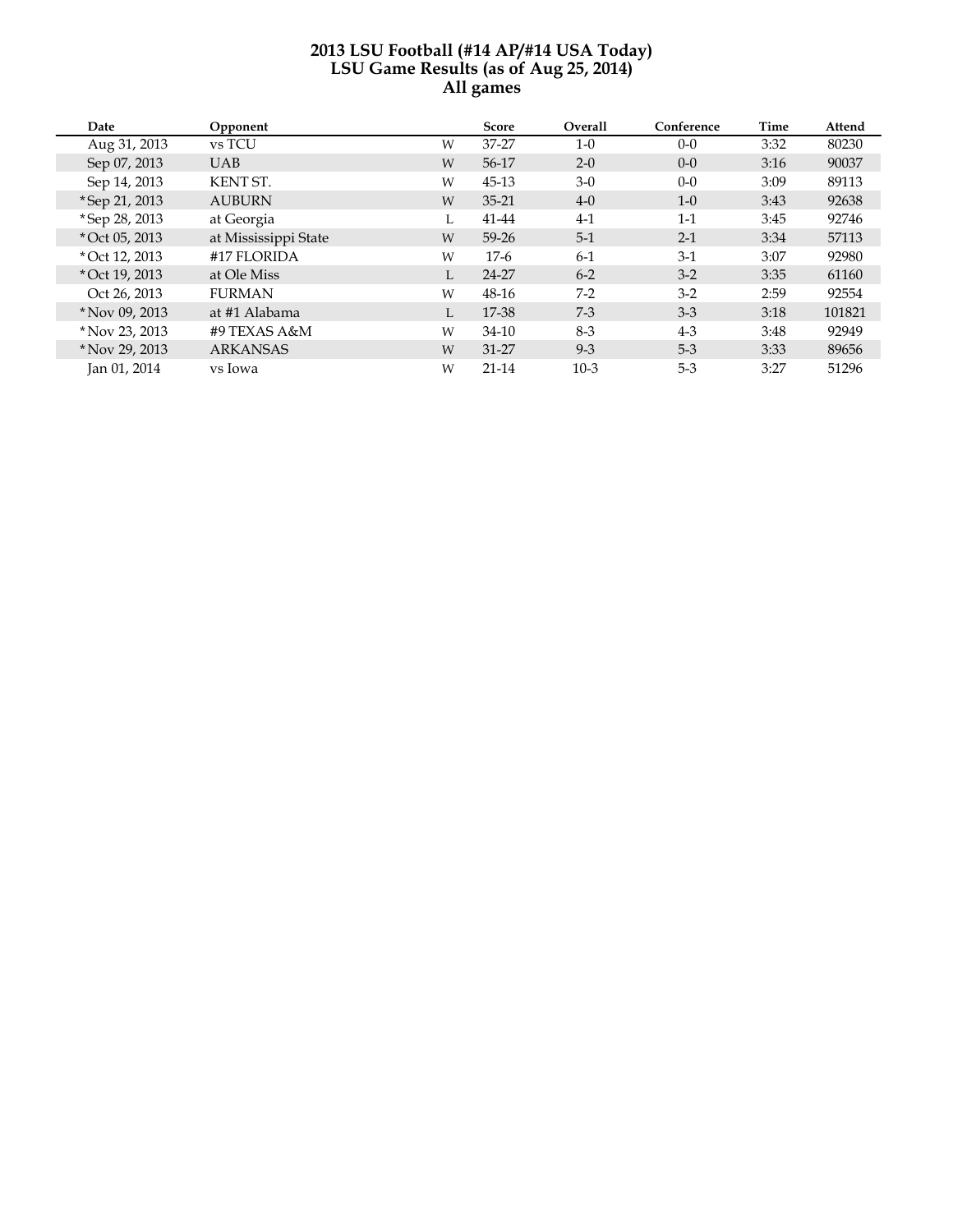# 2013 LSU Football (#14 AP/#14 USA Today)
## LSU Game Results (as of Aug 25, 2014)
## All games

| Date | Opponent | | Score | Overall | Conference | Time | Attend |
|---|---|---|---|---|---|---|---|
| Aug 31, 2013 | vs TCU | W | 37-27 | 1-0 | 0-0 | 3:32 | 80230 |
| Sep 07, 2013 | UAB | W | 56-17 | 2-0 | 0-0 | 3:16 | 90037 |
| Sep 14, 2013 | KENT ST. | W | 45-13 | 3-0 | 0-0 | 3:09 | 89113 |
| *Sep 21, 2013 | AUBURN | W | 35-21 | 4-0 | 1-0 | 3:43 | 92638 |
| *Sep 28, 2013 | at Georgia | L | 41-44 | 4-1 | 1-1 | 3:45 | 92746 |
| *Oct 05, 2013 | at Mississippi State | W | 59-26 | 5-1 | 2-1 | 3:34 | 57113 |
| *Oct 12, 2013 | #17 FLORIDA | W | 17-6 | 6-1 | 3-1 | 3:07 | 92980 |
| *Oct 19, 2013 | at Ole Miss | L | 24-27 | 6-2 | 3-2 | 3:35 | 61160 |
| Oct 26, 2013 | FURMAN | W | 48-16 | 7-2 | 3-2 | 2:59 | 92554 |
| *Nov 09, 2013 | at #1 Alabama | L | 17-38 | 7-3 | 3-3 | 3:18 | 101821 |
| *Nov 23, 2013 | #9 TEXAS A&M | W | 34-10 | 8-3 | 4-3 | 3:48 | 92949 |
| *Nov 29, 2013 | ARKANSAS | W | 31-27 | 9-3 | 5-3 | 3:33 | 89656 |
| Jan 01, 2014 | vs Iowa | W | 21-14 | 10-3 | 5-3 | 3:27 | 51296 |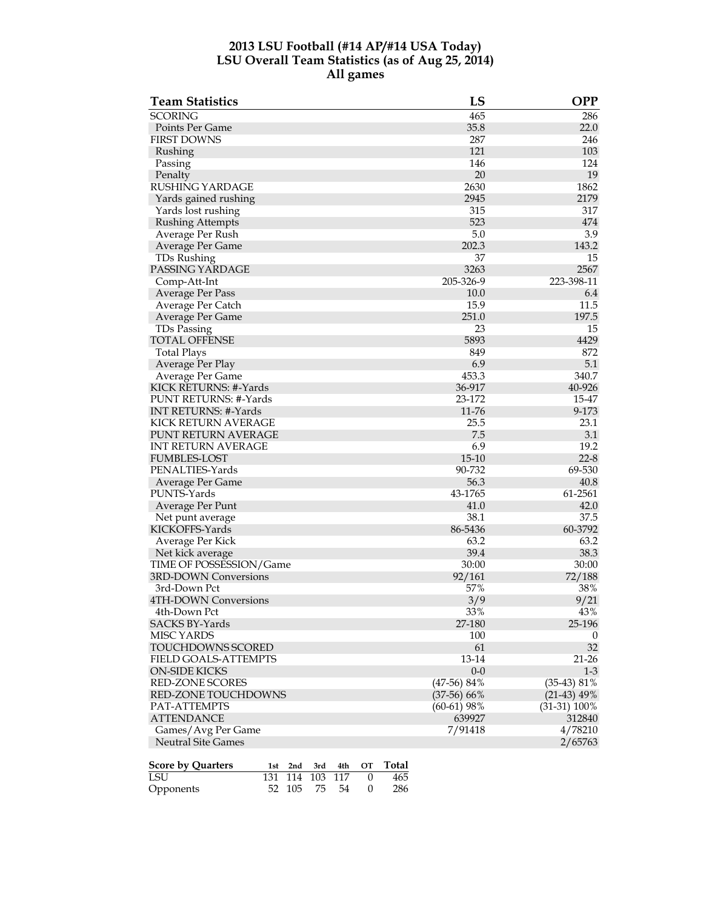# 2013 LSU Football (#14 AP/#14 USA Today)
## LSU Overall Team Statistics (as of Aug 25, 2014)
### All games

| Team Statistics | LS | OPP |
|---|---|---|
| SCORING | 465 | 286 |
| Points Per Game | 35.8 | 22.0 |
| FIRST DOWNS | 287 | 246 |
| Rushing | 121 | 103 |
| Passing | 146 | 124 |
| Penalty | 20 | 19 |
| RUSHING YARDAGE | 2630 | 1862 |
| Yards gained rushing | 2945 | 2179 |
| Yards lost rushing | 315 | 317 |
| Rushing Attempts | 523 | 474 |
| Average Per Rush | 5.0 | 3.9 |
| Average Per Game | 202.3 | 143.2 |
| TDs Rushing | 37 | 15 |
| PASSING YARDAGE | 3263 | 2567 |
| Comp-Att-Int | 205-326-9 | 223-398-11 |
| Average Per Pass | 10.0 | 6.4 |
| Average Per Catch | 15.9 | 11.5 |
| Average Per Game | 251.0 | 197.5 |
| TDs Passing | 23 | 15 |
| TOTAL OFFENSE | 5893 | 4429 |
| Total Plays | 849 | 872 |
| Average Per Play | 6.9 | 5.1 |
| Average Per Game | 453.3 | 340.7 |
| KICK RETURNS: #-Yards | 36-917 | 40-926 |
| PUNT RETURNS: #-Yards | 23-172 | 15-47 |
| INT RETURNS: #-Yards | 11-76 | 9-173 |
| KICK RETURN AVERAGE | 25.5 | 23.1 |
| PUNT RETURN AVERAGE | 7.5 | 3.1 |
| INT RETURN AVERAGE | 6.9 | 19.2 |
| FUMBLES-LOST | 15-10 | 22-8 |
| PENALTIES-Yards | 90-732 | 69-530 |
| Average Per Game | 56.3 | 40.8 |
| PUNTS-Yards | 43-1765 | 61-2561 |
| Average Per Punt | 41.0 | 42.0 |
| Net punt average | 38.1 | 37.5 |
| KICKOFFS-Yards | 86-5436 | 60-3792 |
| Average Per Kick | 63.2 | 63.2 |
| Net kick average | 39.4 | 38.3 |
| TIME OF POSSESSION/Game | 30:00 | 30:00 |
| 3RD-DOWN Conversions | 92/161 | 72/188 |
| 3rd-Down Pct | 57% | 38% |
| 4TH-DOWN Conversions | 3/9 | 9/21 |
| 4th-Down Pct | 33% | 43% |
| SACKS BY-Yards | 27-180 | 25-196 |
| MISC YARDS | 100 | 0 |
| TOUCHDOWNS SCORED | 61 | 32 |
| FIELD GOALS-ATTEMPTS | 13-14 | 21-26 |
| ON-SIDE KICKS | 0-0 | 1-3 |
| RED-ZONE SCORES | (47-56) 84% | (35-43) 81% |
| RED-ZONE TOUCHDOWNS | (37-56) 66% | (21-43) 49% |
| PAT-ATTEMPTS | (60-61) 98% | (31-31) 100% |
| ATTENDANCE | 639927 | 312840 |
| Games/Avg Per Game | 7/91418 | 4/78210 |
| Neutral Site Games | | 2/65763 |

| Score by Quarters | 1st | 2nd | 3rd | 4th | OT | Total |
|---|---|---|---|---|---|---|
| LSU | 131 | 114 | 103 | 117 | 0 | 465 |
| Opponents | 52 | 105 | 75 | 54 | 0 | 286 |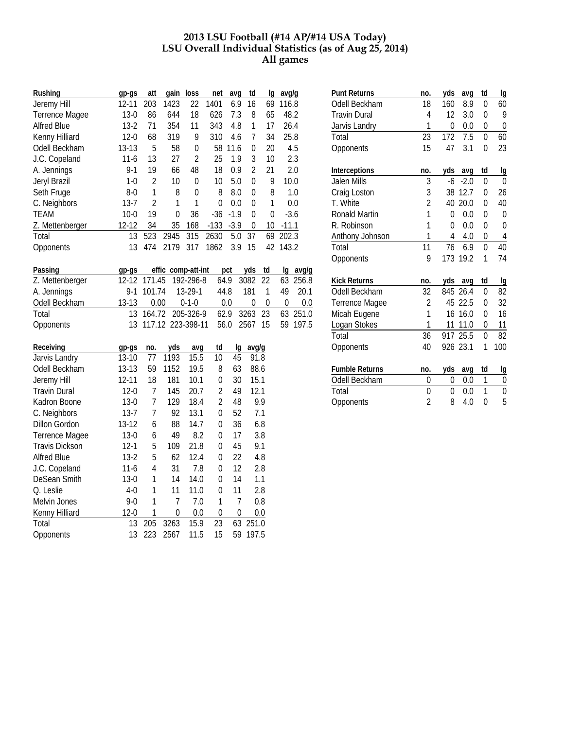# 2013 LSU Football (#14 AP/#14 USA Today)
## LSU Overall Individual Statistics (as of Aug 25, 2014)
### All games

| Rushing | gp-gs | att | gain | loss | net | avg | td | lg | avg/g |
|---|---|---|---|---|---|---|---|---|---|
| Jeremy Hill | 12-11 | 203 | 1423 | 22 | 1401 | 6.9 | 16 | 69 | 116.8 |
| Terrence Magee | 13-0 | 86 | 644 | 18 | 626 | 7.3 | 8 | 65 | 48.2 |
| Alfred Blue | 13-2 | 71 | 354 | 11 | 343 | 4.8 | 1 | 17 | 26.4 |
| Kenny Hilliard | 12-0 | 68 | 319 | 9 | 310 | 4.6 | 7 | 34 | 25.8 |
| Odell Beckham | 13-13 | 5 | 58 | 0 | 58 | 11.6 | 0 | 20 | 4.5 |
| J.C. Copeland | 11-6 | 13 | 27 | 2 | 25 | 1.9 | 3 | 10 | 2.3 |
| A. Jennings | 9-1 | 19 | 66 | 48 | 18 | 0.9 | 2 | 21 | 2.0 |
| Jeryl Brazil | 1-0 | 2 | 10 | 0 | 10 | 5.0 | 0 | 9 | 10.0 |
| Seth Fruge | 8-0 | 1 | 8 | 0 | 8 | 8.0 | 0 | 8 | 1.0 |
| C. Neighbors | 13-7 | 2 | 1 | 1 | 0 | 0.0 | 0 | 1 | 0.0 |
| TEAM | 10-0 | 19 | 0 | 36 | -36 | -1.9 | 0 | 0 | -3.6 |
| Z. Mettenberger | 12-12 | 34 | 35 | 168 | -133 | -3.9 | 0 | 10 | -11.1 |
| Total | 13 | 523 | 2945 | 315 | 2630 | 5.0 | 37 | 69 | 202.3 |
| Opponents | 13 | 474 | 2179 | 317 | 1862 | 3.9 | 15 | 42 | 143.2 |

| Passing | gp-gs | effic | comp-att-int | pct | yds | td | lg | avg/g |
|---|---|---|---|---|---|---|---|---|
| Z. Mettenberger | 12-12 | 171.45 | 192-296-8 | 64.9 | 3082 | 22 | 63 | 256.8 |
| A. Jennings | 9-1 | 101.74 | 13-29-1 | 44.8 | 181 | 1 | 49 | 20.1 |
| Odell Beckham | 13-13 | 0.00 | 0-1-0 | 0.0 | 0 | 0 | 0 | 0.0 |
| Total | 13 | 164.72 | 205-326-9 | 62.9 | 3263 | 23 | 63 | 251.0 |
| Opponents | 13 | 117.12 | 223-398-11 | 56.0 | 2567 | 15 | 59 | 197.5 |

| Receiving | gp-gs | no. | yds | avg | td | lg | avg/g |
|---|---|---|---|---|---|---|---|
| Jarvis Landry | 13-10 | 77 | 1193 | 15.5 | 10 | 45 | 91.8 |
| Odell Beckham | 13-13 | 59 | 1152 | 19.5 | 8 | 63 | 88.6 |
| Jeremy Hill | 12-11 | 18 | 181 | 10.1 | 0 | 30 | 15.1 |
| Travin Dural | 12-0 | 7 | 145 | 20.7 | 2 | 49 | 12.1 |
| Kadron Boone | 13-0 | 7 | 129 | 18.4 | 2 | 48 | 9.9 |
| C. Neighbors | 13-7 | 7 | 92 | 13.1 | 0 | 52 | 7.1 |
| Dillon Gordon | 13-12 | 6 | 88 | 14.7 | 0 | 36 | 6.8 |
| Terrence Magee | 13-0 | 6 | 49 | 8.2 | 0 | 17 | 3.8 |
| Travis Dickson | 12-1 | 5 | 109 | 21.8 | 0 | 45 | 9.1 |
| Alfred Blue | 13-2 | 5 | 62 | 12.4 | 0 | 22 | 4.8 |
| J.C. Copeland | 11-6 | 4 | 31 | 7.8 | 0 | 12 | 2.8 |
| DeSean Smith | 13-0 | 1 | 14 | 14.0 | 0 | 14 | 1.1 |
| Q. Leslie | 4-0 | 1 | 11 | 11.0 | 0 | 11 | 2.8 |
| Melvin Jones | 9-0 | 1 | 7 | 7.0 | 1 | 7 | 0.8 |
| Kenny Hilliard | 12-0 | 1 | 0 | 0.0 | 0 | 0 | 0.0 |
| Total | 13 | 205 | 3263 | 15.9 | 23 | 63 | 251.0 |
| Opponents | 13 | 223 | 2567 | 11.5 | 15 | 59 | 197.5 |

| Punt Returns | no. | yds | avg | td | lg |
|---|---|---|---|---|---|
| Odell Beckham | 18 | 160 | 8.9 | 0 | 60 |
| Travin Dural | 4 | 12 | 3.0 | 0 | 9 |
| Jarvis Landry | 1 | 0 | 0.0 | 0 | 0 |
| Total | 23 | 172 | 7.5 | 0 | 60 |
| Opponents | 15 | 47 | 3.1 | 0 | 23 |

| Interceptions | no. | yds | avg | td | lg |
|---|---|---|---|---|---|
| Jalen Mills | 3 | -6 | -2.0 | 0 | 0 |
| Craig Loston | 3 | 38 | 12.7 | 0 | 26 |
| T. White | 2 | 40 | 20.0 | 0 | 40 |
| Ronald Martin | 1 | 0 | 0.0 | 0 | 0 |
| R. Robinson | 1 | 0 | 0.0 | 0 | 0 |
| Anthony Johnson | 1 | 4 | 4.0 | 0 | 4 |
| Total | 11 | 76 | 6.9 | 0 | 40 |
| Opponents | 9 | 173 | 19.2 | 1 | 74 |

| Kick Returns | no. | yds | avg | td | lg |
|---|---|---|---|---|---|
| Odell Beckham | 32 | 845 | 26.4 | 0 | 82 |
| Terrence Magee | 2 | 45 | 22.5 | 0 | 32 |
| Micah Eugene | 1 | 16 | 16.0 | 0 | 16 |
| Logan Stokes | 1 | 11 | 11.0 | 0 | 11 |
| Total | 36 | 917 | 25.5 | 0 | 82 |
| Opponents | 40 | 926 | 23.1 | 1 | 100 |

| Fumble Returns | no. | yds | avg | td | lg |
|---|---|---|---|---|---|
| Odell Beckham | 0 | 0 | 0.0 | 1 | 0 |
| Total | 0 | 0 | 0.0 | 1 | 0 |
| Opponents | 2 | 8 | 4.0 | 0 | 5 |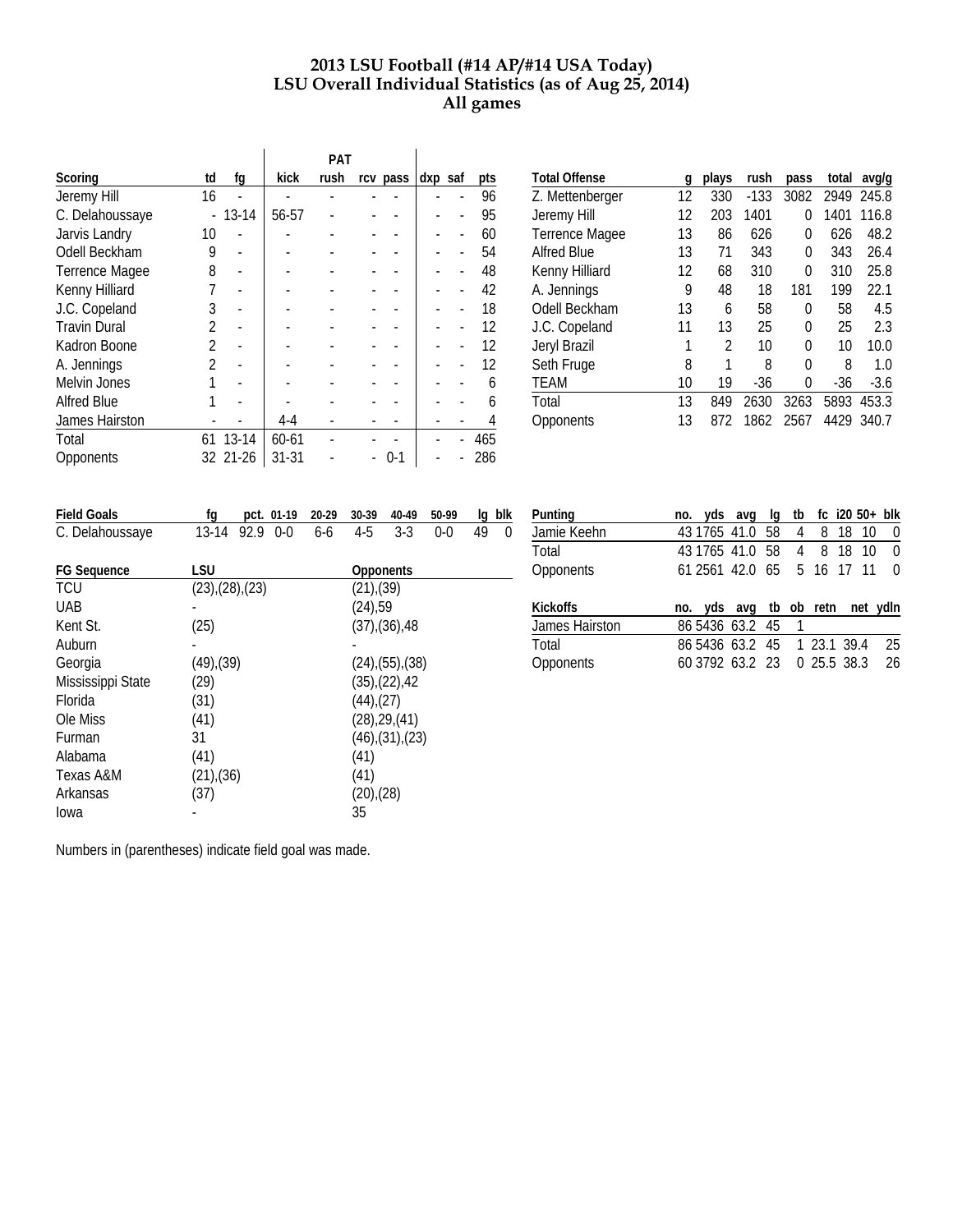# 2013 LSU Football (#14 AP/#14 USA Today)
## LSU Overall Individual Statistics (as of Aug 25, 2014)
## All games

| | | | PAT | | | | | | |
|---|---|---|---|---|---|---|---|---|---|
| **Scoring** | **td** | **fg** | **kick** | **rush** | **rcv** | **pass** | **dxp** | **saf** | **pts** |
| Jeremy Hill | 16 | - | - | - | - | - | - | - | 96 |
| C. Delahoussaye | - | 13-14 | 56-57 | - | - | - | - | - | 95 |
| Jarvis Landry | 10 | - | - | - | - | - | - | - | 60 |
| Odell Beckham | 9 | - | - | - | - | - | - | - | 54 |
| Terrence Magee | 8 | - | - | - | - | - | - | - | 48 |
| Kenny Hilliard | 7 | - | - | - | - | - | - | - | 42 |
| J.C. Copeland | 3 | - | - | - | - | - | - | - | 18 |
| Travin Dural | 2 | - | - | - | - | - | - | - | 12 |
| Kadron Boone | 2 | - | - | - | - | - | - | - | 12 |
| A. Jennings | 2 | - | - | - | - | - | - | - | 12 |
| Melvin Jones | 1 | - | - | - | - | - | - | - | 6 |
| Alfred Blue | 1 | - | - | - | - | - | - | - | 6 |
| James Hairston | - | - | 4-4 | - | - | - | - | - | 4 |
| Total | 61 | 13-14 | 60-61 | - | - | - | - | - | 465 |
| Opponents | 32 | 21-26 | 31-31 | - | - | 0-1 | - | - | 286 |

| **Total Offense** | **g** | **plays** | **rush** | **pass** | **total** | **avg/g** |
|---|---|---|---|---|---|---|
| Z. Mettenberger | 12 | 330 | -133 | 3082 | 2949 | 245.8 |
| Jeremy Hill | 12 | 203 | 1401 | 0 | 1401 | 116.8 |
| Terrence Magee | 13 | 86 | 626 | 0 | 626 | 48.2 |
| Alfred Blue | 13 | 71 | 343 | 0 | 343 | 26.4 |
| Kenny Hilliard | 12 | 68 | 310 | 0 | 310 | 25.8 |
| A. Jennings | 9 | 48 | 18 | 181 | 199 | 22.1 |
| Odell Beckham | 13 | 6 | 58 | 0 | 58 | 4.5 |
| J.C. Copeland | 11 | 13 | 25 | 0 | 25 | 2.3 |
| Jeryl Brazil | 1 | 2 | 10 | 0 | 10 | 10.0 |
| Seth Fruge | 8 | 1 | 8 | 0 | 8 | 1.0 |
| TEAM | 10 | 19 | -36 | 0 | -36 | -3.6 |
| Total | 13 | 849 | 2630 | 3263 | 5893 | 453.3 |
| Opponents | 13 | 872 | 1862 | 2567 | 4429 | 340.7 |

| **Field Goals** | **fg** | **pct.** | **01-19** | **20-29** | **30-39** | **40-49** | **50-99** | **lg** | **blk** |
|---|---|---|---|---|---|---|---|---|---|
| C. Delahoussaye | 13-14 | 92.9 | 0-0 | 6-6 | 4-5 | 3-3 | 0-0 | 49 | 0 |

| **FG Sequence** | **LSU** | **Opponents** |
|---|---|---|
| TCU | (23),(28),(23) | (21),(39) |
| UAB | - | (24),59 |
| Kent St. | (25) | (37),(36),48 |
| Auburn | - | - |
| Georgia | (49),(39) | (24),(55),(38) |
| Mississippi State | (29) | (35),(22),42 |
| Florida | (31) | (44),(27) |
| Ole Miss | (41) | (28),29,(41) |
| Furman | 31 | (46),(31),(23) |
| Alabama | (41) | (41) |
| Texas A&M | (21),(36) | (41) |
| Arkansas | (37) | (20),(28) |
| Iowa | - | 35 |

Numbers in (parentheses) indicate field goal was made.

| **Punting** | **no.** | **yds** | **avg** | **lg** | **tb** | **fc** | **i20** | **50+** | **blk** |
|---|---|---|---|---|---|---|---|---|---|
| Jamie Keehn | 43 | 1765 | 41.0 | 58 | 4 | 8 | 18 | 10 | 0 |
| Total | 43 | 1765 | 41.0 | 58 | 4 | 8 | 18 | 10 | 0 |
| Opponents | 61 | 2561 | 42.0 | 65 | 5 | 16 | 17 | 11 | 0 |

| **Kickoffs** | **no.** | **yds** | **avg** | **tb** | **ob** | **retn** | **net** | **ydln** |
|---|---|---|---|---|---|---|---|---|
| James Hairston | 86 | 5436 | 63.2 | 45 | 1 | | | |
| Total | 86 | 5436 | 63.2 | 45 | 1 | 23.1 | 39.4 | 25 |
| Opponents | 60 | 3792 | 63.2 | 23 | 0 | 25.5 | 38.3 | 26 |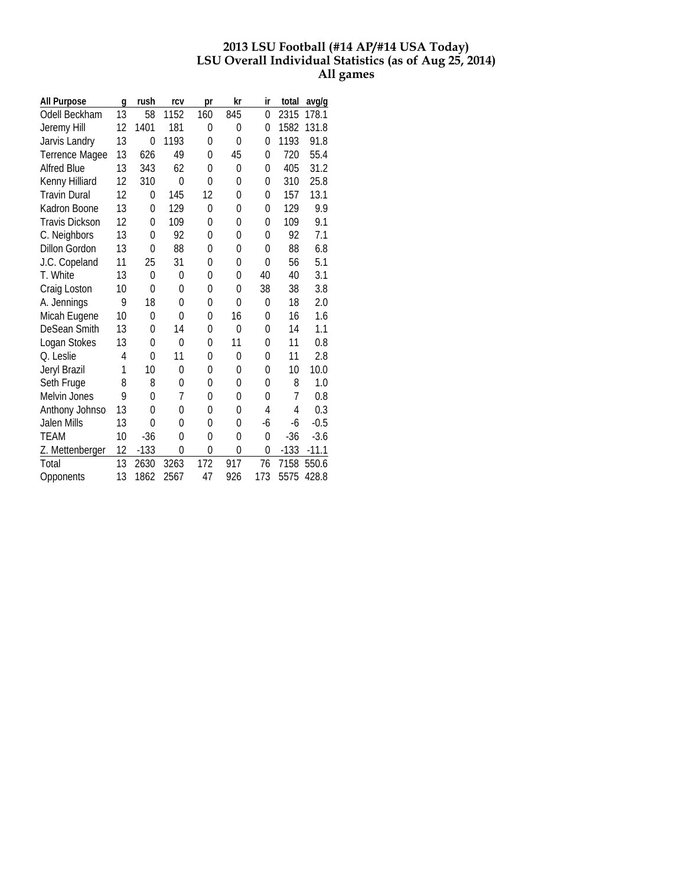# 2013 LSU Football (#14 AP/#14 USA Today)
## LSU Overall Individual Statistics (as of Aug 25, 2014)
## All games

| All Purpose | g | rush | rcv | pr | kr | ir | total | avg/g |
|---|---|---|---|---|---|---|---|---|
| Odell Beckham | 13 | 58 | 1152 | 160 | 845 | 0 | 2315 | 178.1 |
| Jeremy Hill | 12 | 1401 | 181 | 0 | 0 | 0 | 1582 | 131.8 |
| Jarvis Landry | 13 | 0 | 1193 | 0 | 0 | 0 | 1193 | 91.8 |
| Terrence Magee | 13 | 626 | 49 | 0 | 45 | 0 | 720 | 55.4 |
| Alfred Blue | 13 | 343 | 62 | 0 | 0 | 0 | 405 | 31.2 |
| Kenny Hilliard | 12 | 310 | 0 | 0 | 0 | 0 | 310 | 25.8 |
| Travin Dural | 12 | 0 | 145 | 12 | 0 | 0 | 157 | 13.1 |
| Kadron Boone | 13 | 0 | 129 | 0 | 0 | 0 | 129 | 9.9 |
| Travis Dickson | 12 | 0 | 109 | 0 | 0 | 0 | 109 | 9.1 |
| C. Neighbors | 13 | 0 | 92 | 0 | 0 | 0 | 92 | 7.1 |
| Dillon Gordon | 13 | 0 | 88 | 0 | 0 | 0 | 88 | 6.8 |
| J.C. Copeland | 11 | 25 | 31 | 0 | 0 | 0 | 56 | 5.1 |
| T. White | 13 | 0 | 0 | 0 | 0 | 40 | 40 | 3.1 |
| Craig Loston | 10 | 0 | 0 | 0 | 0 | 38 | 38 | 3.8 |
| A. Jennings | 9 | 18 | 0 | 0 | 0 | 0 | 18 | 2.0 |
| Micah Eugene | 10 | 0 | 0 | 0 | 16 | 0 | 16 | 1.6 |
| DeSean Smith | 13 | 0 | 14 | 0 | 0 | 0 | 14 | 1.1 |
| Logan Stokes | 13 | 0 | 0 | 0 | 11 | 0 | 11 | 0.8 |
| Q. Leslie | 4 | 0 | 11 | 0 | 0 | 0 | 11 | 2.8 |
| Jeryl Brazil | 1 | 10 | 0 | 0 | 0 | 0 | 10 | 10.0 |
| Seth Fruge | 8 | 8 | 0 | 0 | 0 | 0 | 8 | 1.0 |
| Melvin Jones | 9 | 0 | 7 | 0 | 0 | 0 | 7 | 0.8 |
| Anthony Johnso | 13 | 0 | 0 | 0 | 0 | 4 | 4 | 0.3 |
| Jalen Mills | 13 | 0 | 0 | 0 | 0 | -6 | -6 | -0.5 |
| TEAM | 10 | -36 | 0 | 0 | 0 | 0 | -36 | -3.6 |
| Z. Mettenberger | 12 | -133 | 0 | 0 | 0 | 0 | -133 | -11.1 |
| Total | 13 | 2630 | 3263 | 172 | 917 | 76 | 7158 | 550.6 |
| Opponents | 13 | 1862 | 2567 | 47 | 926 | 173 | 5575 | 428.8 |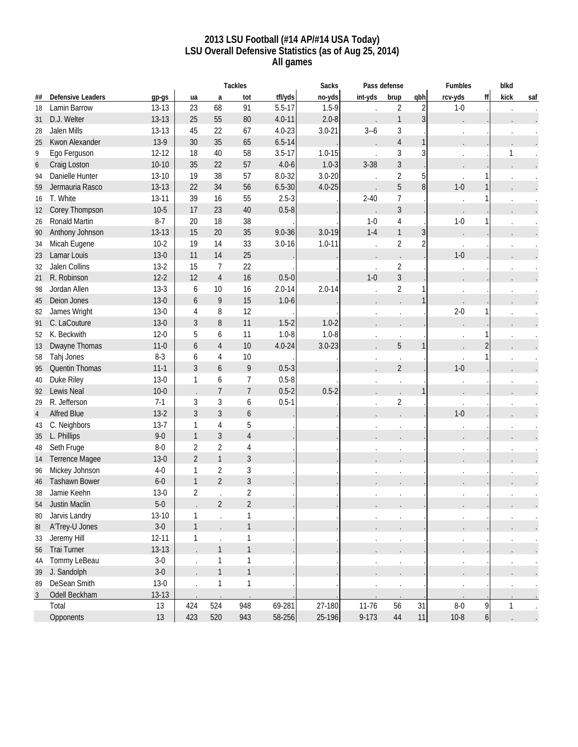# 2013 LSU Football (#14 AP/#14 USA Today)
## LSU Overall Defensive Statistics (as of Aug 25, 2014)
### All games

| | | | Tackles | | | | Sacks | Pass defense | | | Fumbles | | blkd | |
|---|---|---|---|---|---|---|---|---|---|---|---|---|---|---|
| ## | Defensive Leaders | gp-gs | ua | a | tot | tfl/yds | no-yds | int-yds | brup | qbh | rcv-yds | ff | kick | saf |
| 18 | Lamin Barrow | 13-13 | 23 | 68 | 91 | 5.5-17 | 1.5-9 | . | 2 | 2 | 1-0 | . | . | . |
| 31 | D.J. Welter | 13-13 | 25 | 55 | 80 | 4.0-11 | 2.0-8 | . | 1 | 3 | . | . | . | . |
| 28 | Jalen Mills | 13-13 | 45 | 22 | 67 | 4.0-23 | 3.0-21 | 3--6 | 3 | . | . | . | . | . |
| 25 | Kwon Alexander | 13-9 | 30 | 35 | 65 | 6.5-14 | . | . | 4 | 1 | . | . | . | . |
| 9 | Ego Ferguson | 12-12 | 18 | 40 | 58 | 3.5-17 | 1.0-15 | . | 3 | 3 | . | . | 1 | . |
| 6 | Craig Loston | 10-10 | 35 | 22 | 57 | 4.0-6 | 1.0-3 | 3-38 | 3 | . | . | . | . | . |
| 94 | Danielle Hunter | 13-10 | 19 | 38 | 57 | 8.0-32 | 3.0-20 | . | 2 | 5 | . | 1 | . | . |
| 59 | Jermauria Rasco | 13-13 | 22 | 34 | 56 | 6.5-30 | 4.0-25 | . | 5 | 8 | 1-0 | 1 | . | . |
| 16 | T. White | 13-11 | 39 | 16 | 55 | 2.5-3 | . | 2-40 | 7 | . | . | 1 | . | . |
| 12 | Corey Thompson | 10-5 | 17 | 23 | 40 | 0.5-8 | . | . | 3 | . | . | . | . | . |
| 26 | Ronald Martin | 8-7 | 20 | 18 | 38 | . | . | 1-0 | 4 | . | 1-0 | 1 | . | . |
| 90 | Anthony Johnson | 13-13 | 15 | 20 | 35 | 9.0-36 | 3.0-19 | 1-4 | 1 | 3 | . | . | . | . |
| 34 | Micah Eugene | 10-2 | 19 | 14 | 33 | 3.0-16 | 1.0-11 | . | 2 | 2 | . | . | . | . |
| 23 | Lamar Louis | 13-0 | 11 | 14 | 25 | . | . | . | . | . | 1-0 | . | . | . |
| 32 | Jalen Collins | 13-2 | 15 | 7 | 22 | . | . | . | 2 | . | . | . | . | . |
| 21 | R. Robinson | 12-2 | 12 | 4 | 16 | 0.5-0 | . | 1-0 | 3 | . | . | . | . | . |
| 98 | Jordan Allen | 13-3 | 6 | 10 | 16 | 2.0-14 | 2.0-14 | . | 2 | 1 | . | . | . | . |
| 45 | Deion Jones | 13-0 | 6 | 9 | 15 | 1.0-6 | . | . | . | 1 | . | . | . | . |
| 82 | James Wright | 13-0 | 4 | 8 | 12 | . | . | . | . | . | 2-0 | 1 | . | . |
| 91 | C. LaCouture | 13-0 | 3 | 8 | 11 | 1.5-2 | 1.0-2 | . | . | . | . | . | . | . |
| 52 | K. Beckwith | 12-0 | 5 | 6 | 11 | 1.0-8 | 1.0-8 | . | . | . | . | 1 | . | . |
| 13 | Dwayne Thomas | 11-0 | 6 | 4 | 10 | 4.0-24 | 3.0-23 | . | 5 | 1 | . | 2 | . | . |
| 58 | Tahj Jones | 8-3 | 6 | 4 | 10 | . | . | . | . | . | . | 1 | . | . |
| 95 | Quentin Thomas | 11-1 | 3 | 6 | 9 | 0.5-3 | . | . | 2 | . | 1-0 | . | . | . |
| 40 | Duke Riley | 13-0 | 1 | 6 | 7 | 0.5-8 | . | . | . | . | . | . | . | . |
| 92 | Lewis Neal | 10-0 | . | 7 | 7 | 0.5-2 | 0.5-2 | . | . | 1 | . | . | . | . |
| 29 | R. Jefferson | 7-1 | 3 | 3 | 6 | 0.5-1 | . | . | 2 | . | . | . | . | . |
| 4 | Alfred Blue | 13-2 | 3 | 3 | 6 | . | . | . | . | . | 1-0 | . | . | . |
| 43 | C. Neighbors | 13-7 | 1 | 4 | 5 | . | . | . | . | . | . | . | . | . |
| 35 | L. Phillips | 9-0 | 1 | 3 | 4 | . | . | . | . | . | . | . | . | . |
| 48 | Seth Fruge | 8-0 | 2 | 2 | 4 | . | . | . | . | . | . | . | . | . |
| 14 | Terrence Magee | 13-0 | 2 | 1 | 3 | . | . | . | . | . | . | . | . | . |
| 96 | Mickey Johnson | 4-0 | 1 | 2 | 3 | . | . | . | . | . | . | . | . | . |
| 46 | Tashawn Bower | 6-0 | 1 | 2 | 3 | . | . | . | . | . | . | . | . | . |
| 38 | Jamie Keehn | 13-0 | 2 | . | 2 | . | . | . | . | . | . | . | . | . |
| 54 | Justin Maclin | 5-0 | . | 2 | 2 | . | . | . | . | . | . | . | . | . |
| 80 | Jarvis Landry | 13-10 | 1 | . | 1 | . | . | . | . | . | . | . | . | . |
| 8I | A'Trey-U Jones | 3-0 | 1 | . | 1 | . | . | . | . | . | . | . | . | . |
| 33 | Jeremy Hill | 12-11 | 1 | . | 1 | . | . | . | . | . | . | . | . | . |
| 56 | Trai Turner | 13-13 | . | 1 | 1 | . | . | . | . | . | . | . | . | . |
| 4A | Tommy LeBeau | 3-0 | . | 1 | 1 | . | . | . | . | . | . | . | . | . |
| 39 | J. Sandolph | 3-0 | . | 1 | 1 | . | . | . | . | . | . | . | . | . |
| 89 | DeSean Smith | 13-0 | . | 1 | 1 | . | . | . | . | . | . | . | . | . |
| 3 | Odell Beckham | 13-13 | . | . | . | . | . | . | . | . | . | . | . | . |
| | Total | 13 | 424 | 524 | 948 | 69-281 | 27-180 | 11-76 | 56 | 31 | 8-0 | 9 | 1 | . |
| | Opponents | 13 | 423 | 520 | 943 | 58-256 | 25-196 | 9-173 | 44 | 11 | 10-8 | 6 | . | . |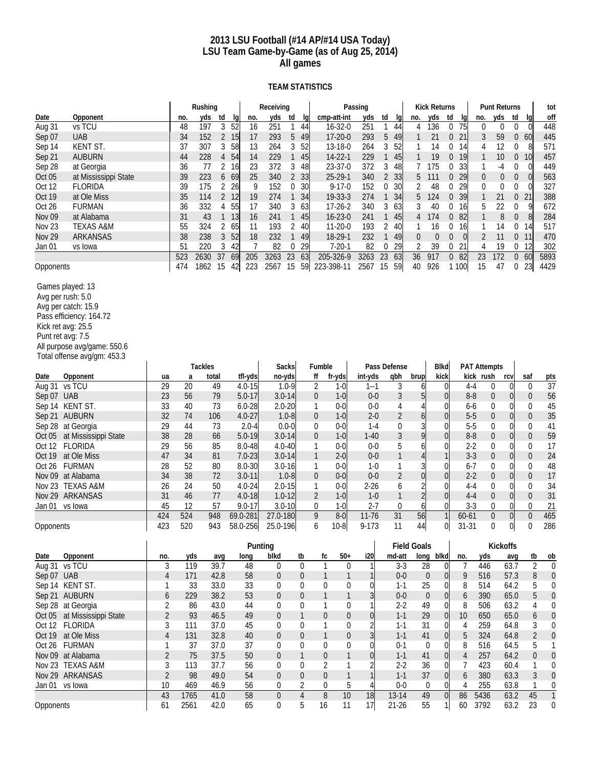# 2013 LSU Football (#14 AP/#14 USA Today)
# LSU Team Game-by-Game (as of Aug 25, 2014)
# All games

## TEAM STATISTICS

| | | Rushing | | | | Receiving | | | | Passing | | | | Kick Returns | | | | Punt Returns | | | | tot |
|---|---|---|---|---|---|---|---|---|---|---|---|---|---|---|---|---|---|---|---|---|---|---|
| Date | Opponent | no. | yds | td | lg | no. | yds | td | lg | cmp-att-int | yds | td | lg | no. | yds | td | lg | no. | yds | td | lg | off |
| Aug 31 | vs TCU | 48 | 197 | 3 | 52 | 16 | 251 | 1 | 44 | 16-32-0 | 251 | 1 | 44 | 4 | 136 | 0 | 75 | 0 | 0 | 0 | 0 | 448 |
| Sep 07 | UAB | 34 | 152 | 2 | 15 | 17 | 293 | 5 | 49 | 17-20-0 | 293 | 5 | 49 | 1 | 21 | 0 | 21 | 3 | 59 | 0 | 60 | 445 |
| Sep 14 | KENT ST. | 37 | 307 | 3 | 58 | 13 | 264 | 3 | 52 | 13-18-0 | 264 | 3 | 52 | 1 | 14 | 0 | 14 | 4 | 12 | 0 | 8 | 571 |
| Sep 21 | AUBURN | 44 | 228 | 4 | 54 | 14 | 229 | 1 | 45 | 14-22-1 | 229 | 1 | 45 | 1 | 19 | 0 | 19 | 1 | 10 | 0 | 10 | 457 |
| Sep 28 | at Georgia | 36 | 77 | 2 | 16 | 23 | 372 | 3 | 48 | 23-37-0 | 372 | 3 | 48 | 7 | 175 | 0 | 33 | 1 | -4 | 0 | 0 | 449 |
| Oct 05 | at Mississippi State | 39 | 223 | 6 | 69 | 25 | 340 | 2 | 33 | 25-29-1 | 340 | 2 | 33 | 5 | 111 | 0 | 29 | 0 | 0 | 0 | 0 | 563 |
| Oct 12 | FLORIDA | 39 | 175 | 2 | 26 | 9 | 152 | 0 | 30 | 9-17-0 | 152 | 0 | 30 | 2 | 48 | 0 | 29 | 0 | 0 | 0 | 0 | 327 |
| Oct 19 | at Ole Miss | 35 | 114 | 2 | 12 | 19 | 274 | 1 | 34 | 19-33-3 | 274 | 1 | 34 | 5 | 124 | 0 | 39 | 1 | 21 | 0 | 21 | 388 |
| Oct 26 | FURMAN | 36 | 332 | 4 | 55 | 17 | 340 | 3 | 63 | 17-26-2 | 340 | 3 | 63 | 3 | 40 | 0 | 16 | 5 | 22 | 0 | 9 | 672 |
| Nov 09 | at Alabama | 31 | 43 | 1 | 13 | 16 | 241 | 1 | 45 | 16-23-0 | 241 | 1 | 45 | 4 | 174 | 0 | 82 | 1 | 8 | 0 | 8 | 284 |
| Nov 23 | TEXAS A&M | 55 | 324 | 2 | 65 | 11 | 193 | 2 | 40 | 11-20-0 | 193 | 2 | 40 | 1 | 16 | 0 | 16 | 1 | 14 | 0 | 14 | 517 |
| Nov 29 | ARKANSAS | 38 | 238 | 3 | 52 | 18 | 232 | 1 | 49 | 18-29-1 | 232 | 1 | 49 | 0 | 0 | 0 | 0 | 2 | 11 | 0 | 11 | 470 |
| Jan 01 | vs Iowa | 51 | 220 | 3 | 42 | 7 | 82 | 0 | 29 | 7-20-1 | 82 | 0 | 29 | 2 | 39 | 0 | 21 | 4 | 19 | 0 | 12 | 302 |
| | | 523 | 2630 | 37 | 69 | 205 | 3263 | 23 | 63 | 205-326-9 | 3263 | 23 | 63 | 36 | 917 | 0 | 82 | 23 | 172 | 0 | 60 | 5893 |
| Opponents | | 474 | 1862 | 15 | 42 | 223 | 2567 | 15 | 59 | 223-398-11 | 2567 | 15 | 59 | 40 | 926 | 1 | 100 | 15 | 47 | 0 | 23 | 4429 |

Games played: 13
Avg per rush: 5.0
Avg per catch: 15.9
Pass efficiency: 164.72
Kick ret avg: 25.5
Punt ret avg: 7.5
All purpose avg/game: 550.6
Total offense avg/gm: 453.3

| | | Tackles | | | | Sacks | Fumble | | Pass Defense | | | Blkd | PAT Attempts | | | | |
|---|---|---|---|---|---|---|---|---|---|---|---|---|---|---|---|---|---|
| Date | Opponent | ua | a | total | tfl-yds | no-yds | ff | fr-yds | int-yds | qbh | brup | kick | kick | rush | rcv | saf | pts |
| Aug 31 | vs TCU | 29 | 20 | 49 | 4.0-15 | 1.0-9 | 2 | 1-0 | 1--1 | 3 | 6 | 0 | 4-4 | 0 | 0 | 0 | 37 |
| Sep 07 | UAB | 23 | 56 | 79 | 5.0-17 | 3.0-14 | 0 | 1-0 | 0-0 | 3 | 5 | 0 | 8-8 | 0 | 0 | 0 | 56 |
| Sep 14 | KENT ST. | 33 | 40 | 73 | 6.0-28 | 2.0-20 | 1 | 0-0 | 0-0 | 4 | 4 | 0 | 6-6 | 0 | 0 | 0 | 45 |
| Sep 21 | AUBURN | 32 | 74 | 106 | 4.0-27 | 1.0-8 | 0 | 1-0 | 2-0 | 2 | 6 | 0 | 5-5 | 0 | 0 | 0 | 35 |
| Sep 28 | at Georgia | 29 | 44 | 73 | 2.0-4 | 0.0-0 | 0 | 0-0 | 1-4 | 0 | 3 | 0 | 5-5 | 0 | 0 | 0 | 41 |
| Oct 05 | at Mississippi State | 38 | 28 | 66 | 5.0-19 | 3.0-14 | 0 | 1-0 | 1-40 | 3 | 9 | 0 | 8-8 | 0 | 0 | 0 | 59 |
| Oct 12 | FLORIDA | 29 | 56 | 85 | 8.0-48 | 4.0-40 | 1 | 0-0 | 0-0 | 5 | 6 | 0 | 2-2 | 0 | 0 | 0 | 17 |
| Oct 19 | at Ole Miss | 47 | 34 | 81 | 7.0-23 | 3.0-14 | 1 | 2-0 | 0-0 | 1 | 4 | 1 | 3-3 | 0 | 0 | 0 | 24 |
| Oct 26 | FURMAN | 28 | 52 | 80 | 8.0-30 | 3.0-16 | 1 | 0-0 | 1-0 | 1 | 3 | 0 | 6-7 | 0 | 0 | 0 | 48 |
| Nov 09 | at Alabama | 34 | 38 | 72 | 3.0-11 | 1.0-8 | 0 | 0-0 | 0-0 | 2 | 0 | 0 | 2-2 | 0 | 0 | 0 | 17 |
| Nov 23 | TEXAS A&M | 26 | 24 | 50 | 4.0-24 | 2.0-15 | 1 | 0-0 | 2-26 | 6 | 2 | 0 | 4-4 | 0 | 0 | 0 | 34 |
| Nov 29 | ARKANSAS | 31 | 46 | 77 | 4.0-18 | 1.0-12 | 2 | 1-0 | 1-0 | 1 | 2 | 0 | 4-4 | 0 | 0 | 0 | 31 |
| Jan 01 | vs Iowa | 45 | 12 | 57 | 9.0-17 | 3.0-10 | 0 | 1-0 | 2-7 | 0 | 6 | 0 | 3-3 | 0 | 0 | 0 | 21 |
| | | 424 | 524 | 948 | 69.0-281 | 27.0-180 | 9 | 8-0 | 11-76 | 31 | 56 | 1 | 60-61 | 0 | 0 | 0 | 465 |
| Opponents | | 423 | 520 | 943 | 58.0-256 | 25.0-196 | 6 | 10-8 | 9-173 | 11 | 44 | 0 | 31-31 | 0 | 0 | 0 | 286 |

| | | Punting | | | | | | | | | Field Goals | | | Kickoffs | | | | |
|---|---|---|---|---|---|---|---|---|---|---|---|---|---|---|---|---|---|---|
| Date | Opponent | no. | yds | avg | long | blkd | tb | fc | 50+ | i20 | md-att | long | blkd | no. | yds | avg | tb | ob |
| Aug 31 | vs TCU | 3 | 119 | 39.7 | 48 | 0 | 0 | 1 | 0 | 1 | 3-3 | 28 | 0 | 7 | 446 | 63.7 | 2 | 0 |
| Sep 07 | UAB | 4 | 171 | 42.8 | 58 | 0 | 0 | 1 | 1 | 1 | 0-0 | 0 | 0 | 9 | 516 | 57.3 | 8 | 0 |
| Sep 14 | KENT ST. | 1 | 33 | 33.0 | 33 | 0 | 0 | 0 | 0 | 0 | 1-1 | 25 | 0 | 8 | 514 | 64.2 | 5 | 0 |
| Sep 21 | AUBURN | 6 | 229 | 38.2 | 53 | 0 | 0 | 1 | 1 | 3 | 0-0 | 0 | 0 | 6 | 390 | 65.0 | 5 | 0 |
| Sep 28 | at Georgia | 2 | 86 | 43.0 | 44 | 0 | 0 | 1 | 0 | 1 | 2-2 | 49 | 0 | 8 | 506 | 63.2 | 4 | 0 |
| Oct 05 | at Mississippi State | 2 | 93 | 46.5 | 49 | 0 | 1 | 0 | 0 | 0 | 1-1 | 29 | 0 | 10 | 650 | 65.0 | 6 | 0 |
| Oct 12 | FLORIDA | 3 | 111 | 37.0 | 45 | 0 | 0 | 1 | 0 | 2 | 1-1 | 31 | 0 | 4 | 259 | 64.8 | 3 | 0 |
| Oct 19 | at Ole Miss | 4 | 131 | 32.8 | 40 | 0 | 0 | 1 | 0 | 3 | 1-1 | 41 | 0 | 5 | 324 | 64.8 | 2 | 0 |
| Oct 26 | FURMAN | 1 | 37 | 37.0 | 37 | 0 | 0 | 0 | 0 | 0 | 0-1 | 0 | 0 | 8 | 516 | 64.5 | 5 | 1 |
| Nov 09 | at Alabama | 2 | 75 | 37.5 | 50 | 0 | 1 | 0 | 1 | 0 | 1-1 | 41 | 0 | 4 | 257 | 64.2 | 0 | 0 |
| Nov 23 | TEXAS A&M | 3 | 113 | 37.7 | 56 | 0 | 0 | 2 | 1 | 2 | 2-2 | 36 | 0 | 7 | 423 | 60.4 | 1 | 0 |
| Nov 29 | ARKANSAS | 2 | 98 | 49.0 | 54 | 0 | 0 | 0 | 1 | 1 | 1-1 | 37 | 0 | 6 | 380 | 63.3 | 3 | 0 |
| Jan 01 | vs Iowa | 10 | 469 | 46.9 | 56 | 0 | 2 | 0 | 5 | 4 | 0-0 | 0 | 0 | 4 | 255 | 63.8 | 1 | 0 |
| | | 43 | 1765 | 41.0 | 58 | 0 | 4 | 8 | 10 | 18 | 13-14 | 49 | 0 | 86 | 5436 | 63.2 | 45 | 1 |
| Opponents | | 61 | 2561 | 42.0 | 65 | 0 | 5 | 16 | 11 | 17 | 21-26 | 55 | 1 | 60 | 3792 | 63.2 | 23 | 0 |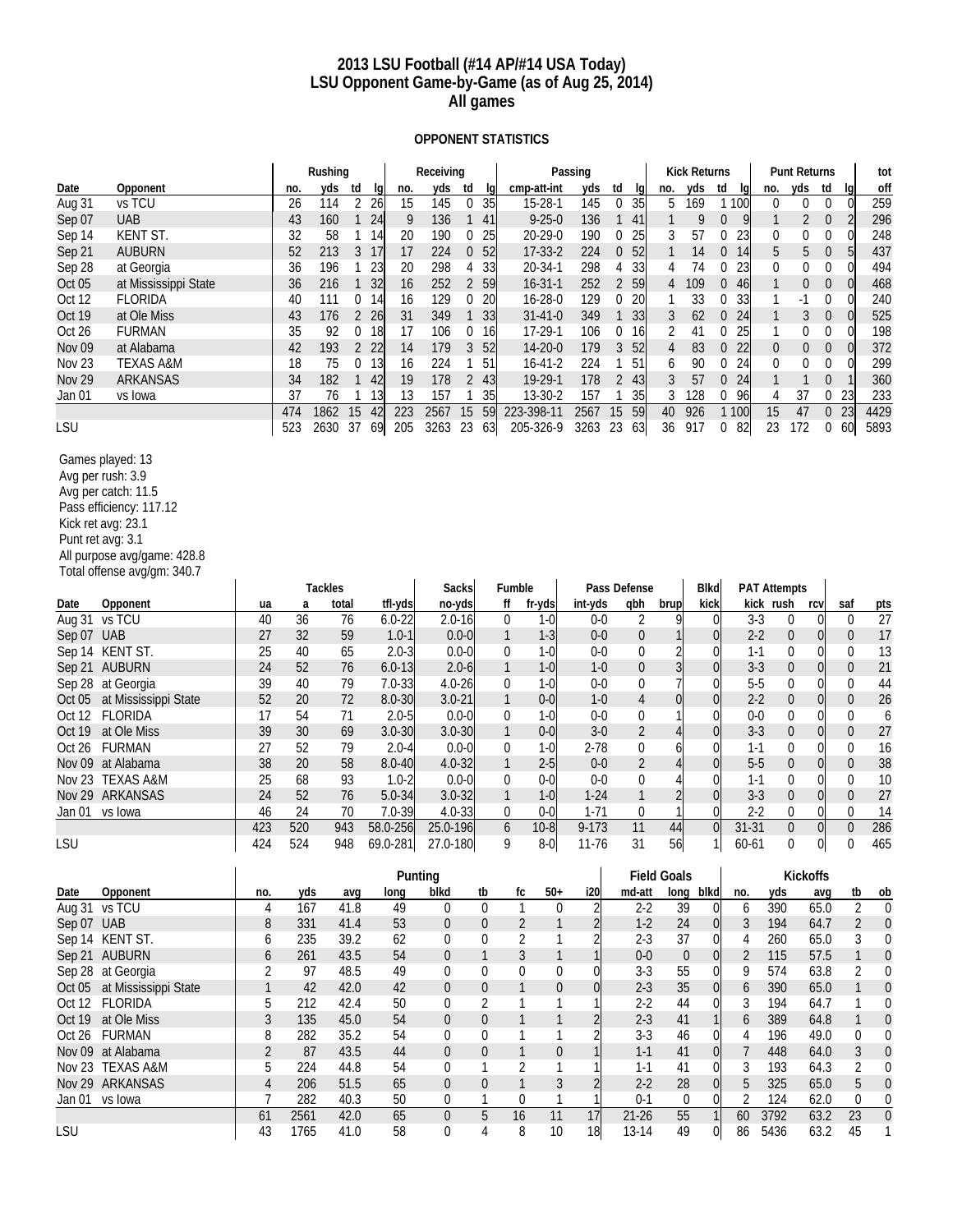# 2013 LSU Football (#14 AP/#14 USA Today)
## LSU Opponent Game-by-Game (as of Aug 25, 2014)
## All games

### OPPONENT STATISTICS

| | | Rushing | | | | Receiving | | | | Passing | | | | Kick Returns | | | | Punt Returns | | | | tot |
|---|---|---|---|---|---|---|---|---|---|---|---|---|---|---|---|---|---|---|---|---|---|---|
| Date | Opponent | no. | yds | td | lg | no. | yds | td | lg | cmp-att-int | yds | td | lg | no. | yds | td | lg | no. | yds | td | lg | off |
| Aug 31 | vs TCU | 26 | 114 | 2 | 26 | 15 | 145 | 0 | 35 | 15-28-1 | 145 | 0 | 35 | 5 | 169 | 1 | 100 | 0 | 0 | 0 | 0 | 259 |
| Sep 07 | UAB | 43 | 160 | 1 | 24 | 9 | 136 | 1 | 41 | 9-25-0 | 136 | 1 | 41 | 1 | 9 | 0 | 9 | 1 | 2 | 0 | 2 | 296 |
| Sep 14 | KENT ST. | 32 | 58 | 1 | 14 | 20 | 190 | 0 | 25 | 20-29-0 | 190 | 0 | 25 | 3 | 57 | 0 | 23 | 0 | 0 | 0 | 0 | 248 |
| Sep 21 | AUBURN | 52 | 213 | 3 | 17 | 17 | 224 | 0 | 52 | 17-33-2 | 224 | 0 | 52 | 1 | 14 | 0 | 14 | 5 | 5 | 0 | 5 | 437 |
| Sep 28 | at Georgia | 36 | 196 | 1 | 23 | 20 | 298 | 4 | 33 | 20-34-1 | 298 | 4 | 33 | 4 | 74 | 0 | 23 | 0 | 0 | 0 | 0 | 494 |
| Oct 05 | at Mississippi State | 36 | 216 | 1 | 32 | 16 | 252 | 2 | 59 | 16-31-1 | 252 | 2 | 59 | 4 | 109 | 0 | 46 | 1 | 0 | 0 | 0 | 468 |
| Oct 12 | FLORIDA | 40 | 111 | 0 | 14 | 16 | 129 | 0 | 20 | 16-28-0 | 129 | 0 | 20 | 1 | 33 | 0 | 33 | 1 | -1 | 0 | 0 | 240 |
| Oct 19 | at Ole Miss | 43 | 176 | 2 | 26 | 31 | 349 | 1 | 33 | 31-41-0 | 349 | 1 | 33 | 3 | 62 | 0 | 24 | 1 | 3 | 0 | 0 | 525 |
| Oct 26 | FURMAN | 35 | 92 | 0 | 18 | 17 | 106 | 0 | 16 | 17-29-1 | 106 | 0 | 16 | 2 | 41 | 0 | 25 | 1 | 0 | 0 | 0 | 198 |
| Nov 09 | at Alabama | 42 | 193 | 2 | 22 | 14 | 179 | 3 | 52 | 14-20-0 | 179 | 3 | 52 | 4 | 83 | 0 | 22 | 0 | 0 | 0 | 0 | 372 |
| Nov 23 | TEXAS A&M | 18 | 75 | 0 | 13 | 16 | 224 | 1 | 51 | 16-41-2 | 224 | 1 | 51 | 6 | 90 | 0 | 24 | 0 | 0 | 0 | 0 | 299 |
| Nov 29 | ARKANSAS | 34 | 182 | 1 | 42 | 19 | 178 | 2 | 43 | 19-29-1 | 178 | 2 | 43 | 3 | 57 | 0 | 24 | 1 | 1 | 0 | 1 | 360 |
| Jan 01 | vs Iowa | 37 | 76 | 1 | 13 | 13 | 157 | 1 | 35 | 13-30-2 | 157 | 1 | 35 | 3 | 128 | 0 | 96 | 4 | 37 | 0 | 23 | 233 |
| | | 474 | 1862 | 15 | 42 | 223 | 2567 | 15 | 59 | 223-398-11 | 2567 | 15 | 59 | 40 | 926 | 1 | 100 | 15 | 47 | 0 | 23 | 4429 |
| LSU | | 523 | 2630 | 37 | 69 | 205 | 3263 | 23 | 63 | 205-326-9 | 3263 | 23 | 63 | 36 | 917 | 0 | 82 | 23 | 172 | 0 | 60 | 5893 |

Games played: 13
Avg per rush: 3.9
Avg per catch: 11.5
Pass efficiency: 117.12
Kick ret avg: 23.1
Punt ret avg: 3.1
All purpose avg/game: 428.8
Total offense avg/gm: 340.7

| | | Tackles | | | | Sacks | Fumble | | Pass Defense | | | Blkd | PAT Attempts | | | | |
|---|---|---|---|---|---|---|---|---|---|---|---|---|---|---|---|---|---|
| Date | Opponent | ua | a | total | tfl-yds | no-yds | ff | fr-yds | int-yds | qbh | brup | kick | kick | rush | rcv | saf | pts |
| Aug 31 | vs TCU | 40 | 36 | 76 | 6.0-22 | 2.0-16 | 0 | 1-0 | 0-0 | 2 | 9 | 0 | 3-3 | 0 | 0 | 0 | 27 |
| Sep 07 | UAB | 27 | 32 | 59 | 1.0-1 | 0.0-0 | 1 | 1-3 | 0-0 | 0 | 1 | 0 | 2-2 | 0 | 0 | 0 | 17 |
| Sep 14 | KENT ST. | 25 | 40 | 65 | 2.0-3 | 0.0-0 | 0 | 1-0 | 0-0 | 0 | 2 | 0 | 1-1 | 0 | 0 | 0 | 13 |
| Sep 21 | AUBURN | 24 | 52 | 76 | 6.0-13 | 2.0-6 | 1 | 1-0 | 1-0 | 0 | 3 | 0 | 3-3 | 0 | 0 | 0 | 21 |
| Sep 28 | at Georgia | 39 | 40 | 79 | 7.0-33 | 4.0-26 | 0 | 1-0 | 0-0 | 0 | 7 | 0 | 5-5 | 0 | 0 | 0 | 44 |
| Oct 05 | at Mississippi State | 52 | 20 | 72 | 8.0-30 | 3.0-21 | 1 | 0-0 | 1-0 | 4 | 0 | 0 | 2-2 | 0 | 0 | 0 | 26 |
| Oct 12 | FLORIDA | 17 | 54 | 71 | 2.0-5 | 0.0-0 | 0 | 1-0 | 0-0 | 0 | 1 | 0 | 0-0 | 0 | 0 | 0 | 6 |
| Oct 19 | at Ole Miss | 39 | 30 | 69 | 3.0-30 | 3.0-30 | 1 | 0-0 | 3-0 | 2 | 4 | 0 | 3-3 | 0 | 0 | 0 | 27 |
| Oct 26 | FURMAN | 27 | 52 | 79 | 2.0-4 | 0.0-0 | 0 | 1-0 | 2-78 | 0 | 6 | 0 | 1-1 | 0 | 0 | 0 | 16 |
| Nov 09 | at Alabama | 38 | 20 | 58 | 8.0-40 | 4.0-32 | 1 | 2-5 | 0-0 | 2 | 4 | 0 | 5-5 | 0 | 0 | 0 | 38 |
| Nov 23 | TEXAS A&M | 25 | 68 | 93 | 1.0-2 | 0.0-0 | 0 | 0-0 | 0-0 | 0 | 4 | 0 | 1-1 | 0 | 0 | 0 | 10 |
| Nov 29 | ARKANSAS | 24 | 52 | 76 | 5.0-34 | 3.0-32 | 1 | 1-0 | 1-24 | 1 | 2 | 0 | 3-3 | 0 | 0 | 0 | 27 |
| Jan 01 | vs Iowa | 46 | 24 | 70 | 7.0-39 | 4.0-33 | 0 | 0-0 | 1-71 | 0 | 1 | 0 | 2-2 | 0 | 0 | 0 | 14 |
| | | 423 | 520 | 943 | 58.0-256 | 25.0-196 | 6 | 10-8 | 9-173 | 11 | 44 | 0 | 31-31 | 0 | 0 | 0 | 286 |
| LSU | | 424 | 524 | 948 | 69.0-281 | 27.0-180 | 9 | 8-0 | 11-76 | 31 | 56 | 1 | 60-61 | 0 | 0 | 0 | 465 |

| | | Punting | | | | | | | | | Field Goals | | | Kickoffs | | | | |
|---|---|---|---|---|---|---|---|---|---|---|---|---|---|---|---|---|---|---|
| Date | Opponent | no. | yds | avg | long | blkd | tb | fc | 50+ | i20 | md-att | long | blkd | no. | yds | avg | tb | ob |
| Aug 31 | vs TCU | 4 | 167 | 41.8 | 49 | 0 | 0 | 1 | 0 | 2 | 2-2 | 39 | 0 | 6 | 390 | 65.0 | 2 | 0 |
| Sep 07 | UAB | 8 | 331 | 41.4 | 53 | 0 | 0 | 2 | 1 | 2 | 1-2 | 24 | 0 | 3 | 194 | 64.7 | 2 | 0 |
| Sep 14 | KENT ST. | 6 | 235 | 39.2 | 62 | 0 | 0 | 2 | 1 | 2 | 2-3 | 37 | 0 | 4 | 260 | 65.0 | 3 | 0 |
| Sep 21 | AUBURN | 6 | 261 | 43.5 | 54 | 0 | 1 | 3 | 1 | 1 | 0-0 | 0 | 0 | 2 | 115 | 57.5 | 1 | 0 |
| Sep 28 | at Georgia | 2 | 97 | 48.5 | 49 | 0 | 0 | 0 | 0 | 0 | 3-3 | 55 | 0 | 9 | 574 | 63.8 | 2 | 0 |
| Oct 05 | at Mississippi State | 1 | 42 | 42.0 | 42 | 0 | 0 | 1 | 0 | 0 | 2-3 | 35 | 0 | 6 | 390 | 65.0 | 1 | 0 |
| Oct 12 | FLORIDA | 5 | 212 | 42.4 | 50 | 0 | 2 | 1 | 1 | 1 | 2-2 | 44 | 0 | 3 | 194 | 64.7 | 1 | 0 |
| Oct 19 | at Ole Miss | 3 | 135 | 45.0 | 54 | 0 | 0 | 1 | 1 | 2 | 2-3 | 41 | 1 | 6 | 389 | 64.8 | 1 | 0 |
| Oct 26 | FURMAN | 8 | 282 | 35.2 | 54 | 0 | 0 | 1 | 1 | 2 | 3-3 | 46 | 0 | 4 | 196 | 49.0 | 0 | 0 |
| Nov 09 | at Alabama | 2 | 87 | 43.5 | 44 | 0 | 0 | 1 | 0 | 1 | 1-1 | 41 | 0 | 7 | 448 | 64.0 | 3 | 0 |
| Nov 23 | TEXAS A&M | 5 | 224 | 44.8 | 54 | 0 | 1 | 2 | 1 | 1 | 1-1 | 41 | 0 | 3 | 193 | 64.3 | 2 | 0 |
| Nov 29 | ARKANSAS | 4 | 206 | 51.5 | 65 | 0 | 0 | 1 | 3 | 2 | 2-2 | 28 | 0 | 5 | 325 | 65.0 | 5 | 0 |
| Jan 01 | vs Iowa | 7 | 282 | 40.3 | 50 | 0 | 1 | 0 | 1 | 1 | 0-1 | 0 | 0 | 2 | 124 | 62.0 | 0 | 0 |
| | | 61 | 2561 | 42.0 | 65 | 0 | 5 | 16 | 11 | 17 | 21-26 | 55 | 1 | 60 | 3792 | 63.2 | 23 | 0 |
| LSU | | 43 | 1765 | 41.0 | 58 | 0 | 4 | 8 | 10 | 18 | 13-14 | 49 | 0 | 86 | 5436 | 63.2 | 45 | 1 |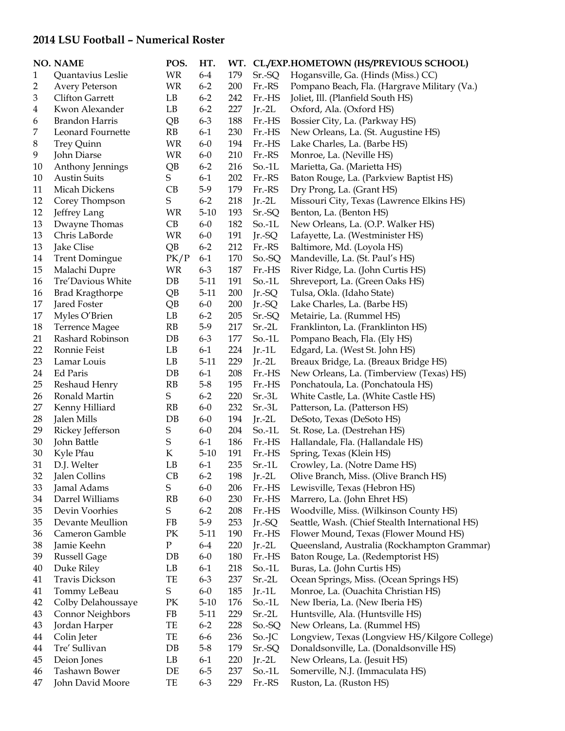## 2014 LSU Football – Numerical Roster

| NO. | NAME | POS. | HT. | WT. | CL./EXP. | HOMETOWN (HS/PREVIOUS SCHOOL) |
|---|---|---|---|---|---|---|
| 1 | Quantavius Leslie | WR | 6-4 | 179 | Sr.-SQ | Hogansville, Ga. (Hinds (Miss.) CC) |
| 2 | Avery Peterson | WR | 6-2 | 200 | Fr.-RS | Pompano Beach, Fla. (Hargrave Military (Va.) |
| 3 | Clifton Garrett | LB | 6-2 | 242 | Fr.-HS | Joliet, Ill. (Planfield South HS) |
| 4 | Kwon Alexander | LB | 6-2 | 227 | Jr.-2L | Oxford, Ala. (Oxford HS) |
| 6 | Brandon Harris | QB | 6-3 | 188 | Fr.-HS | Bossier City, La. (Parkway HS) |
| 7 | Leonard Fournette | RB | 6-1 | 230 | Fr.-HS | New Orleans, La. (St. Augustine HS) |
| 8 | Trey Quinn | WR | 6-0 | 194 | Fr.-HS | Lake Charles, La. (Barbe HS) |
| 9 | John Diarse | WR | 6-0 | 210 | Fr.-RS | Monroe, La. (Neville HS) |
| 10 | Anthony Jennings | QB | 6-2 | 216 | So.-1L | Marietta, Ga. (Marietta HS) |
| 10 | Austin Suits | S | 6-1 | 202 | Fr.-RS | Baton Rouge, La. (Parkview Baptist HS) |
| 11 | Micah Dickens | CB | 5-9 | 179 | Fr.-RS | Dry Prong, La. (Grant HS) |
| 12 | Corey Thompson | S | 6-2 | 218 | Jr.-2L | Missouri City, Texas (Lawrence Elkins HS) |
| 12 | Jeffrey Lang | WR | 5-10 | 193 | Sr.-SQ | Benton, La. (Benton HS) |
| 13 | Dwayne Thomas | CB | 6-0 | 182 | So.-1L | New Orleans, La. (O.P. Walker HS) |
| 13 | Chris LaBorde | WR | 6-0 | 191 | Jr.-SQ | Lafayette, La. (Westminister HS) |
| 13 | Jake Clise | QB | 6-2 | 212 | Fr.-RS | Baltimore, Md. (Loyola HS) |
| 14 | Trent Domingue | PK/P | 6-1 | 170 | So.-SQ | Mandeville, La. (St. Paul's HS) |
| 15 | Malachi Dupre | WR | 6-3 | 187 | Fr.-HS | River Ridge, La. (John Curtis HS) |
| 16 | Tre'Davious White | DB | 5-11 | 191 | So.-1L | Shreveport, La. (Green Oaks HS) |
| 16 | Brad Kragthorpe | QB | 5-11 | 200 | Jr.-SQ | Tulsa, Okla. (Idaho State) |
| 17 | Jared Foster | QB | 6-0 | 200 | Jr.-SQ | Lake Charles, La. (Barbe HS) |
| 17 | Myles O'Brien | LB | 6-2 | 205 | Sr.-SQ | Metairie, La. (Rummel HS) |
| 18 | Terrence Magee | RB | 5-9 | 217 | Sr.-2L | Franklinton, La. (Franklinton HS) |
| 21 | Rashard Robinson | DB | 6-3 | 177 | So.-1L | Pompano Beach, Fla. (Ely HS) |
| 22 | Ronnie Feist | LB | 6-1 | 224 | Jr.-1L | Edgard, La. (West St. John HS) |
| 23 | Lamar Louis | LB | 5-11 | 229 | Jr.-2L | Breaux Bridge, La. (Breaux Bridge HS) |
| 24 | Ed Paris | DB | 6-1 | 208 | Fr.-HS | New Orleans, La. (Timberview (Texas) HS) |
| 25 | Reshaud Henry | RB | 5-8 | 195 | Fr.-HS | Ponchatoula, La. (Ponchatoula HS) |
| 26 | Ronald Martin | S | 6-2 | 220 | Sr.-3L | White Castle, La. (White Castle HS) |
| 27 | Kenny Hilliard | RB | 6-0 | 232 | Sr.-3L | Patterson, La. (Patterson HS) |
| 28 | Jalen Mills | DB | 6-0 | 194 | Jr.-2L | DeSoto, Texas (DeSoto HS) |
| 29 | Rickey Jefferson | S | 6-0 | 204 | So.-1L | St. Rose, La. (Destrehan HS) |
| 30 | John Battle | S | 6-1 | 186 | Fr.-HS | Hallandale, Fla. (Hallandale HS) |
| 30 | Kyle Pfau | K | 5-10 | 191 | Fr.-HS | Spring, Texas (Klein HS) |
| 31 | D.J. Welter | LB | 6-1 | 235 | Sr.-1L | Crowley, La. (Notre Dame HS) |
| 32 | Jalen Collins | CB | 6-2 | 198 | Jr.-2L | Olive Branch, Miss. (Olive Branch HS) |
| 33 | Jamal Adams | S | 6-0 | 206 | Fr.-HS | Lewisville, Texas (Hebron HS) |
| 34 | Darrel Williams | RB | 6-0 | 230 | Fr.-HS | Marrero, La. (John Ehret HS) |
| 35 | Devin Voorhies | S | 6-2 | 208 | Fr.-HS | Woodville, Miss. (Wilkinson County HS) |
| 35 | Devante Meullion | FB | 5-9 | 253 | Jr.-SQ | Seattle, Wash. (Chief Stealth International HS) |
| 36 | Cameron Gamble | PK | 5-11 | 190 | Fr.-HS | Flower Mound, Texas (Flower Mound HS) |
| 38 | Jamie Keehn | P | 6-4 | 220 | Jr.-2L | Queensland, Australia (Rockhampton Grammar) |
| 39 | Russell Gage | DB | 6-0 | 180 | Fr.-HS | Baton Rouge, La. (Redemptorist HS) |
| 40 | Duke Riley | LB | 6-1 | 218 | So.-1L | Buras, La. (John Curtis HS) |
| 41 | Travis Dickson | TE | 6-3 | 237 | Sr.-2L | Ocean Springs, Miss. (Ocean Springs HS) |
| 41 | Tommy LeBeau | S | 6-0 | 185 | Jr.-1L | Monroe, La. (Ouachita Christian HS) |
| 42 | Colby Delahoussaye | PK | 5-10 | 176 | So.-1L | New Iberia, La. (New Iberia HS) |
| 43 | Connor Neighbors | FB | 5-11 | 229 | Sr.-2L | Huntsville, Ala. (Huntsville HS) |
| 43 | Jordan Harper | TE | 6-2 | 228 | So.-SQ | New Orleans, La. (Rummel HS) |
| 44 | Colin Jeter | TE | 6-6 | 236 | So.-JC | Longview, Texas (Longview HS/Kilgore College) |
| 44 | Tre' Sullivan | DB | 5-8 | 179 | Sr.-SQ | Donaldsonville, La. (Donaldsonville HS) |
| 45 | Deion Jones | LB | 6-1 | 220 | Jr.-2L | New Orleans, La. (Jesuit HS) |
| 46 | Tashawn Bower | DE | 6-5 | 237 | So.-1L | Somerville, N.J. (Immaculata HS) |
| 47 | John David Moore | TE | 6-3 | 229 | Fr.-RS | Ruston, La. (Ruston HS) |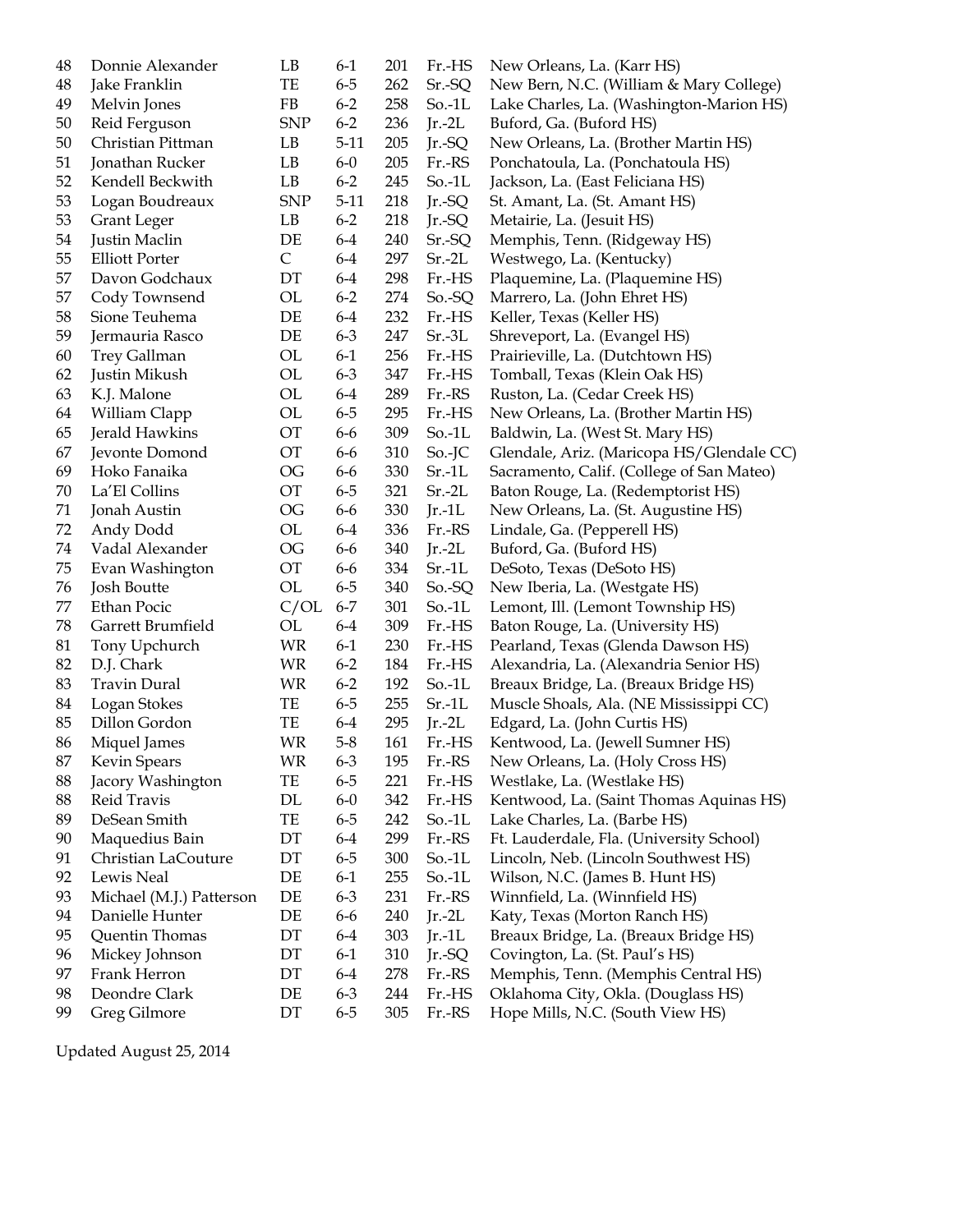| | | | | | | |
|---|---|---|---|---|---|---|
| 48 | Donnie Alexander | LB | 6-1 | 201 | Fr.-HS | New Orleans, La. (Karr HS) |
| 48 | Jake Franklin | TE | 6-5 | 262 | Sr.-SQ | New Bern, N.C. (William & Mary College) |
| 49 | Melvin Jones | FB | 6-2 | 258 | So.-1L | Lake Charles, La. (Washington-Marion HS) |
| 50 | Reid Ferguson | SNP | 6-2 | 236 | Jr.-2L | Buford, Ga. (Buford HS) |
| 50 | Christian Pittman | LB | 5-11 | 205 | Jr.-SQ | New Orleans, La. (Brother Martin HS) |
| 51 | Jonathan Rucker | LB | 6-0 | 205 | Fr.-RS | Ponchatoula, La. (Ponchatoula HS) |
| 52 | Kendell Beckwith | LB | 6-2 | 245 | So.-1L | Jackson, La. (East Feliciana HS) |
| 53 | Logan Boudreaux | SNP | 5-11 | 218 | Jr.-SQ | St. Amant, La. (St. Amant HS) |
| 53 | Grant Leger | LB | 6-2 | 218 | Jr.-SQ | Metairie, La. (Jesuit HS) |
| 54 | Justin Maclin | DE | 6-4 | 240 | Sr.-SQ | Memphis, Tenn. (Ridgeway HS) |
| 55 | Elliott Porter | C | 6-4 | 297 | Sr.-2L | Westwego, La. (Kentucky) |
| 57 | Davon Godchaux | DT | 6-4 | 298 | Fr.-HS | Plaquemine, La. (Plaquemine HS) |
| 57 | Cody Townsend | OL | 6-2 | 274 | So.-SQ | Marrero, La. (John Ehret HS) |
| 58 | Sione Teuhema | DE | 6-4 | 232 | Fr.-HS | Keller, Texas (Keller HS) |
| 59 | Jermauria Rasco | DE | 6-3 | 247 | Sr.-3L | Shreveport, La. (Evangel HS) |
| 60 | Trey Gallman | OL | 6-1 | 256 | Fr.-HS | Prairieville, La. (Dutchtown HS) |
| 62 | Justin Mikush | OL | 6-3 | 347 | Fr.-HS | Tomball, Texas (Klein Oak HS) |
| 63 | K.J. Malone | OL | 6-4 | 289 | Fr.-RS | Ruston, La. (Cedar Creek HS) |
| 64 | William Clapp | OL | 6-5 | 295 | Fr.-HS | New Orleans, La. (Brother Martin HS) |
| 65 | Jerald Hawkins | OT | 6-6 | 309 | So.-1L | Baldwin, La. (West St. Mary HS) |
| 67 | Jevonte Domond | OT | 6-6 | 310 | So.-JC | Glendale, Ariz. (Maricopa HS/Glendale CC) |
| 69 | Hoko Fanaika | OG | 6-6 | 330 | Sr.-1L | Sacramento, Calif. (College of San Mateo) |
| 70 | La'El Collins | OT | 6-5 | 321 | Sr.-2L | Baton Rouge, La. (Redemptorist HS) |
| 71 | Jonah Austin | OG | 6-6 | 330 | Jr.-1L | New Orleans, La. (St. Augustine HS) |
| 72 | Andy Dodd | OL | 6-4 | 336 | Fr.-RS | Lindale, Ga. (Pepperell HS) |
| 74 | Vadal Alexander | OG | 6-6 | 340 | Jr.-2L | Buford, Ga. (Buford HS) |
| 75 | Evan Washington | OT | 6-6 | 334 | Sr.-1L | DeSoto, Texas (DeSoto HS) |
| 76 | Josh Boutte | OL | 6-5 | 340 | So.-SQ | New Iberia, La. (Westgate HS) |
| 77 | Ethan Pocic | C/OL | 6-7 | 301 | So.-1L | Lemont, Ill. (Lemont Township HS) |
| 78 | Garrett Brumfield | OL | 6-4 | 309 | Fr.-HS | Baton Rouge, La. (University HS) |
| 81 | Tony Upchurch | WR | 6-1 | 230 | Fr.-HS | Pearland, Texas (Glenda Dawson HS) |
| 82 | D.J. Chark | WR | 6-2 | 184 | Fr.-HS | Alexandria, La. (Alexandria Senior HS) |
| 83 | Travin Dural | WR | 6-2 | 192 | So.-1L | Breaux Bridge, La. (Breaux Bridge HS) |
| 84 | Logan Stokes | TE | 6-5 | 255 | Sr.-1L | Muscle Shoals, Ala. (NE Mississippi CC) |
| 85 | Dillon Gordon | TE | 6-4 | 295 | Jr.-2L | Edgard, La. (John Curtis HS) |
| 86 | Miquel James | WR | 5-8 | 161 | Fr.-HS | Kentwood, La. (Jewell Sumner HS) |
| 87 | Kevin Spears | WR | 6-3 | 195 | Fr.-RS | New Orleans, La. (Holy Cross HS) |
| 88 | Jacory Washington | TE | 6-5 | 221 | Fr.-HS | Westlake, La. (Westlake HS) |
| 88 | Reid Travis | DL | 6-0 | 342 | Fr.-HS | Kentwood, La. (Saint Thomas Aquinas HS) |
| 89 | DeSean Smith | TE | 6-5 | 242 | So.-1L | Lake Charles, La. (Barbe HS) |
| 90 | Maquedius Bain | DT | 6-4 | 299 | Fr.-RS | Ft. Lauderdale, Fla. (University School) |
| 91 | Christian LaCouture | DT | 6-5 | 300 | So.-1L | Lincoln, Neb. (Lincoln Southwest HS) |
| 92 | Lewis Neal | DE | 6-1 | 255 | So.-1L | Wilson, N.C. (James B. Hunt HS) |
| 93 | Michael (M.J.) Patterson | DE | 6-3 | 231 | Fr.-RS | Winnfield, La. (Winnfield HS) |
| 94 | Danielle Hunter | DE | 6-6 | 240 | Jr.-2L | Katy, Texas (Morton Ranch HS) |
| 95 | Quentin Thomas | DT | 6-4 | 303 | Jr.-1L | Breaux Bridge, La. (Breaux Bridge HS) |
| 96 | Mickey Johnson | DT | 6-1 | 310 | Jr.-SQ | Covington, La. (St. Paul's HS) |
| 97 | Frank Herron | DT | 6-4 | 278 | Fr.-RS | Memphis, Tenn. (Memphis Central HS) |
| 98 | Deondre Clark | DE | 6-3 | 244 | Fr.-HS | Oklahoma City, Okla. (Douglass HS) |
| 99 | Greg Gilmore | DT | 6-5 | 305 | Fr.-RS | Hope Mills, N.C. (South View HS) |

Updated August 25, 2014